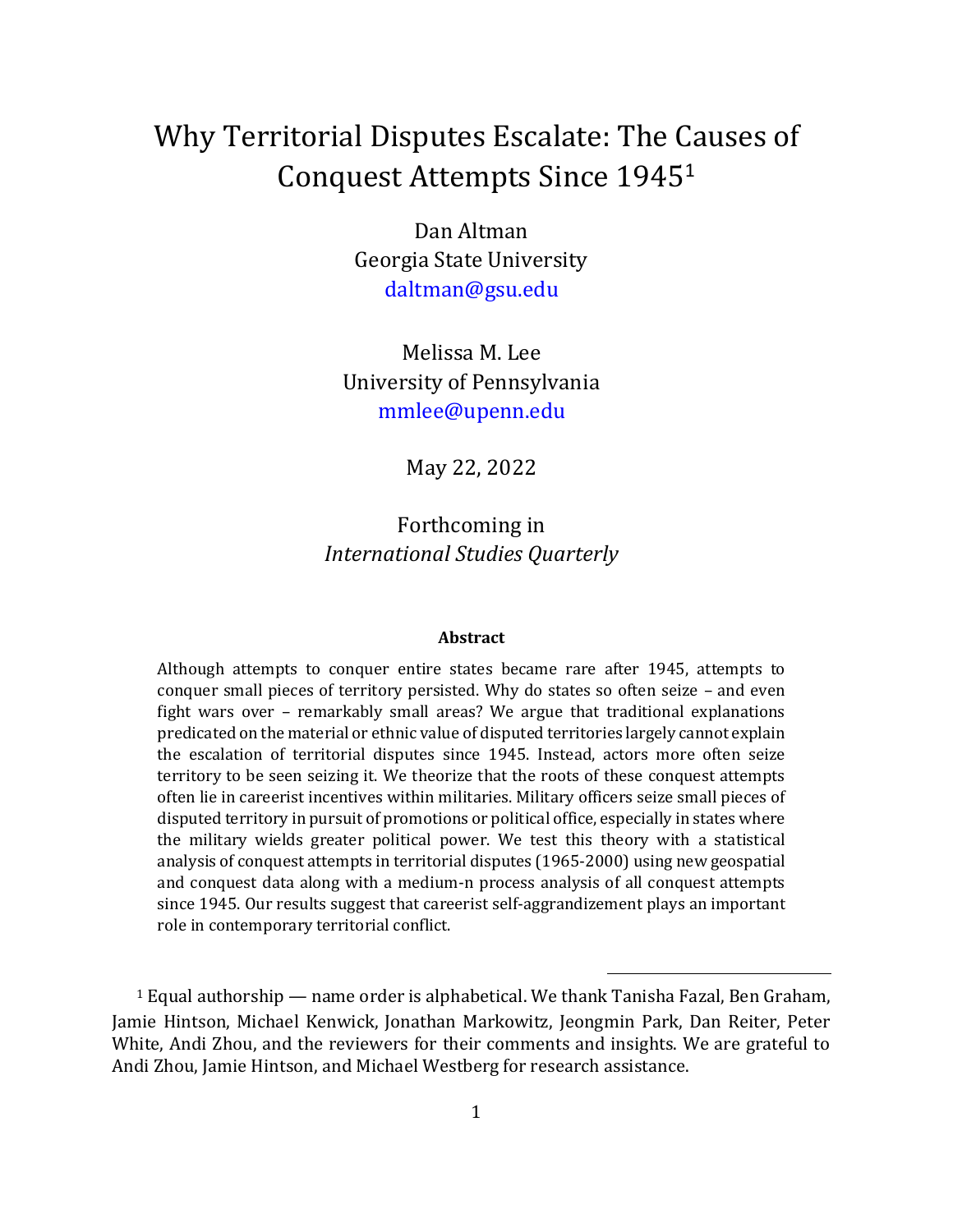# Why Territorial Disputes Escalate: The Causes of Conquest Attempts Since 1945[1]

Dan Altman
Georgia State University
daltman@gsu.edu

Melissa M. Lee
University of Pennsylvania
mmlee@upenn.edu

May 22, 2022

Forthcoming in
*International Studies Quarterly*

**Abstract**

Although attempts to conquer entire states became rare after 1945, attempts to conquer small pieces of territory persisted. Why do states so often seize – and even fight wars over – remarkably small areas? We argue that traditional explanations predicated on the material or ethnic value of disputed territories largely cannot explain the escalation of territorial disputes since 1945. Instead, actors more often seize territory to be seen seizing it. We theorize that the roots of these conquest attempts often lie in careerist incentives within militaries. Military officers seize small pieces of disputed territory in pursuit of promotions or political office, especially in states where the military wields greater political power. We test this theory with a statistical analysis of conquest attempts in territorial disputes (1965-2000) using new geospatial and conquest data along with a medium-n process analysis of all conquest attempts since 1945. Our results suggest that careerist self-aggrandizement plays an important role in contemporary territorial conflict.

[1] Equal authorship — name order is alphabetical. We thank Tanisha Fazal, Ben Graham, Jamie Hintson, Michael Kenwick, Jonathan Markowitz, Jeongmin Park, Dan Reiter, Peter White, Andi Zhou, and the reviewers for their comments and insights. We are grateful to Andi Zhou, Jamie Hintson, and Michael Westberg for research assistance.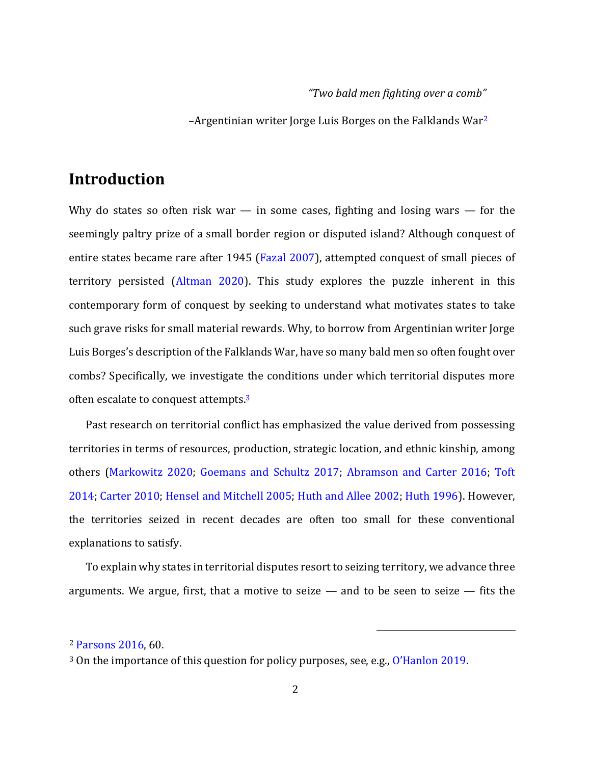*"Two bald men fighting over a comb"*

–Argentinian writer Jorge Luis Borges on the Falklands War[2]

## Introduction

Why do states so often risk war — in some cases, fighting and losing wars — for the seemingly paltry prize of a small border region or disputed island? Although conquest of entire states became rare after 1945 (Fazal 2007), attempted conquest of small pieces of territory persisted (Altman 2020). This study explores the puzzle inherent in this contemporary form of conquest by seeking to understand what motivates states to take such grave risks for small material rewards. Why, to borrow from Argentinian writer Jorge Luis Borges's description of the Falklands War, have so many bald men so often fought over combs? Specifically, we investigate the conditions under which territorial disputes more often escalate to conquest attempts.[3]

Past research on territorial conflict has emphasized the value derived from possessing territories in terms of resources, production, strategic location, and ethnic kinship, among others (Markowitz 2020; Goemans and Schultz 2017; Abramson and Carter 2016; Toft 2014; Carter 2010; Hensel and Mitchell 2005; Huth and Allee 2002; Huth 1996). However, the territories seized in recent decades are often too small for these conventional explanations to satisfy.

To explain why states in territorial disputes resort to seizing territory, we advance three arguments. We argue, first, that a motive to seize — and to be seen to seize — fits the

[2] Parsons 2016, 60.

[3] On the importance of this question for policy purposes, see, e.g., O'Hanlon 2019.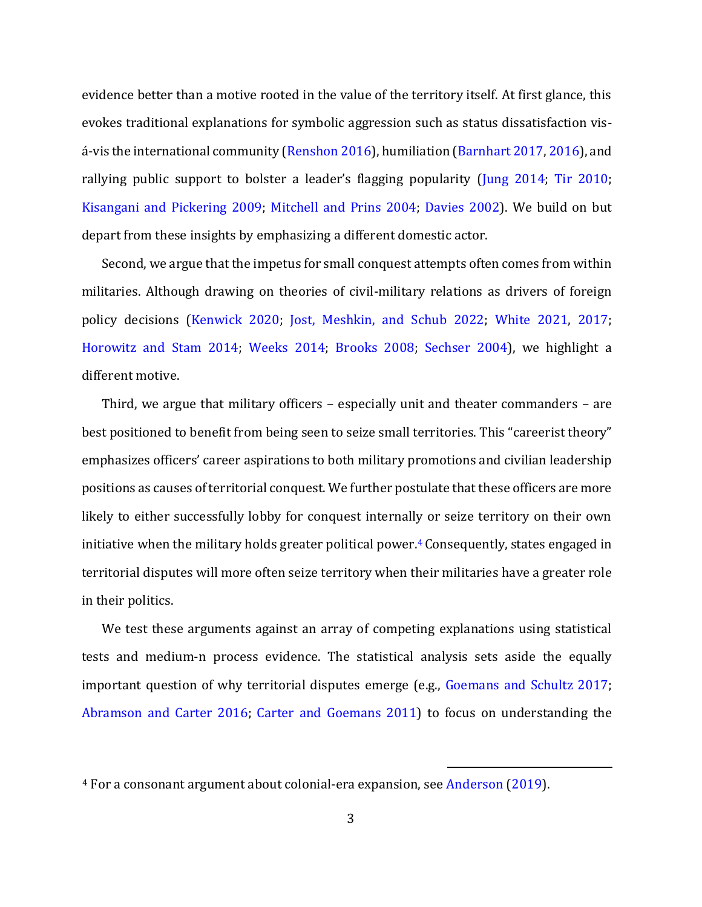evidence better than a motive rooted in the value of the territory itself. At first glance, this evokes traditional explanations for symbolic aggression such as status dissatisfaction vis-á-vis the international community (Renshon 2016), humiliation (Barnhart 2017, 2016), and rallying public support to bolster a leader's flagging popularity (Jung 2014; Tir 2010; Kisangani and Pickering 2009; Mitchell and Prins 2004; Davies 2002). We build on but depart from these insights by emphasizing a different domestic actor.

Second, we argue that the impetus for small conquest attempts often comes from within militaries. Although drawing on theories of civil-military relations as drivers of foreign policy decisions (Kenwick 2020; Jost, Meshkin, and Schub 2022; White 2021, 2017; Horowitz and Stam 2014; Weeks 2014; Brooks 2008; Sechser 2004), we highlight a different motive.

Third, we argue that military officers – especially unit and theater commanders – are best positioned to benefit from being seen to seize small territories. This "careerist theory" emphasizes officers' career aspirations to both military promotions and civilian leadership positions as causes of territorial conquest. We further postulate that these officers are more likely to either successfully lobby for conquest internally or seize territory on their own initiative when the military holds greater political power.[4] Consequently, states engaged in territorial disputes will more often seize territory when their militaries have a greater role in their politics.

We test these arguments against an array of competing explanations using statistical tests and medium-n process evidence. The statistical analysis sets aside the equally important question of why territorial disputes emerge (e.g., Goemans and Schultz 2017; Abramson and Carter 2016; Carter and Goemans 2011) to focus on understanding the

[4] For a consonant argument about colonial-era expansion, see Anderson (2019).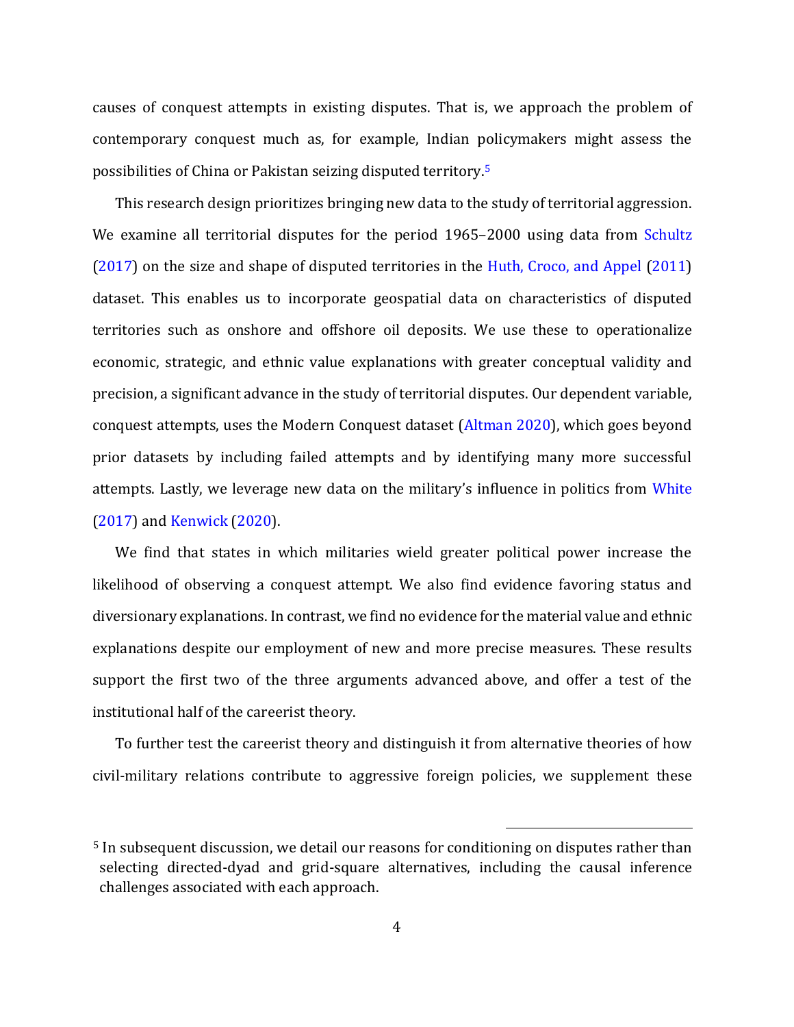causes of conquest attempts in existing disputes. That is, we approach the problem of contemporary conquest much as, for example, Indian policymakers might assess the possibilities of China or Pakistan seizing disputed territory.[5]

This research design prioritizes bringing new data to the study of territorial aggression. We examine all territorial disputes for the period 1965–2000 using data from Schultz (2017) on the size and shape of disputed territories in the Huth, Croco, and Appel (2011) dataset. This enables us to incorporate geospatial data on characteristics of disputed territories such as onshore and offshore oil deposits. We use these to operationalize economic, strategic, and ethnic value explanations with greater conceptual validity and precision, a significant advance in the study of territorial disputes. Our dependent variable, conquest attempts, uses the Modern Conquest dataset (Altman 2020), which goes beyond prior datasets by including failed attempts and by identifying many more successful attempts. Lastly, we leverage new data on the military's influence in politics from White (2017) and Kenwick (2020).

We find that states in which militaries wield greater political power increase the likelihood of observing a conquest attempt. We also find evidence favoring status and diversionary explanations. In contrast, we find no evidence for the material value and ethnic explanations despite our employment of new and more precise measures. These results support the first two of the three arguments advanced above, and offer a test of the institutional half of the careerist theory.

To further test the careerist theory and distinguish it from alternative theories of how civil-military relations contribute to aggressive foreign policies, we supplement these

[5] In subsequent discussion, we detail our reasons for conditioning on disputes rather than selecting directed-dyad and grid-square alternatives, including the causal inference challenges associated with each approach.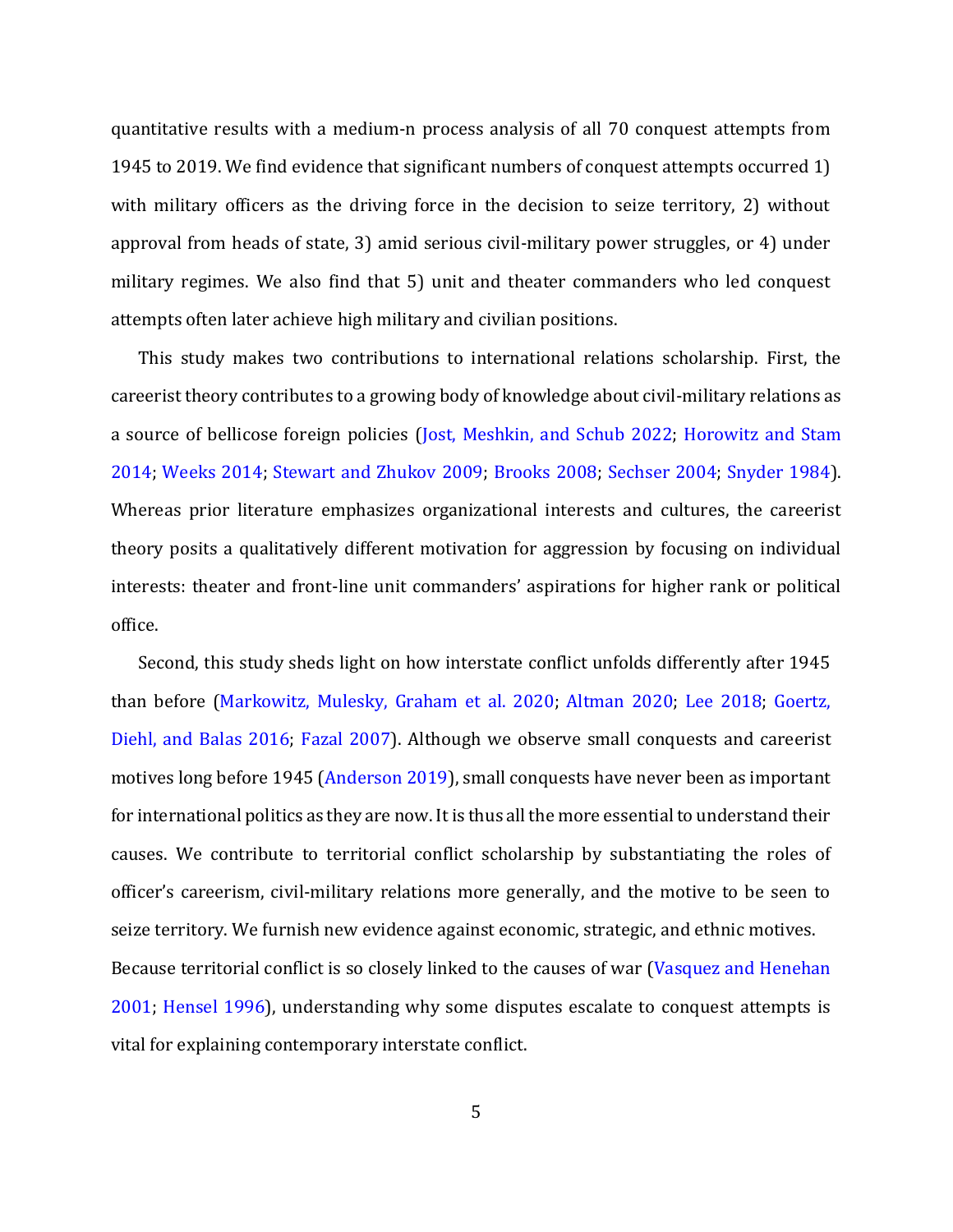quantitative results with a medium-n process analysis of all 70 conquest attempts from 1945 to 2019. We find evidence that significant numbers of conquest attempts occurred 1) with military officers as the driving force in the decision to seize territory, 2) without approval from heads of state, 3) amid serious civil-military power struggles, or 4) under military regimes. We also find that 5) unit and theater commanders who led conquest attempts often later achieve high military and civilian positions.

This study makes two contributions to international relations scholarship. First, the careerist theory contributes to a growing body of knowledge about civil-military relations as a source of bellicose foreign policies (Jost, Meshkin, and Schub 2022; Horowitz and Stam 2014; Weeks 2014; Stewart and Zhukov 2009; Brooks 2008; Sechser 2004; Snyder 1984). Whereas prior literature emphasizes organizational interests and cultures, the careerist theory posits a qualitatively different motivation for aggression by focusing on individual interests: theater and front-line unit commanders' aspirations for higher rank or political office.

Second, this study sheds light on how interstate conflict unfolds differently after 1945 than before (Markowitz, Mulesky, Graham et al. 2020; Altman 2020; Lee 2018; Goertz, Diehl, and Balas 2016; Fazal 2007). Although we observe small conquests and careerist motives long before 1945 (Anderson 2019), small conquests have never been as important for international politics as they are now. It is thus all the more essential to understand their causes. We contribute to territorial conflict scholarship by substantiating the roles of officer's careerism, civil-military relations more generally, and the motive to be seen to seize territory. We furnish new evidence against economic, strategic, and ethnic motives. Because territorial conflict is so closely linked to the causes of war (Vasquez and Henehan 2001; Hensel 1996), understanding why some disputes escalate to conquest attempts is vital for explaining contemporary interstate conflict.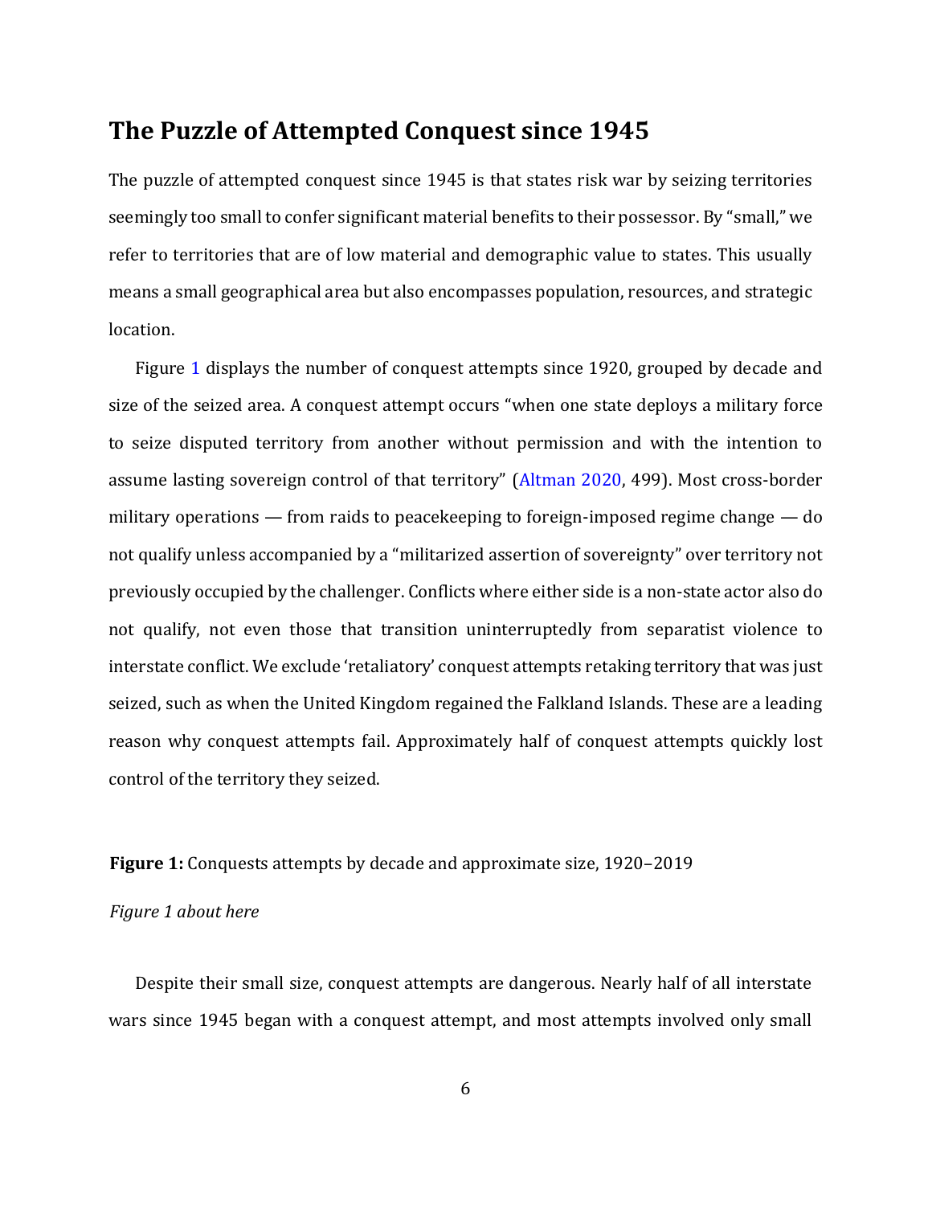## The Puzzle of Attempted Conquest since 1945

The puzzle of attempted conquest since 1945 is that states risk war by seizing territories seemingly too small to confer significant material benefits to their possessor. By "small," we refer to territories that are of low material and demographic value to states. This usually means a small geographical area but also encompasses population, resources, and strategic location.

Figure 1 displays the number of conquest attempts since 1920, grouped by decade and size of the seized area. A conquest attempt occurs "when one state deploys a military force to seize disputed territory from another without permission and with the intention to assume lasting sovereign control of that territory" (Altman 2020, 499). Most cross-border military operations — from raids to peacekeeping to foreign-imposed regime change — do not qualify unless accompanied by a "militarized assertion of sovereignty" over territory not previously occupied by the challenger. Conflicts where either side is a non-state actor also do not qualify, not even those that transition uninterruptedly from separatist violence to interstate conflict. We exclude 'retaliatory' conquest attempts retaking territory that was just seized, such as when the United Kingdom regained the Falkland Islands. These are a leading reason why conquest attempts fail. Approximately half of conquest attempts quickly lost control of the territory they seized.

**Figure 1:** Conquests attempts by decade and approximate size, 1920–2019

*Figure 1 about here*

Despite their small size, conquest attempts are dangerous. Nearly half of all interstate wars since 1945 began with a conquest attempt, and most attempts involved only small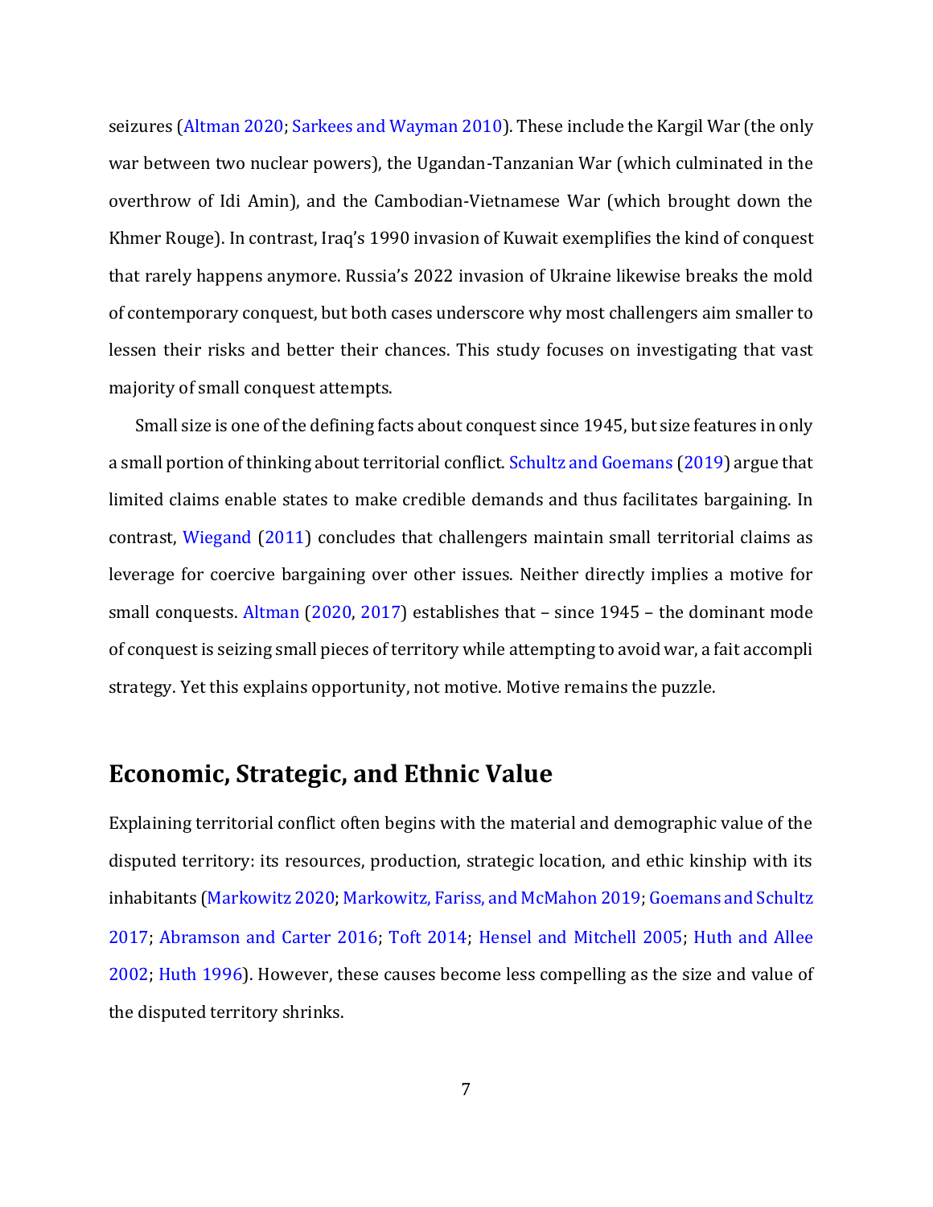seizures (Altman 2020; Sarkees and Wayman 2010). These include the Kargil War (the only war between two nuclear powers), the Ugandan-Tanzanian War (which culminated in the overthrow of Idi Amin), and the Cambodian-Vietnamese War (which brought down the Khmer Rouge). In contrast, Iraq's 1990 invasion of Kuwait exemplifies the kind of conquest that rarely happens anymore. Russia's 2022 invasion of Ukraine likewise breaks the mold of contemporary conquest, but both cases underscore why most challengers aim smaller to lessen their risks and better their chances. This study focuses on investigating that vast majority of small conquest attempts.

Small size is one of the defining facts about conquest since 1945, but size features in only a small portion of thinking about territorial conflict. Schultz and Goemans (2019) argue that limited claims enable states to make credible demands and thus facilitates bargaining. In contrast, Wiegand (2011) concludes that challengers maintain small territorial claims as leverage for coercive bargaining over other issues. Neither directly implies a motive for small conquests. Altman (2020, 2017) establishes that – since 1945 – the dominant mode of conquest is seizing small pieces of territory while attempting to avoid war, a fait accompli strategy. Yet this explains opportunity, not motive. Motive remains the puzzle.

## Economic, Strategic, and Ethnic Value

Explaining territorial conflict often begins with the material and demographic value of the disputed territory: its resources, production, strategic location, and ethic kinship with its inhabitants (Markowitz 2020; Markowitz, Fariss, and McMahon 2019; Goemans and Schultz 2017; Abramson and Carter 2016; Toft 2014; Hensel and Mitchell 2005; Huth and Allee 2002; Huth 1996). However, these causes become less compelling as the size and value of the disputed territory shrinks.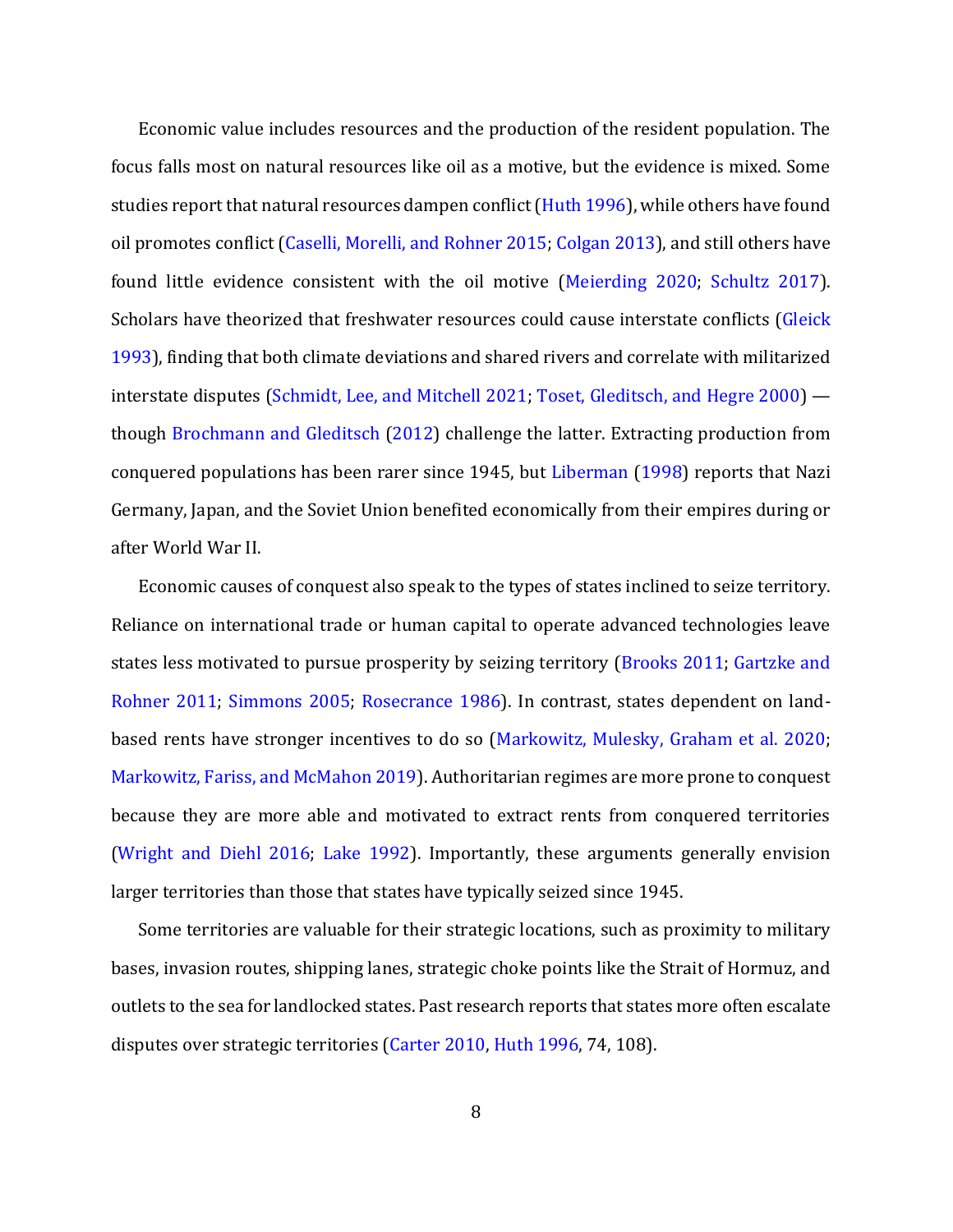Economic value includes resources and the production of the resident population. The focus falls most on natural resources like oil as a motive, but the evidence is mixed. Some studies report that natural resources dampen conflict (Huth 1996), while others have found oil promotes conflict (Caselli, Morelli, and Rohner 2015; Colgan 2013), and still others have found little evidence consistent with the oil motive (Meierding 2020; Schultz 2017). Scholars have theorized that freshwater resources could cause interstate conflicts (Gleick 1993), finding that both climate deviations and shared rivers and correlate with militarized interstate disputes (Schmidt, Lee, and Mitchell 2021; Toset, Gleditsch, and Hegre 2000) — though Brochmann and Gleditsch (2012) challenge the latter. Extracting production from conquered populations has been rarer since 1945, but Liberman (1998) reports that Nazi Germany, Japan, and the Soviet Union benefited economically from their empires during or after World War II.

Economic causes of conquest also speak to the types of states inclined to seize territory. Reliance on international trade or human capital to operate advanced technologies leave states less motivated to pursue prosperity by seizing territory (Brooks 2011; Gartzke and Rohner 2011; Simmons 2005; Rosecrance 1986). In contrast, states dependent on land-based rents have stronger incentives to do so (Markowitz, Mulesky, Graham et al. 2020; Markowitz, Fariss, and McMahon 2019). Authoritarian regimes are more prone to conquest because they are more able and motivated to extract rents from conquered territories (Wright and Diehl 2016; Lake 1992). Importantly, these arguments generally envision larger territories than those that states have typically seized since 1945.

Some territories are valuable for their strategic locations, such as proximity to military bases, invasion routes, shipping lanes, strategic choke points like the Strait of Hormuz, and outlets to the sea for landlocked states. Past research reports that states more often escalate disputes over strategic territories (Carter 2010, Huth 1996, 74, 108).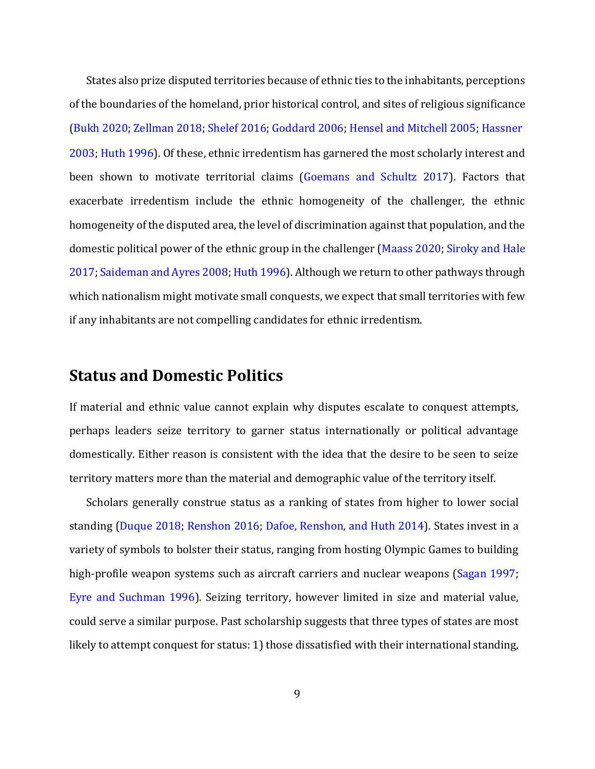States also prize disputed territories because of ethnic ties to the inhabitants, perceptions of the boundaries of the homeland, prior historical control, and sites of religious significance (Bukh 2020; Zellman 2018; Shelef 2016; Goddard 2006; Hensel and Mitchell 2005; Hassner 2003; Huth 1996). Of these, ethnic irredentism has garnered the most scholarly interest and been shown to motivate territorial claims (Goemans and Schultz 2017). Factors that exacerbate irredentism include the ethnic homogeneity of the challenger, the ethnic homogeneity of the disputed area, the level of discrimination against that population, and the domestic political power of the ethnic group in the challenger (Maass 2020; Siroky and Hale 2017; Saideman and Ayres 2008; Huth 1996). Although we return to other pathways through which nationalism might motivate small conquests, we expect that small territories with few if any inhabitants are not compelling candidates for ethnic irredentism.

## Status and Domestic Politics

If material and ethnic value cannot explain why disputes escalate to conquest attempts, perhaps leaders seize territory to garner status internationally or political advantage domestically. Either reason is consistent with the idea that the desire to be seen to seize territory matters more than the material and demographic value of the territory itself.

Scholars generally construe status as a ranking of states from higher to lower social standing (Duque 2018; Renshon 2016; Dafoe, Renshon, and Huth 2014). States invest in a variety of symbols to bolster their status, ranging from hosting Olympic Games to building high-profile weapon systems such as aircraft carriers and nuclear weapons (Sagan 1997; Eyre and Suchman 1996). Seizing territory, however limited in size and material value, could serve a similar purpose. Past scholarship suggests that three types of states are most likely to attempt conquest for status: 1) those dissatisfied with their international standing,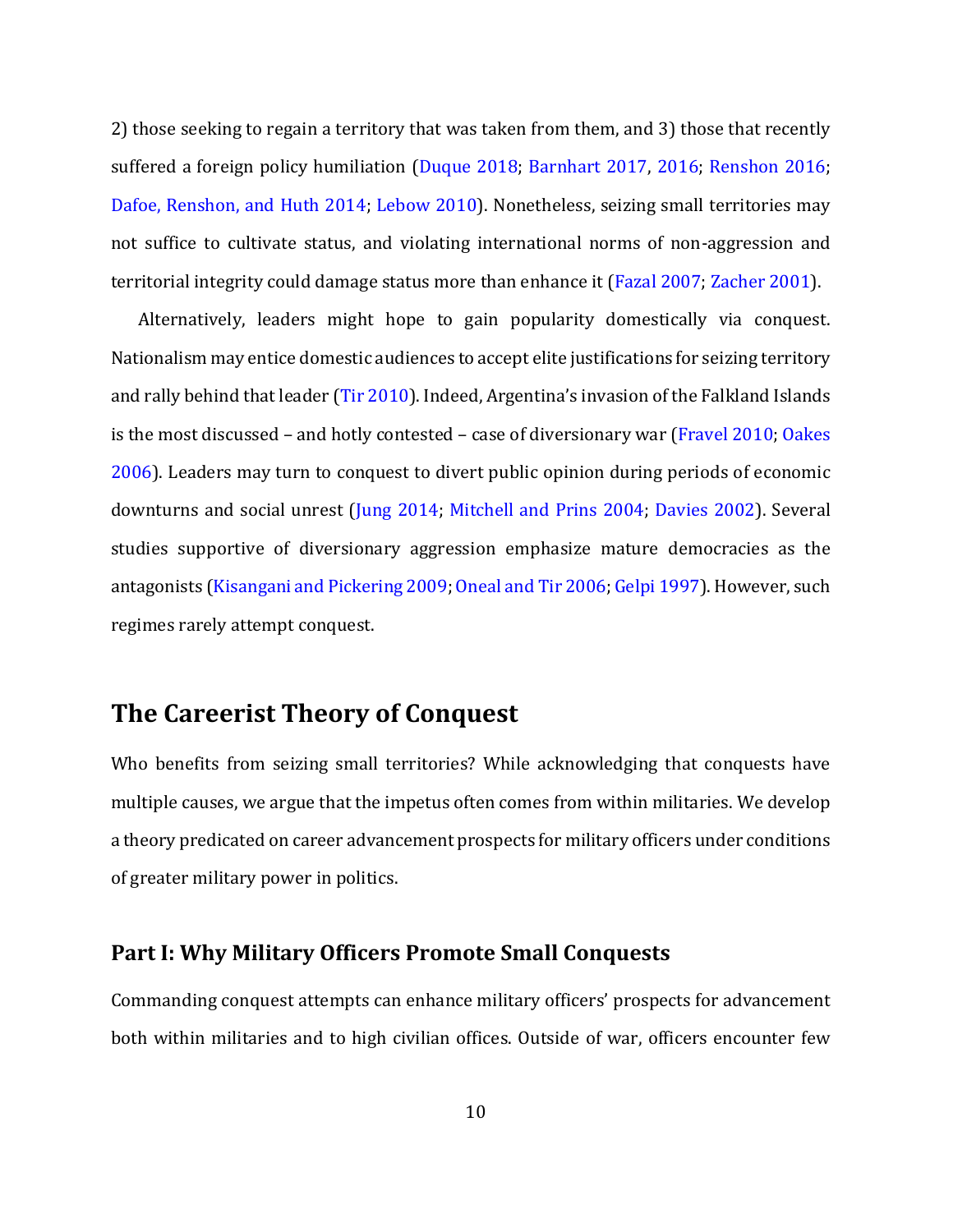2) those seeking to regain a territory that was taken from them, and 3) those that recently suffered a foreign policy humiliation (Duque 2018; Barnhart 2017, 2016; Renshon 2016; Dafoe, Renshon, and Huth 2014; Lebow 2010). Nonetheless, seizing small territories may not suffice to cultivate status, and violating international norms of non-aggression and territorial integrity could damage status more than enhance it (Fazal 2007; Zacher 2001).

Alternatively, leaders might hope to gain popularity domestically via conquest. Nationalism may entice domestic audiences to accept elite justifications for seizing territory and rally behind that leader (Tir 2010). Indeed, Argentina's invasion of the Falkland Islands is the most discussed – and hotly contested – case of diversionary war (Fravel 2010; Oakes 2006). Leaders may turn to conquest to divert public opinion during periods of economic downturns and social unrest (Jung 2014; Mitchell and Prins 2004; Davies 2002). Several studies supportive of diversionary aggression emphasize mature democracies as the antagonists (Kisangani and Pickering 2009; Oneal and Tir 2006; Gelpi 1997). However, such regimes rarely attempt conquest.

## The Careerist Theory of Conquest

Who benefits from seizing small territories? While acknowledging that conquests have multiple causes, we argue that the impetus often comes from within militaries. We develop a theory predicated on career advancement prospects for military officers under conditions of greater military power in politics.

### Part I: Why Military Officers Promote Small Conquests

Commanding conquest attempts can enhance military officers' prospects for advancement both within militaries and to high civilian offices. Outside of war, officers encounter few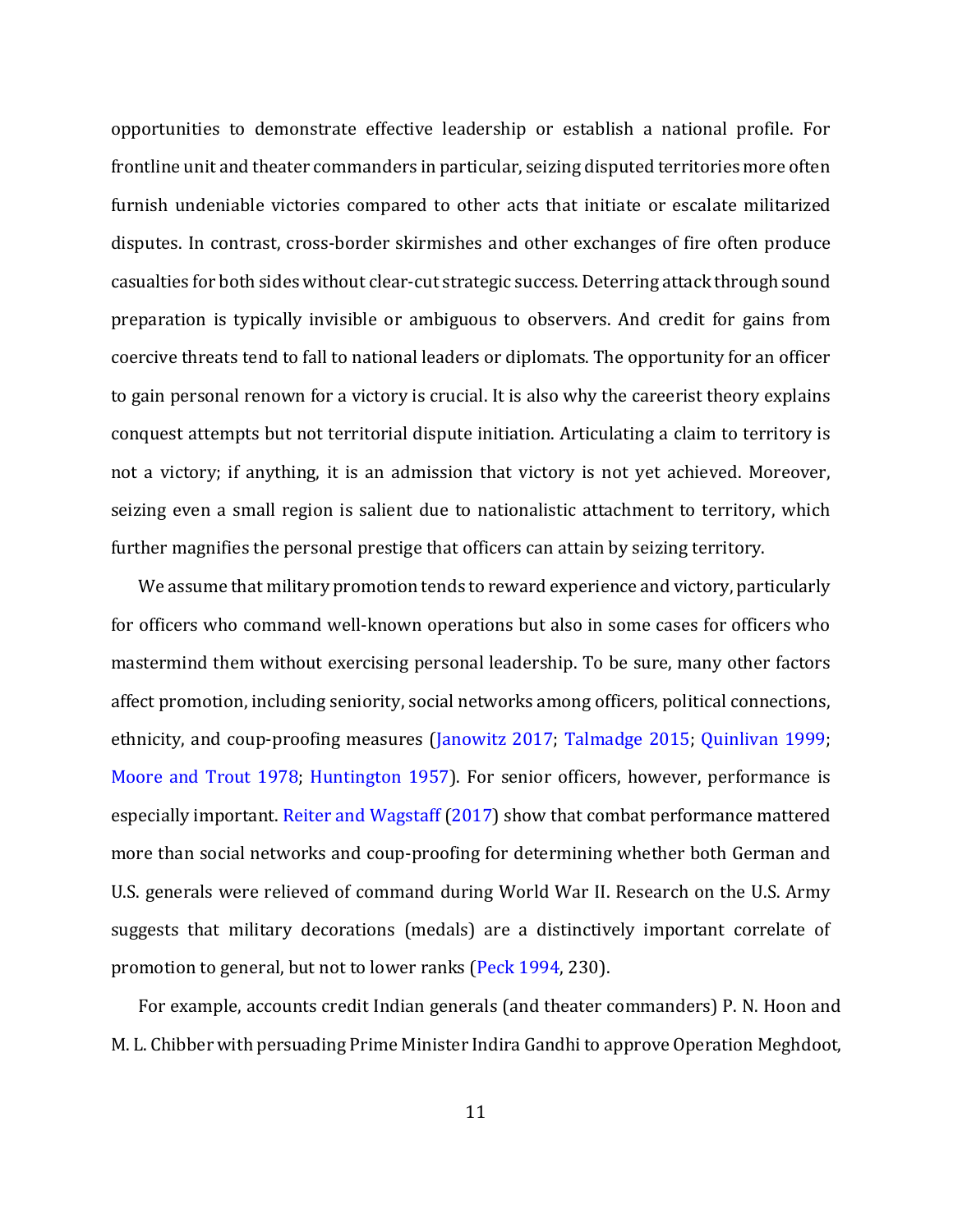opportunities to demonstrate effective leadership or establish a national profile. For frontline unit and theater commanders in particular, seizing disputed territories more often furnish undeniable victories compared to other acts that initiate or escalate militarized disputes. In contrast, cross-border skirmishes and other exchanges of fire often produce casualties for both sides without clear-cut strategic success. Deterring attack through sound preparation is typically invisible or ambiguous to observers. And credit for gains from coercive threats tend to fall to national leaders or diplomats. The opportunity for an officer to gain personal renown for a victory is crucial. It is also why the careerist theory explains conquest attempts but not territorial dispute initiation. Articulating a claim to territory is not a victory; if anything, it is an admission that victory is not yet achieved. Moreover, seizing even a small region is salient due to nationalistic attachment to territory, which further magnifies the personal prestige that officers can attain by seizing territory.

We assume that military promotion tends to reward experience and victory, particularly for officers who command well-known operations but also in some cases for officers who mastermind them without exercising personal leadership. To be sure, many other factors affect promotion, including seniority, social networks among officers, political connections, ethnicity, and coup-proofing measures (Janowitz 2017; Talmadge 2015; Quinlivan 1999; Moore and Trout 1978; Huntington 1957). For senior officers, however, performance is especially important. Reiter and Wagstaff (2017) show that combat performance mattered more than social networks and coup-proofing for determining whether both German and U.S. generals were relieved of command during World War II. Research on the U.S. Army suggests that military decorations (medals) are a distinctively important correlate of promotion to general, but not to lower ranks (Peck 1994, 230).

For example, accounts credit Indian generals (and theater commanders) P. N. Hoon and M. L. Chibber with persuading Prime Minister Indira Gandhi to approve Operation Meghdoot,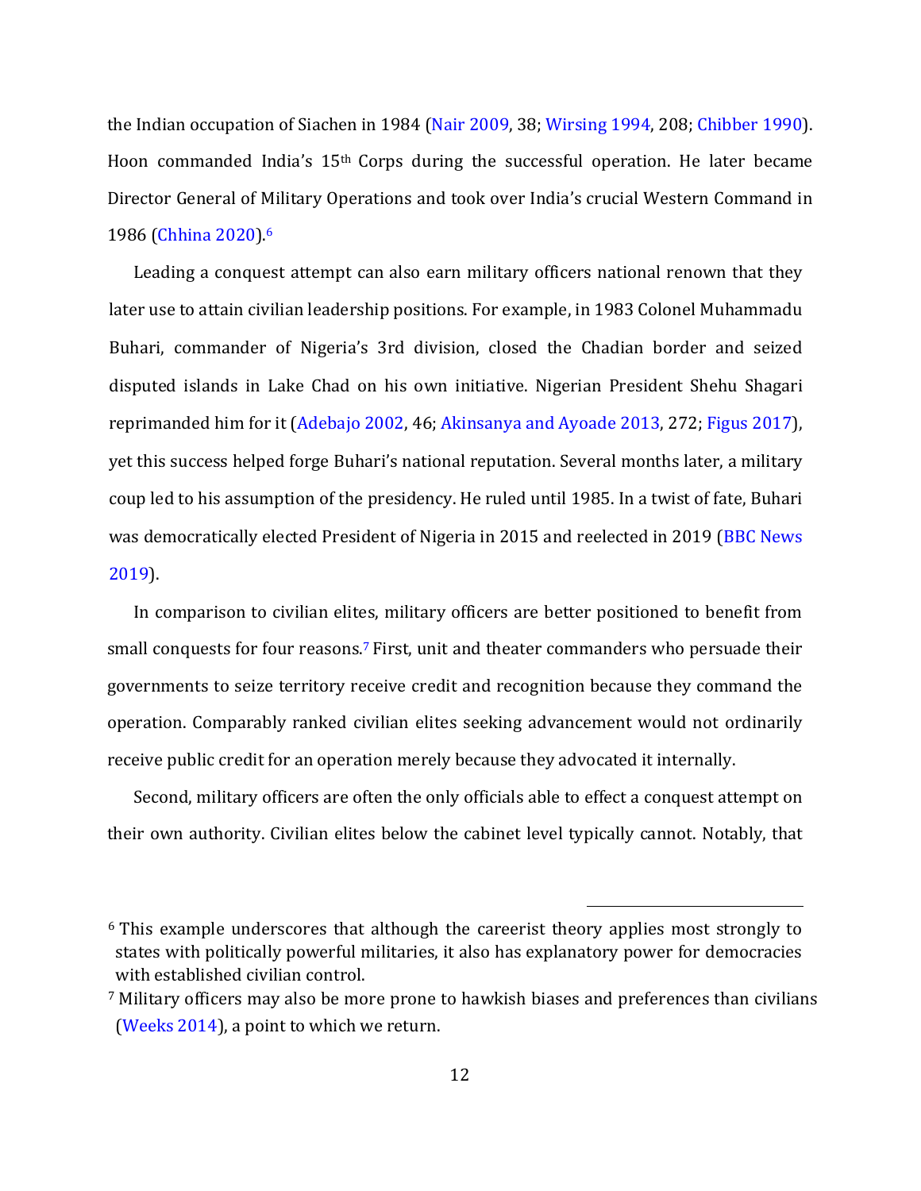the Indian occupation of Siachen in 1984 (Nair 2009, 38; Wirsing 1994, 208; Chibber 1990). Hoon commanded India's 15th Corps during the successful operation. He later became Director General of Military Operations and took over India's crucial Western Command in 1986 (Chhina 2020).[6]

Leading a conquest attempt can also earn military officers national renown that they later use to attain civilian leadership positions. For example, in 1983 Colonel Muhammadu Buhari, commander of Nigeria's 3rd division, closed the Chadian border and seized disputed islands in Lake Chad on his own initiative. Nigerian President Shehu Shagari reprimanded him for it (Adebajo 2002, 46; Akinsanya and Ayoade 2013, 272; Figus 2017), yet this success helped forge Buhari's national reputation. Several months later, a military coup led to his assumption of the presidency. He ruled until 1985. In a twist of fate, Buhari was democratically elected President of Nigeria in 2015 and reelected in 2019 (BBC News 2019).

In comparison to civilian elites, military officers are better positioned to benefit from small conquests for four reasons.[7] First, unit and theater commanders who persuade their governments to seize territory receive credit and recognition because they command the operation. Comparably ranked civilian elites seeking advancement would not ordinarily receive public credit for an operation merely because they advocated it internally.

Second, military officers are often the only officials able to effect a conquest attempt on their own authority. Civilian elites below the cabinet level typically cannot. Notably, that

[6] This example underscores that although the careerist theory applies most strongly to states with politically powerful militaries, it also has explanatory power for democracies with established civilian control.

[7] Military officers may also be more prone to hawkish biases and preferences than civilians (Weeks 2014), a point to which we return.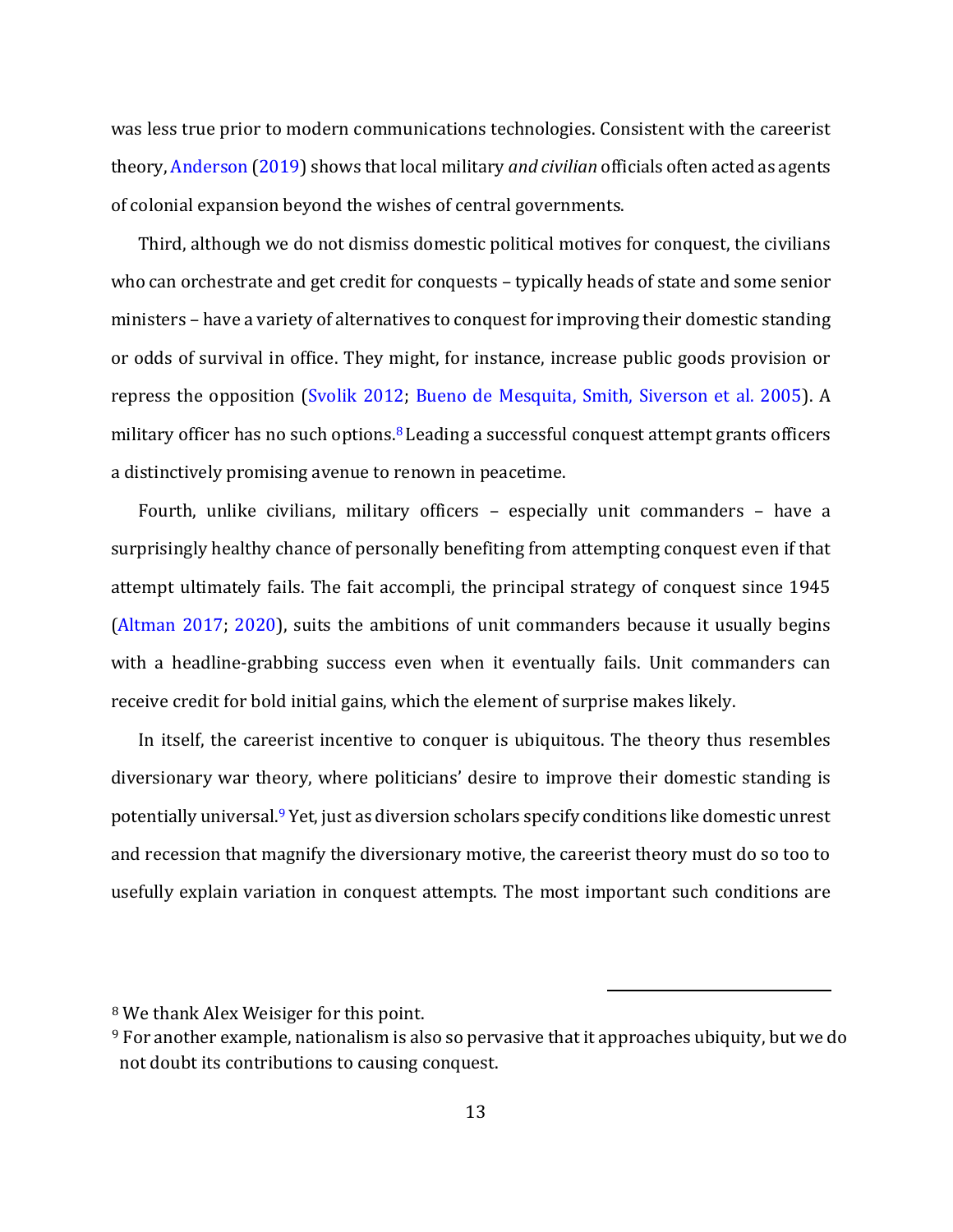was less true prior to modern communications technologies. Consistent with the careerist theory, Anderson (2019) shows that local military *and civilian* officials often acted as agents of colonial expansion beyond the wishes of central governments.

Third, although we do not dismiss domestic political motives for conquest, the civilians who can orchestrate and get credit for conquests – typically heads of state and some senior ministers – have a variety of alternatives to conquest for improving their domestic standing or odds of survival in office. They might, for instance, increase public goods provision or repress the opposition (Svolik 2012; Bueno de Mesquita, Smith, Siverson et al. 2005). A military officer has no such options.[8] Leading a successful conquest attempt grants officers a distinctively promising avenue to renown in peacetime.

Fourth, unlike civilians, military officers – especially unit commanders – have a surprisingly healthy chance of personally benefiting from attempting conquest even if that attempt ultimately fails. The fait accompli, the principal strategy of conquest since 1945 (Altman 2017; 2020), suits the ambitions of unit commanders because it usually begins with a headline-grabbing success even when it eventually fails. Unit commanders can receive credit for bold initial gains, which the element of surprise makes likely.

In itself, the careerist incentive to conquer is ubiquitous. The theory thus resembles diversionary war theory, where politicians' desire to improve their domestic standing is potentially universal.[9] Yet, just as diversion scholars specify conditions like domestic unrest and recession that magnify the diversionary motive, the careerist theory must do so too to usefully explain variation in conquest attempts. The most important such conditions are

[8] We thank Alex Weisiger for this point.

[9] For another example, nationalism is also so pervasive that it approaches ubiquity, but we do not doubt its contributions to causing conquest.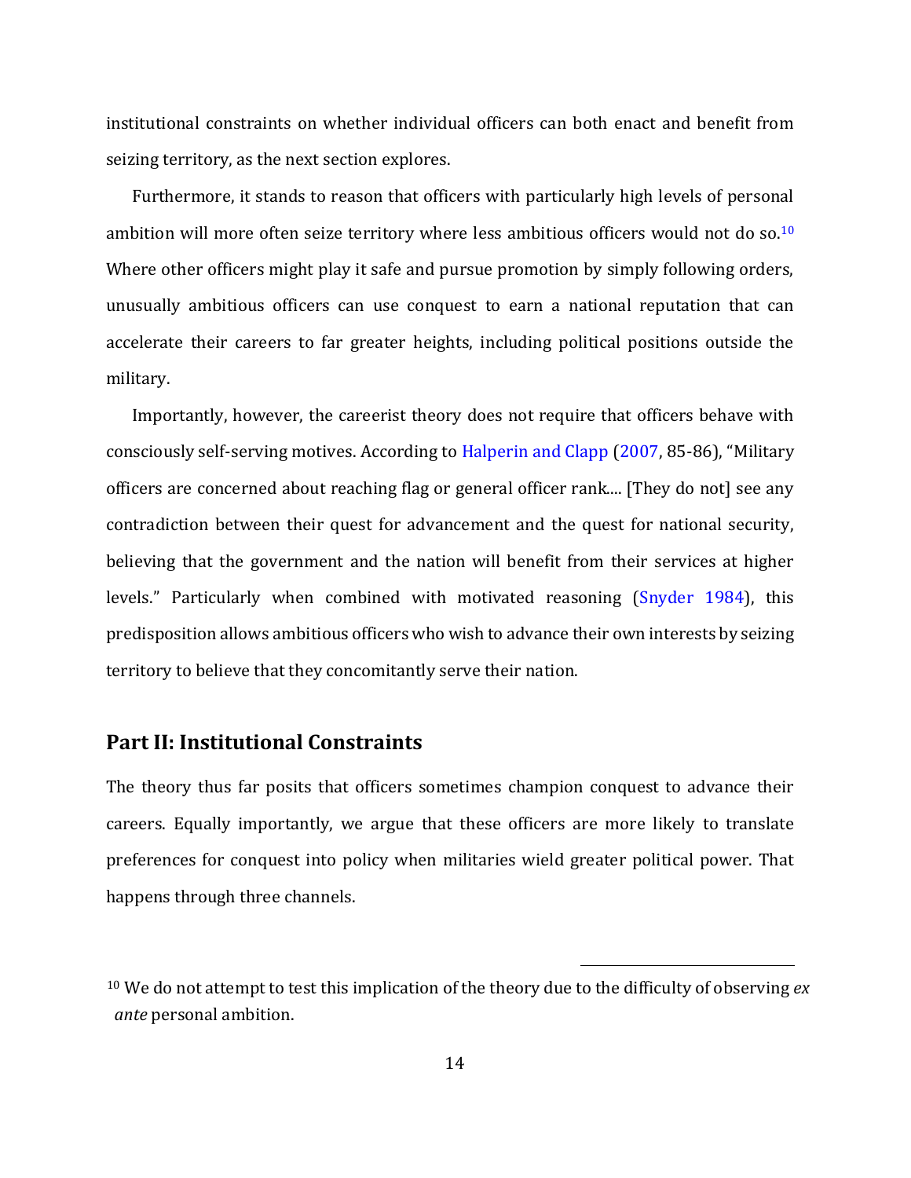institutional constraints on whether individual officers can both enact and benefit from seizing territory, as the next section explores.

Furthermore, it stands to reason that officers with particularly high levels of personal ambition will more often seize territory where less ambitious officers would not do so.[10] Where other officers might play it safe and pursue promotion by simply following orders, unusually ambitious officers can use conquest to earn a national reputation that can accelerate their careers to far greater heights, including political positions outside the military.

Importantly, however, the careerist theory does not require that officers behave with consciously self-serving motives. According to Halperin and Clapp (2007, 85-86), "Military officers are concerned about reaching flag or general officer rank.... [They do not] see any contradiction between their quest for advancement and the quest for national security, believing that the government and the nation will benefit from their services at higher levels." Particularly when combined with motivated reasoning (Snyder 1984), this predisposition allows ambitious officers who wish to advance their own interests by seizing territory to believe that they concomitantly serve their nation.

## Part II: Institutional Constraints

The theory thus far posits that officers sometimes champion conquest to advance their careers. Equally importantly, we argue that these officers are more likely to translate preferences for conquest into policy when militaries wield greater political power. That happens through three channels.

---

[10] We do not attempt to test this implication of the theory due to the difficulty of observing *ex ante* personal ambition.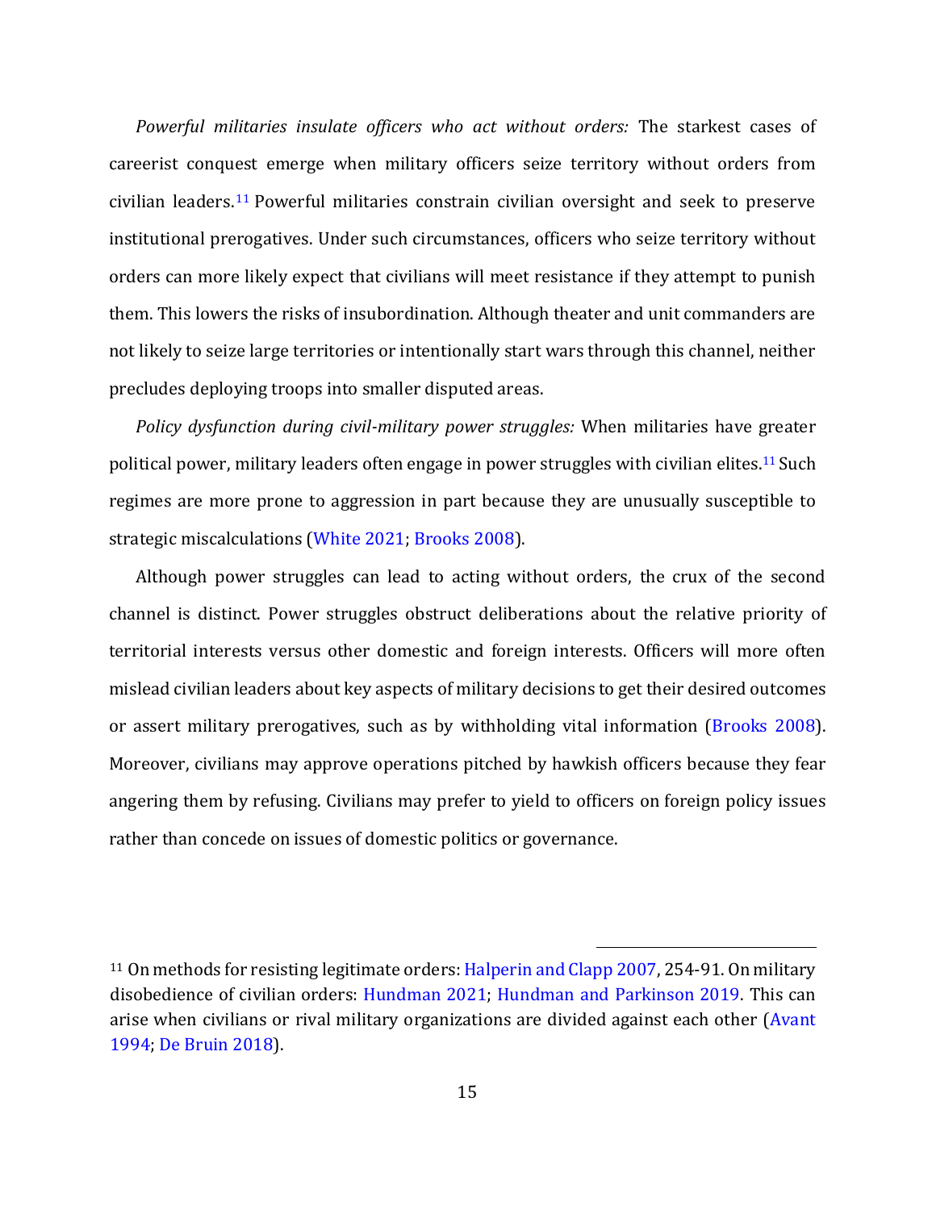*Powerful militaries insulate officers who act without orders:* The starkest cases of careerist conquest emerge when military officers seize territory without orders from civilian leaders.[11] Powerful militaries constrain civilian oversight and seek to preserve institutional prerogatives. Under such circumstances, officers who seize territory without orders can more likely expect that civilians will meet resistance if they attempt to punish them. This lowers the risks of insubordination. Although theater and unit commanders are not likely to seize large territories or intentionally start wars through this channel, neither precludes deploying troops into smaller disputed areas.

*Policy dysfunction during civil-military power struggles:* When militaries have greater political power, military leaders often engage in power struggles with civilian elites.[11] Such regimes are more prone to aggression in part because they are unusually susceptible to strategic miscalculations (White 2021; Brooks 2008).

Although power struggles can lead to acting without orders, the crux of the second channel is distinct. Power struggles obstruct deliberations about the relative priority of territorial interests versus other domestic and foreign interests. Officers will more often mislead civilian leaders about key aspects of military decisions to get their desired outcomes or assert military prerogatives, such as by withholding vital information (Brooks 2008). Moreover, civilians may approve operations pitched by hawkish officers because they fear angering them by refusing. Civilians may prefer to yield to officers on foreign policy issues rather than concede on issues of domestic politics or governance.

---

[11] On methods for resisting legitimate orders: Halperin and Clapp 2007, 254-91. On military disobedience of civilian orders: Hundman 2021; Hundman and Parkinson 2019. This can arise when civilians or rival military organizations are divided against each other (Avant 1994; De Bruin 2018).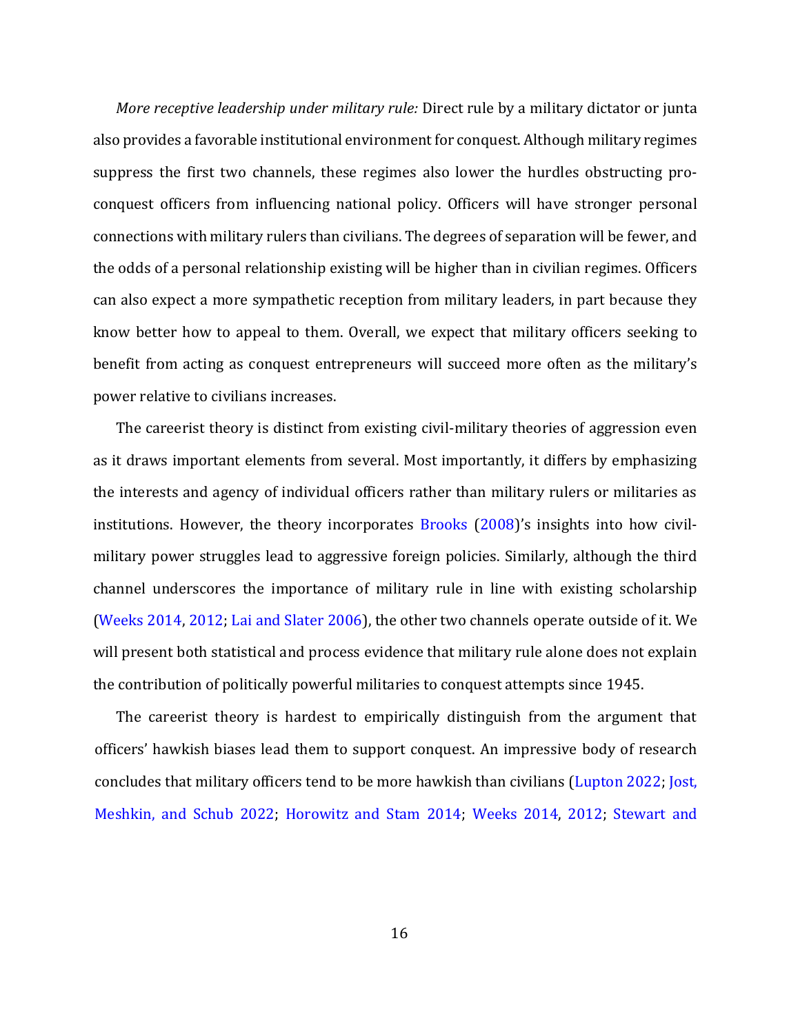*More receptive leadership under military rule:* Direct rule by a military dictator or junta also provides a favorable institutional environment for conquest. Although military regimes suppress the first two channels, these regimes also lower the hurdles obstructing pro-conquest officers from influencing national policy. Officers will have stronger personal connections with military rulers than civilians. The degrees of separation will be fewer, and the odds of a personal relationship existing will be higher than in civilian regimes. Officers can also expect a more sympathetic reception from military leaders, in part because they know better how to appeal to them. Overall, we expect that military officers seeking to benefit from acting as conquest entrepreneurs will succeed more often as the military's power relative to civilians increases.

The careerist theory is distinct from existing civil-military theories of aggression even as it draws important elements from several. Most importantly, it differs by emphasizing the interests and agency of individual officers rather than military rulers or militaries as institutions. However, the theory incorporates Brooks (2008)'s insights into how civil-military power struggles lead to aggressive foreign policies. Similarly, although the third channel underscores the importance of military rule in line with existing scholarship (Weeks 2014, 2012; Lai and Slater 2006), the other two channels operate outside of it. We will present both statistical and process evidence that military rule alone does not explain the contribution of politically powerful militaries to conquest attempts since 1945.

The careerist theory is hardest to empirically distinguish from the argument that officers' hawkish biases lead them to support conquest. An impressive body of research concludes that military officers tend to be more hawkish than civilians (Lupton 2022; Jost, Meshkin, and Schub 2022; Horowitz and Stam 2014; Weeks 2014, 2012; Stewart and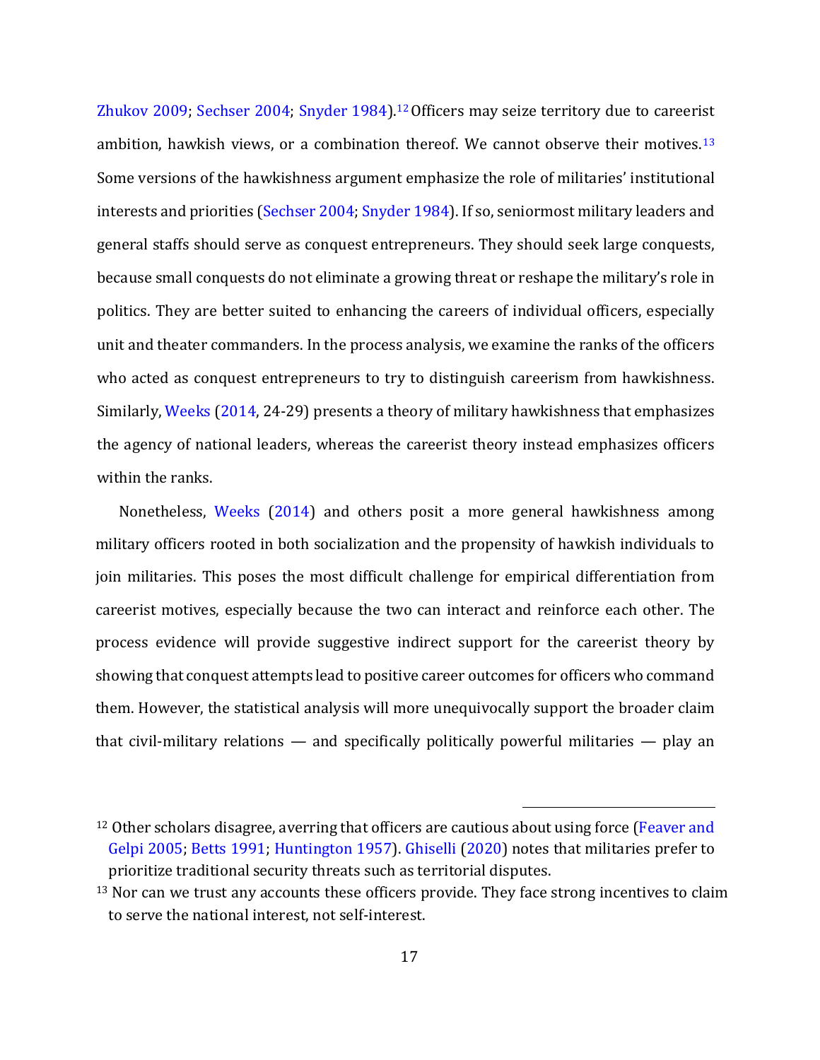Zhukov 2009; Sechser 2004; Snyder 1984).[12] Officers may seize territory due to careerist ambition, hawkish views, or a combination thereof. We cannot observe their motives.[13] Some versions of the hawkishness argument emphasize the role of militaries' institutional interests and priorities (Sechser 2004; Snyder 1984). If so, seniormost military leaders and general staffs should serve as conquest entrepreneurs. They should seek large conquests, because small conquests do not eliminate a growing threat or reshape the military's role in politics. They are better suited to enhancing the careers of individual officers, especially unit and theater commanders. In the process analysis, we examine the ranks of the officers who acted as conquest entrepreneurs to try to distinguish careerism from hawkishness. Similarly, Weeks (2014, 24-29) presents a theory of military hawkishness that emphasizes the agency of national leaders, whereas the careerist theory instead emphasizes officers within the ranks.

Nonetheless, Weeks (2014) and others posit a more general hawkishness among military officers rooted in both socialization and the propensity of hawkish individuals to join militaries. This poses the most difficult challenge for empirical differentiation from careerist motives, especially because the two can interact and reinforce each other. The process evidence will provide suggestive indirect support for the careerist theory by showing that conquest attempts lead to positive career outcomes for officers who command them. However, the statistical analysis will more unequivocally support the broader claim that civil-military relations — and specifically politically powerful militaries — play an

[12] Other scholars disagree, averring that officers are cautious about using force (Feaver and Gelpi 2005; Betts 1991; Huntington 1957). Ghiselli (2020) notes that militaries prefer to prioritize traditional security threats such as territorial disputes.

[13] Nor can we trust any accounts these officers provide. They face strong incentives to claim to serve the national interest, not self-interest.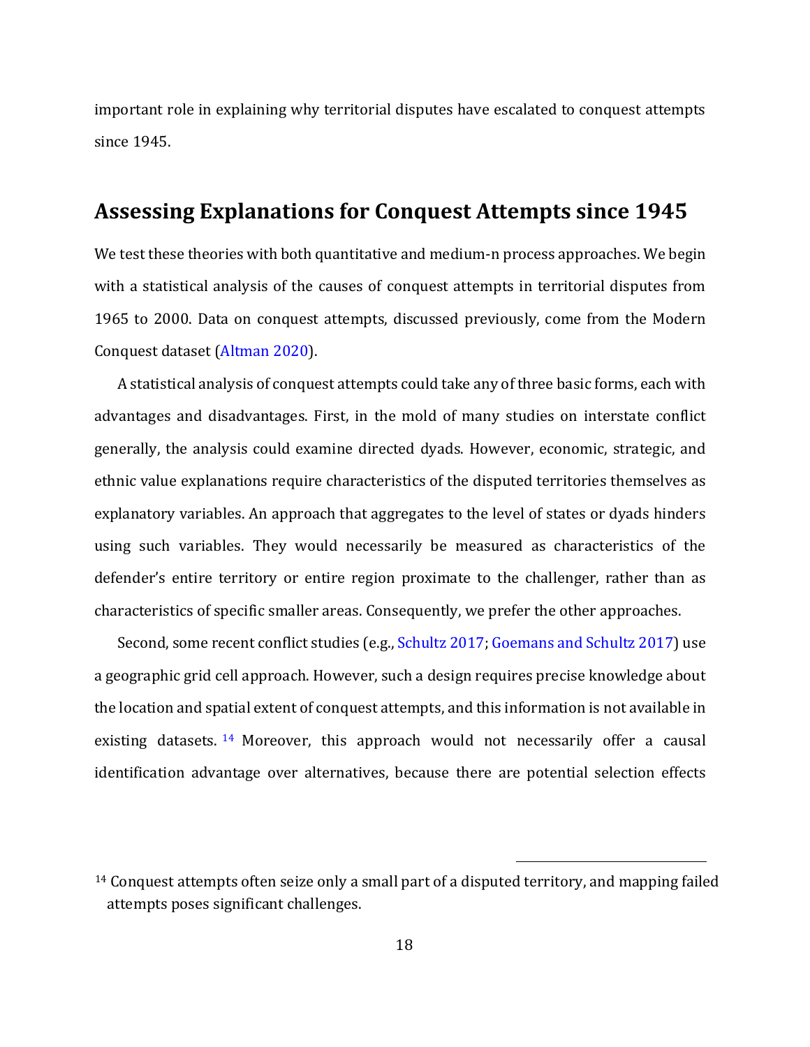important role in explaining why territorial disputes have escalated to conquest attempts since 1945.

## Assessing Explanations for Conquest Attempts since 1945

We test these theories with both quantitative and medium-n process approaches. We begin with a statistical analysis of the causes of conquest attempts in territorial disputes from 1965 to 2000. Data on conquest attempts, discussed previously, come from the Modern Conquest dataset (Altman 2020).

A statistical analysis of conquest attempts could take any of three basic forms, each with advantages and disadvantages. First, in the mold of many studies on interstate conflict generally, the analysis could examine directed dyads. However, economic, strategic, and ethnic value explanations require characteristics of the disputed territories themselves as explanatory variables. An approach that aggregates to the level of states or dyads hinders using such variables. They would necessarily be measured as characteristics of the defender's entire territory or entire region proximate to the challenger, rather than as characteristics of specific smaller areas. Consequently, we prefer the other approaches.

Second, some recent conflict studies (e.g., Schultz 2017; Goemans and Schultz 2017) use a geographic grid cell approach. However, such a design requires precise knowledge about the location and spatial extent of conquest attempts, and this information is not available in existing datasets. [14] Moreover, this approach would not necessarily offer a causal identification advantage over alternatives, because there are potential selection effects

[14] Conquest attempts often seize only a small part of a disputed territory, and mapping failed attempts poses significant challenges.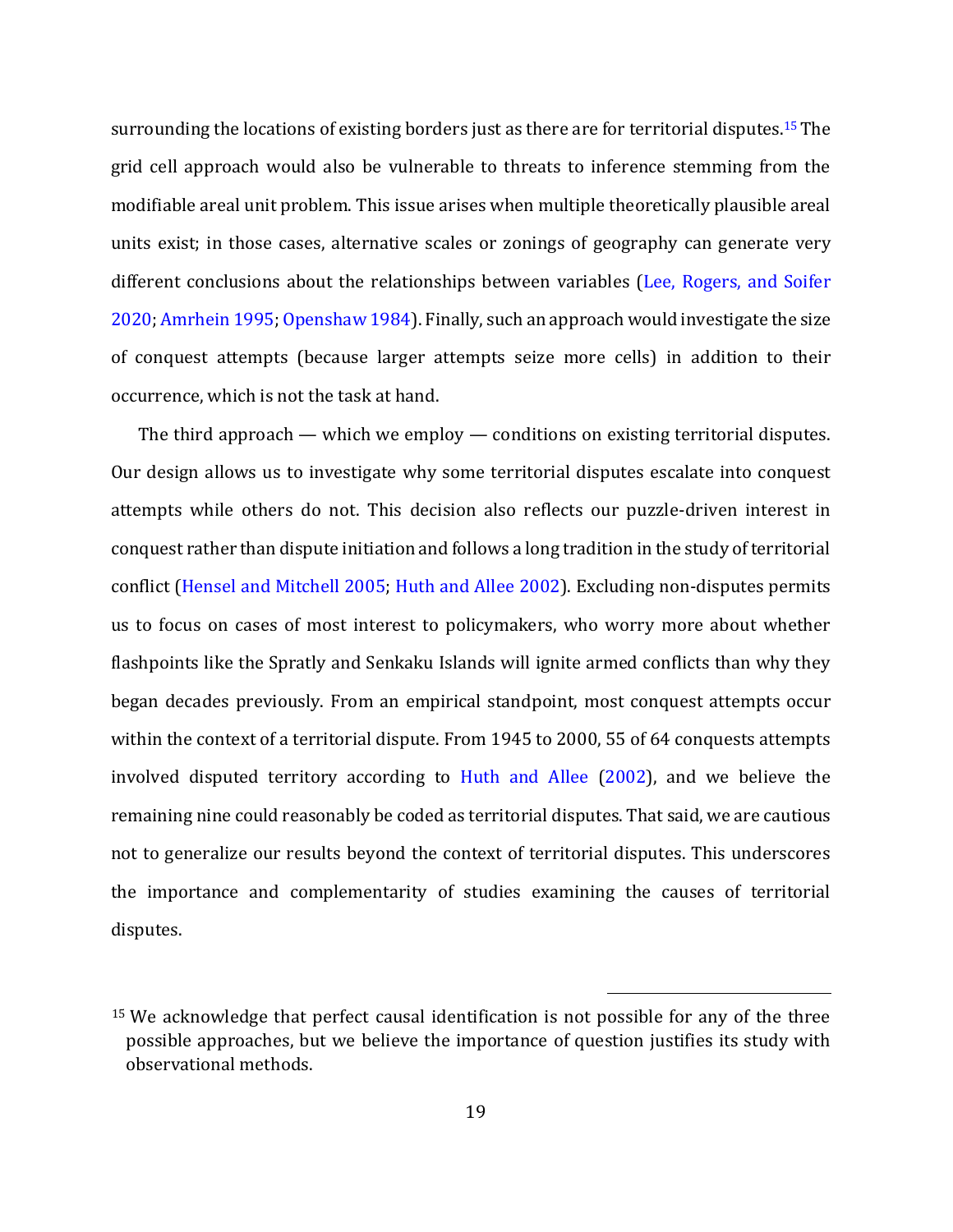surrounding the locations of existing borders just as there are for territorial disputes.[15] The grid cell approach would also be vulnerable to threats to inference stemming from the modifiable areal unit problem. This issue arises when multiple theoretically plausible areal units exist; in those cases, alternative scales or zonings of geography can generate very different conclusions about the relationships between variables (Lee, Rogers, and Soifer 2020; Amrhein 1995; Openshaw 1984). Finally, such an approach would investigate the size of conquest attempts (because larger attempts seize more cells) in addition to their occurrence, which is not the task at hand.

The third approach — which we employ — conditions on existing territorial disputes. Our design allows us to investigate why some territorial disputes escalate into conquest attempts while others do not. This decision also reflects our puzzle-driven interest in conquest rather than dispute initiation and follows a long tradition in the study of territorial conflict (Hensel and Mitchell 2005; Huth and Allee 2002). Excluding non-disputes permits us to focus on cases of most interest to policymakers, who worry more about whether flashpoints like the Spratly and Senkaku Islands will ignite armed conflicts than why they began decades previously. From an empirical standpoint, most conquest attempts occur within the context of a territorial dispute. From 1945 to 2000, 55 of 64 conquests attempts involved disputed territory according to Huth and Allee (2002), and we believe the remaining nine could reasonably be coded as territorial disputes. That said, we are cautious not to generalize our results beyond the context of territorial disputes. This underscores the importance and complementarity of studies examining the causes of territorial disputes.

[15] We acknowledge that perfect causal identification is not possible for any of the three possible approaches, but we believe the importance of question justifies its study with observational methods.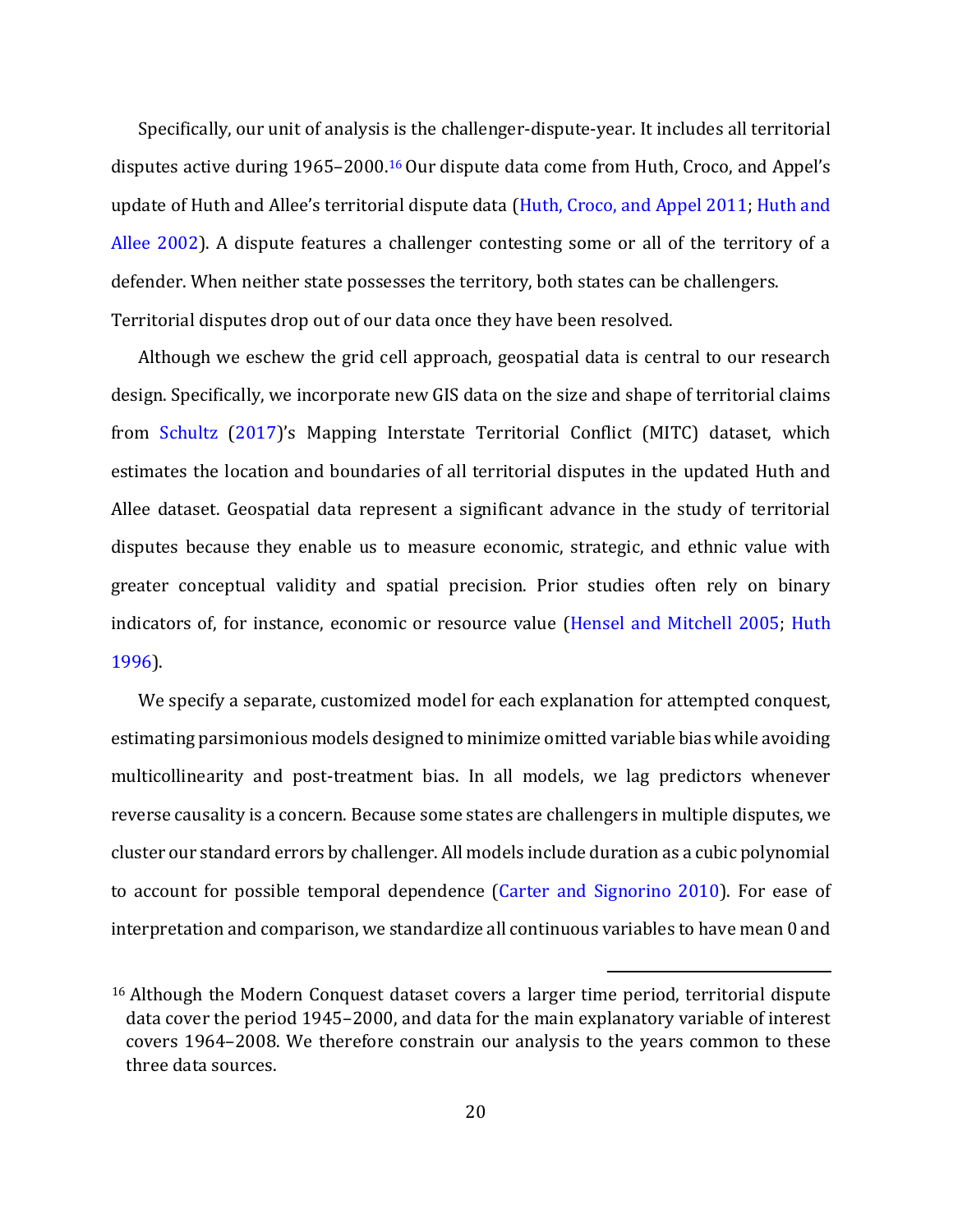Specifically, our unit of analysis is the challenger-dispute-year. It includes all territorial disputes active during 1965–2000.[16] Our dispute data come from Huth, Croco, and Appel's update of Huth and Allee's territorial dispute data (Huth, Croco, and Appel 2011; Huth and Allee 2002). A dispute features a challenger contesting some or all of the territory of a defender. When neither state possesses the territory, both states can be challengers. Territorial disputes drop out of our data once they have been resolved.

Although we eschew the grid cell approach, geospatial data is central to our research design. Specifically, we incorporate new GIS data on the size and shape of territorial claims from Schultz (2017)'s Mapping Interstate Territorial Conflict (MITC) dataset, which estimates the location and boundaries of all territorial disputes in the updated Huth and Allee dataset. Geospatial data represent a significant advance in the study of territorial disputes because they enable us to measure economic, strategic, and ethnic value with greater conceptual validity and spatial precision. Prior studies often rely on binary indicators of, for instance, economic or resource value (Hensel and Mitchell 2005; Huth 1996).

We specify a separate, customized model for each explanation for attempted conquest, estimating parsimonious models designed to minimize omitted variable bias while avoiding multicollinearity and post-treatment bias. In all models, we lag predictors whenever reverse causality is a concern. Because some states are challengers in multiple disputes, we cluster our standard errors by challenger. All models include duration as a cubic polynomial to account for possible temporal dependence (Carter and Signorino 2010). For ease of interpretation and comparison, we standardize all continuous variables to have mean 0 and

[16] Although the Modern Conquest dataset covers a larger time period, territorial dispute data cover the period 1945–2000, and data for the main explanatory variable of interest covers 1964–2008. We therefore constrain our analysis to the years common to these three data sources.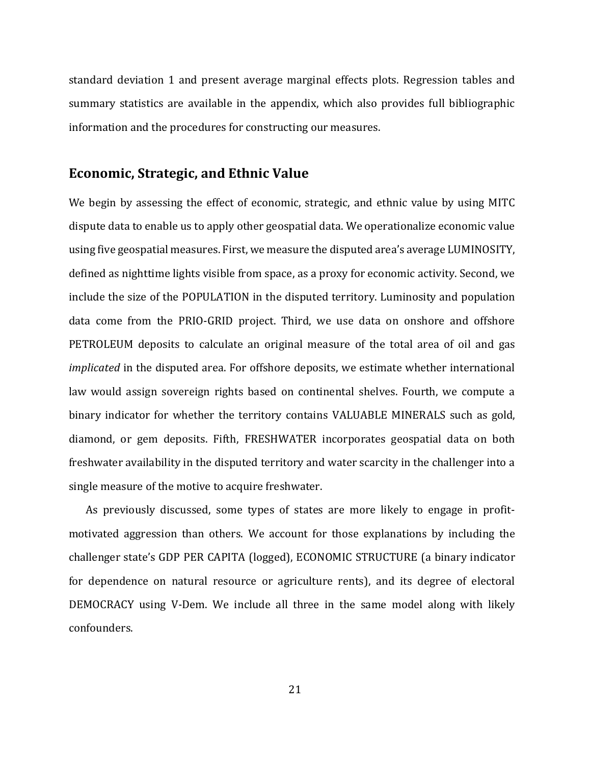standard deviation 1 and present average marginal effects plots. Regression tables and summary statistics are available in the appendix, which also provides full bibliographic information and the procedures for constructing our measures.

## Economic, Strategic, and Ethnic Value

We begin by assessing the effect of economic, strategic, and ethnic value by using MITC dispute data to enable us to apply other geospatial data. We operationalize economic value using five geospatial measures. First, we measure the disputed area's average LUMINOSITY, defined as nighttime lights visible from space, as a proxy for economic activity. Second, we include the size of the POPULATION in the disputed territory. Luminosity and population data come from the PRIO-GRID project. Third, we use data on onshore and offshore PETROLEUM deposits to calculate an original measure of the total area of oil and gas *implicated* in the disputed area. For offshore deposits, we estimate whether international law would assign sovereign rights based on continental shelves. Fourth, we compute a binary indicator for whether the territory contains VALUABLE MINERALS such as gold, diamond, or gem deposits. Fifth, FRESHWATER incorporates geospatial data on both freshwater availability in the disputed territory and water scarcity in the challenger into a single measure of the motive to acquire freshwater.

As previously discussed, some types of states are more likely to engage in profit-motivated aggression than others. We account for those explanations by including the challenger state's GDP PER CAPITA (logged), ECONOMIC STRUCTURE (a binary indicator for dependence on natural resource or agriculture rents), and its degree of electoral DEMOCRACY using V-Dem. We include all three in the same model along with likely confounders.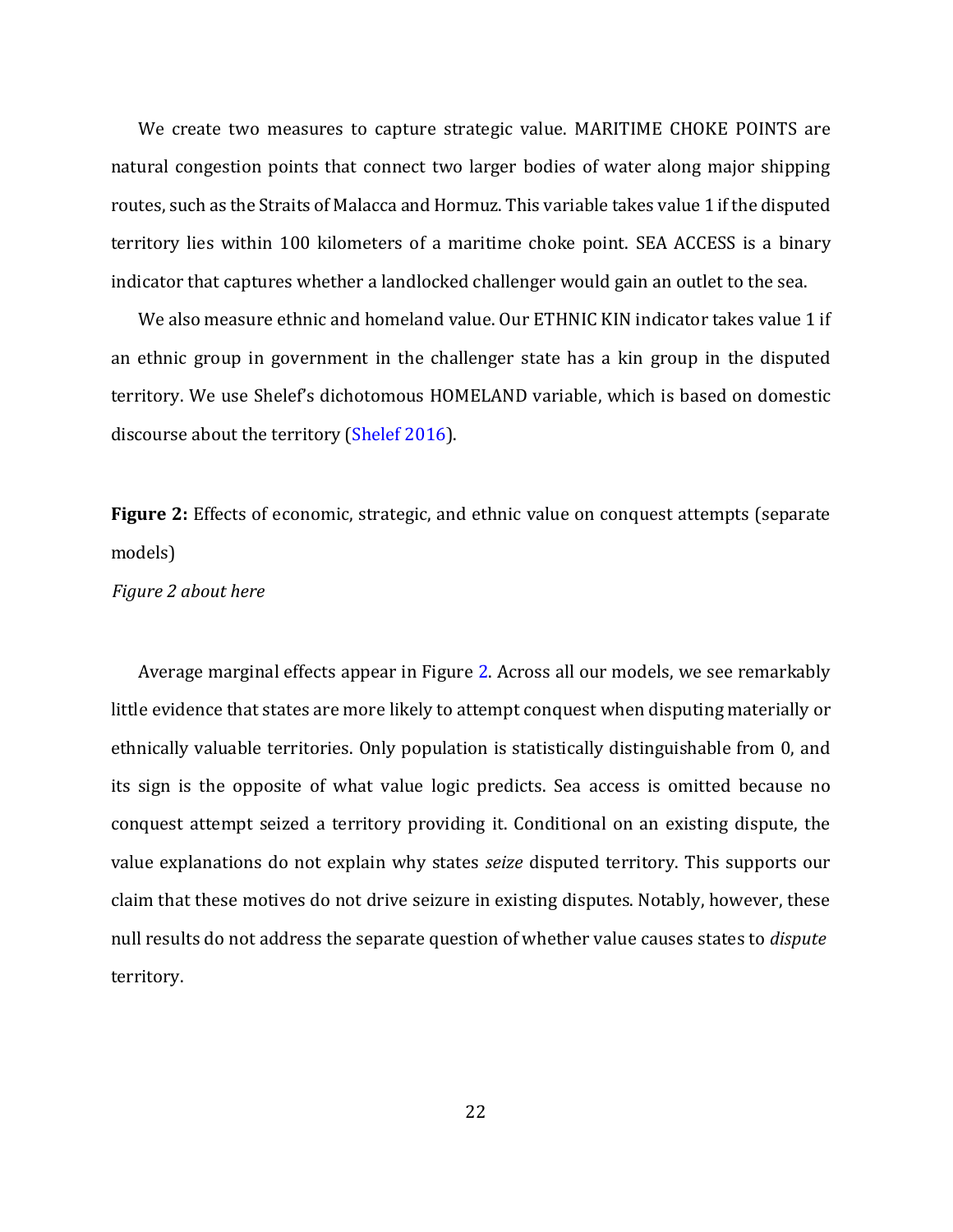We create two measures to capture strategic value. MARITIME CHOKE POINTS are natural congestion points that connect two larger bodies of water along major shipping routes, such as the Straits of Malacca and Hormuz. This variable takes value 1 if the disputed territory lies within 100 kilometers of a maritime choke point. SEA ACCESS is a binary indicator that captures whether a landlocked challenger would gain an outlet to the sea.

We also measure ethnic and homeland value. Our ETHNIC KIN indicator takes value 1 if an ethnic group in government in the challenger state has a kin group in the disputed territory. We use Shelef's dichotomous HOMELAND variable, which is based on domestic discourse about the territory (Shelef 2016).

**Figure 2:** Effects of economic, strategic, and ethnic value on conquest attempts (separate models)

*Figure 2 about here*

Average marginal effects appear in Figure 2. Across all our models, we see remarkably little evidence that states are more likely to attempt conquest when disputing materially or ethnically valuable territories. Only population is statistically distinguishable from 0, and its sign is the opposite of what value logic predicts. Sea access is omitted because no conquest attempt seized a territory providing it. Conditional on an existing dispute, the value explanations do not explain why states *seize* disputed territory. This supports our claim that these motives do not drive seizure in existing disputes. Notably, however, these null results do not address the separate question of whether value causes states to *dispute* territory.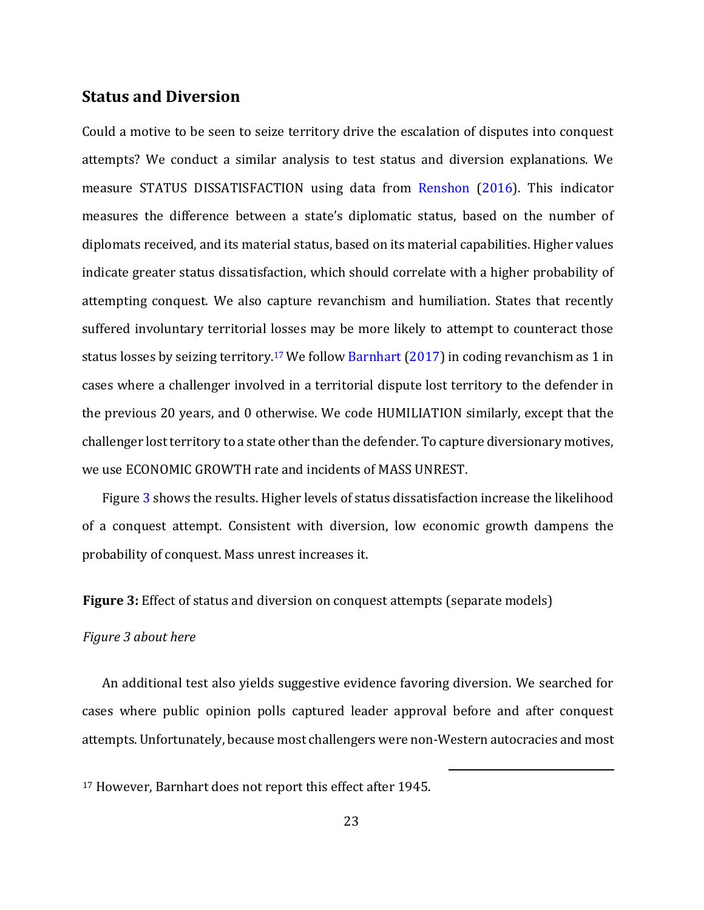## Status and Diversion

Could a motive to be seen to seize territory drive the escalation of disputes into conquest attempts? We conduct a similar analysis to test status and diversion explanations. We measure STATUS DISSATISFACTION using data from Renshon (2016). This indicator measures the difference between a state's diplomatic status, based on the number of diplomats received, and its material status, based on its material capabilities. Higher values indicate greater status dissatisfaction, which should correlate with a higher probability of attempting conquest. We also capture revanchism and humiliation. States that recently suffered involuntary territorial losses may be more likely to attempt to counteract those status losses by seizing territory.[17] We follow Barnhart (2017) in coding revanchism as 1 in cases where a challenger involved in a territorial dispute lost territory to the defender in the previous 20 years, and 0 otherwise. We code HUMILIATION similarly, except that the challenger lost territory to a state other than the defender. To capture diversionary motives, we use ECONOMIC GROWTH rate and incidents of MASS UNREST.

Figure 3 shows the results. Higher levels of status dissatisfaction increase the likelihood of a conquest attempt. Consistent with diversion, low economic growth dampens the probability of conquest. Mass unrest increases it.

**Figure 3:** Effect of status and diversion on conquest attempts (separate models)

*Figure 3 about here*

An additional test also yields suggestive evidence favoring diversion. We searched for cases where public opinion polls captured leader approval before and after conquest attempts. Unfortunately, because most challengers were non-Western autocracies and most

[17] However, Barnhart does not report this effect after 1945.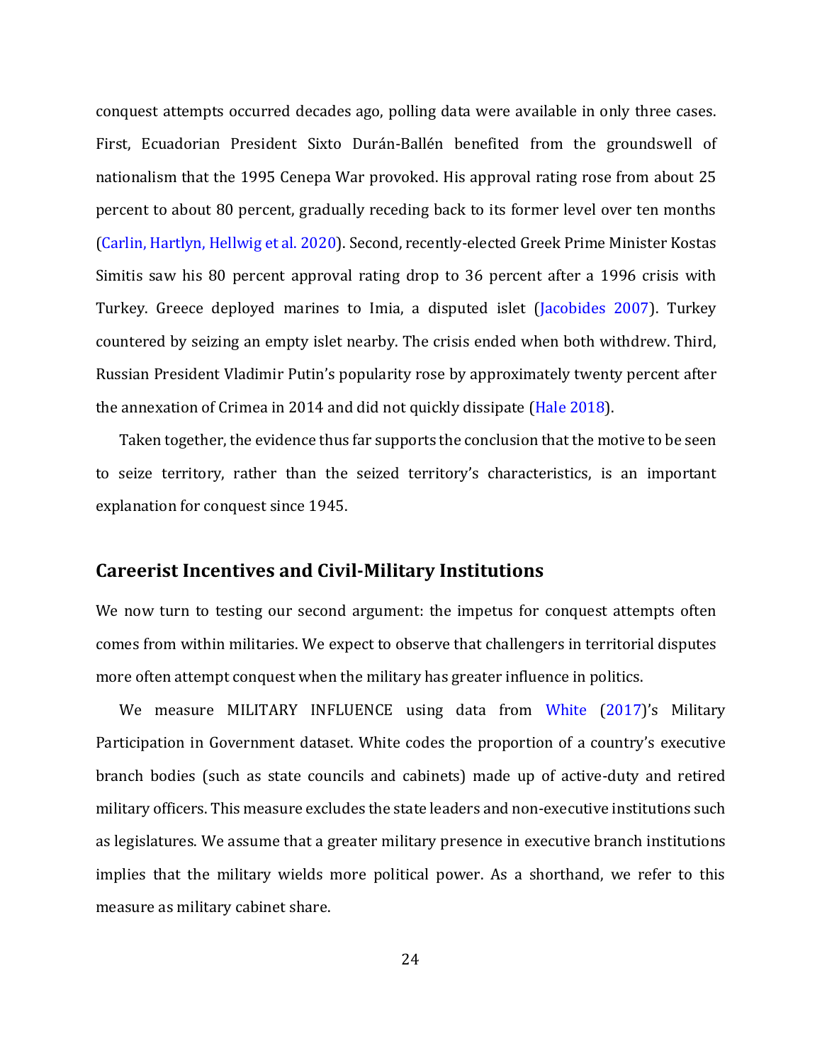conquest attempts occurred decades ago, polling data were available in only three cases. First, Ecuadorian President Sixto Durán-Ballén benefited from the groundswell of nationalism that the 1995 Cenepa War provoked. His approval rating rose from about 25 percent to about 80 percent, gradually receding back to its former level over ten months (Carlin, Hartlyn, Hellwig et al. 2020). Second, recently-elected Greek Prime Minister Kostas Simitis saw his 80 percent approval rating drop to 36 percent after a 1996 crisis with Turkey. Greece deployed marines to Imia, a disputed islet (Jacobides 2007). Turkey countered by seizing an empty islet nearby. The crisis ended when both withdrew. Third, Russian President Vladimir Putin's popularity rose by approximately twenty percent after the annexation of Crimea in 2014 and did not quickly dissipate (Hale 2018).

Taken together, the evidence thus far supports the conclusion that the motive to be seen to seize territory, rather than the seized territory's characteristics, is an important explanation for conquest since 1945.

## Careerist Incentives and Civil-Military Institutions

We now turn to testing our second argument: the impetus for conquest attempts often comes from within militaries. We expect to observe that challengers in territorial disputes more often attempt conquest when the military has greater influence in politics.

We measure MILITARY INFLUENCE using data from White (2017)'s Military Participation in Government dataset. White codes the proportion of a country's executive branch bodies (such as state councils and cabinets) made up of active-duty and retired military officers. This measure excludes the state leaders and non-executive institutions such as legislatures. We assume that a greater military presence in executive branch institutions implies that the military wields more political power. As a shorthand, we refer to this measure as military cabinet share.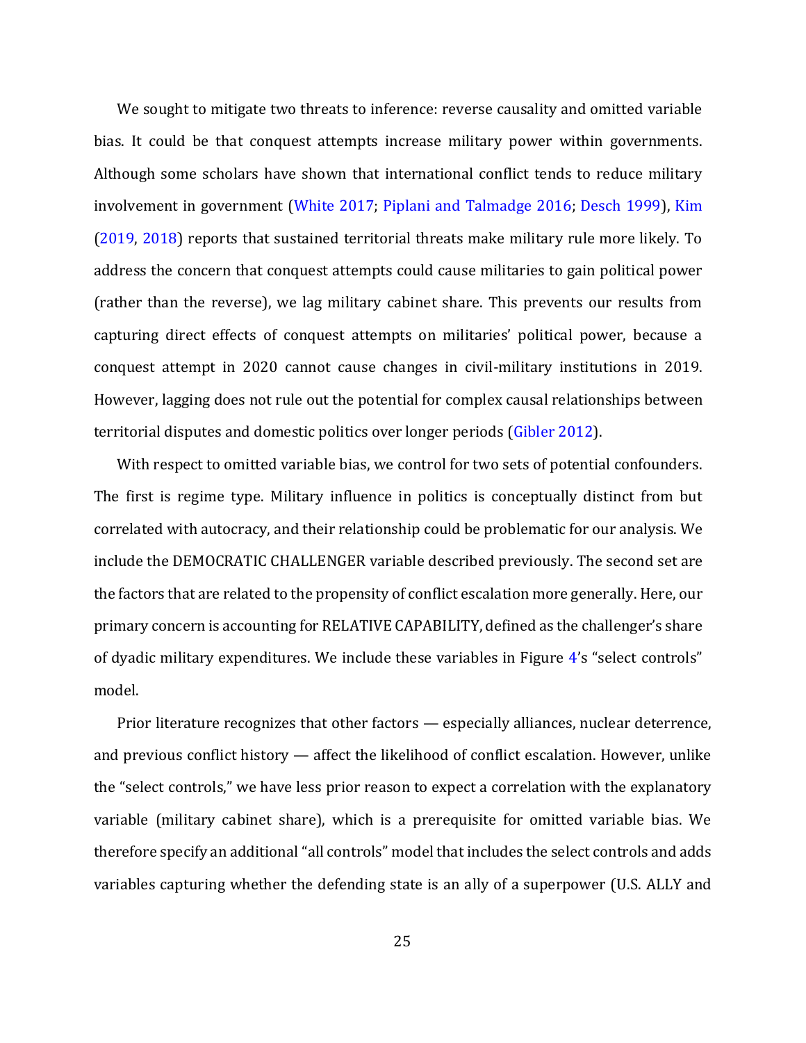We sought to mitigate two threats to inference: reverse causality and omitted variable bias. It could be that conquest attempts increase military power within governments. Although some scholars have shown that international conflict tends to reduce military involvement in government (White 2017; Piplani and Talmadge 2016; Desch 1999), Kim (2019, 2018) reports that sustained territorial threats make military rule more likely. To address the concern that conquest attempts could cause militaries to gain political power (rather than the reverse), we lag military cabinet share. This prevents our results from capturing direct effects of conquest attempts on militaries' political power, because a conquest attempt in 2020 cannot cause changes in civil-military institutions in 2019. However, lagging does not rule out the potential for complex causal relationships between territorial disputes and domestic politics over longer periods (Gibler 2012).

With respect to omitted variable bias, we control for two sets of potential confounders. The first is regime type. Military influence in politics is conceptually distinct from but correlated with autocracy, and their relationship could be problematic for our analysis. We include the DEMOCRATIC CHALLENGER variable described previously. The second set are the factors that are related to the propensity of conflict escalation more generally. Here, our primary concern is accounting for RELATIVE CAPABILITY, defined as the challenger's share of dyadic military expenditures. We include these variables in Figure 4's "select controls" model.

Prior literature recognizes that other factors — especially alliances, nuclear deterrence, and previous conflict history — affect the likelihood of conflict escalation. However, unlike the "select controls," we have less prior reason to expect a correlation with the explanatory variable (military cabinet share), which is a prerequisite for omitted variable bias. We therefore specify an additional "all controls" model that includes the select controls and adds variables capturing whether the defending state is an ally of a superpower (U.S. ALLY and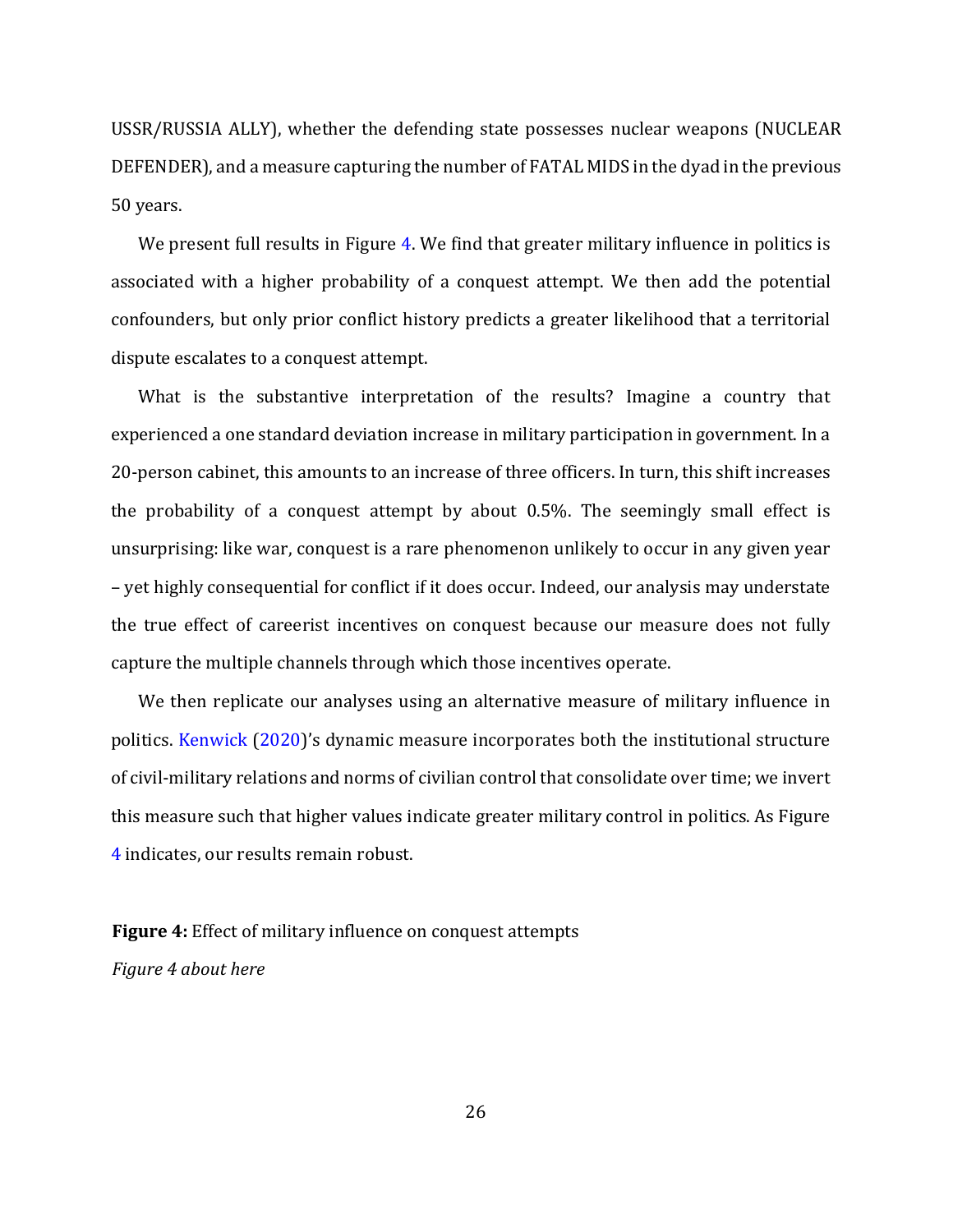USSR/RUSSIA ALLY), whether the defending state possesses nuclear weapons (NUCLEAR DEFENDER), and a measure capturing the number of FATAL MIDS in the dyad in the previous 50 years.

We present full results in Figure 4. We find that greater military influence in politics is associated with a higher probability of a conquest attempt. We then add the potential confounders, but only prior conflict history predicts a greater likelihood that a territorial dispute escalates to a conquest attempt.

What is the substantive interpretation of the results? Imagine a country that experienced a one standard deviation increase in military participation in government. In a 20-person cabinet, this amounts to an increase of three officers. In turn, this shift increases the probability of a conquest attempt by about 0.5%. The seemingly small effect is unsurprising: like war, conquest is a rare phenomenon unlikely to occur in any given year – yet highly consequential for conflict if it does occur. Indeed, our analysis may understate the true effect of careerist incentives on conquest because our measure does not fully capture the multiple channels through which those incentives operate.

We then replicate our analyses using an alternative measure of military influence in politics. Kenwick (2020)'s dynamic measure incorporates both the institutional structure of civil-military relations and norms of civilian control that consolidate over time; we invert this measure such that higher values indicate greater military control in politics. As Figure 4 indicates, our results remain robust.

**Figure 4:** Effect of military influence on conquest attempts

*Figure 4 about here*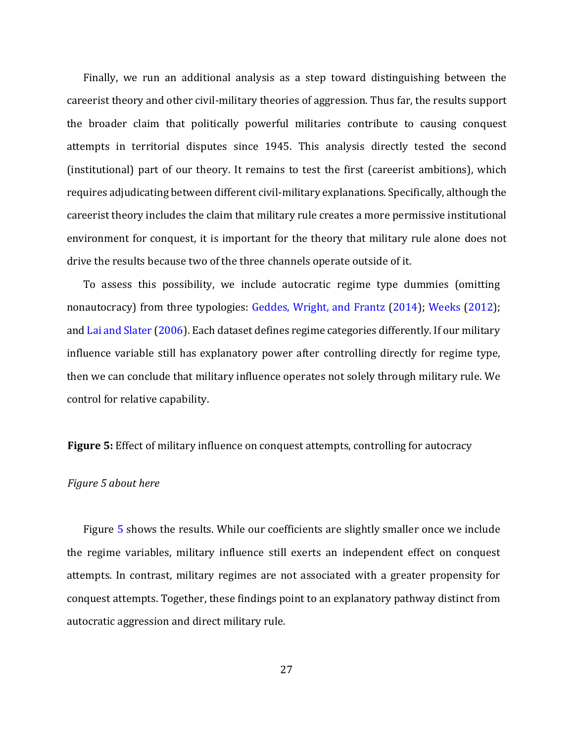Finally, we run an additional analysis as a step toward distinguishing between the careerist theory and other civil-military theories of aggression. Thus far, the results support the broader claim that politically powerful militaries contribute to causing conquest attempts in territorial disputes since 1945. This analysis directly tested the second (institutional) part of our theory. It remains to test the first (careerist ambitions), which requires adjudicating between different civil-military explanations. Specifically, although the careerist theory includes the claim that military rule creates a more permissive institutional environment for conquest, it is important for the theory that military rule alone does not drive the results because two of the three channels operate outside of it.

To assess this possibility, we include autocratic regime type dummies (omitting nonautocracy) from three typologies: Geddes, Wright, and Frantz (2014); Weeks (2012); and Lai and Slater (2006). Each dataset defines regime categories differently. If our military influence variable still has explanatory power after controlling directly for regime type, then we can conclude that military influence operates not solely through military rule. We control for relative capability.

**Figure 5:** Effect of military influence on conquest attempts, controlling for autocracy

*Figure 5 about here*

Figure 5 shows the results. While our coefficients are slightly smaller once we include the regime variables, military influence still exerts an independent effect on conquest attempts. In contrast, military regimes are not associated with a greater propensity for conquest attempts. Together, these findings point to an explanatory pathway distinct from autocratic aggression and direct military rule.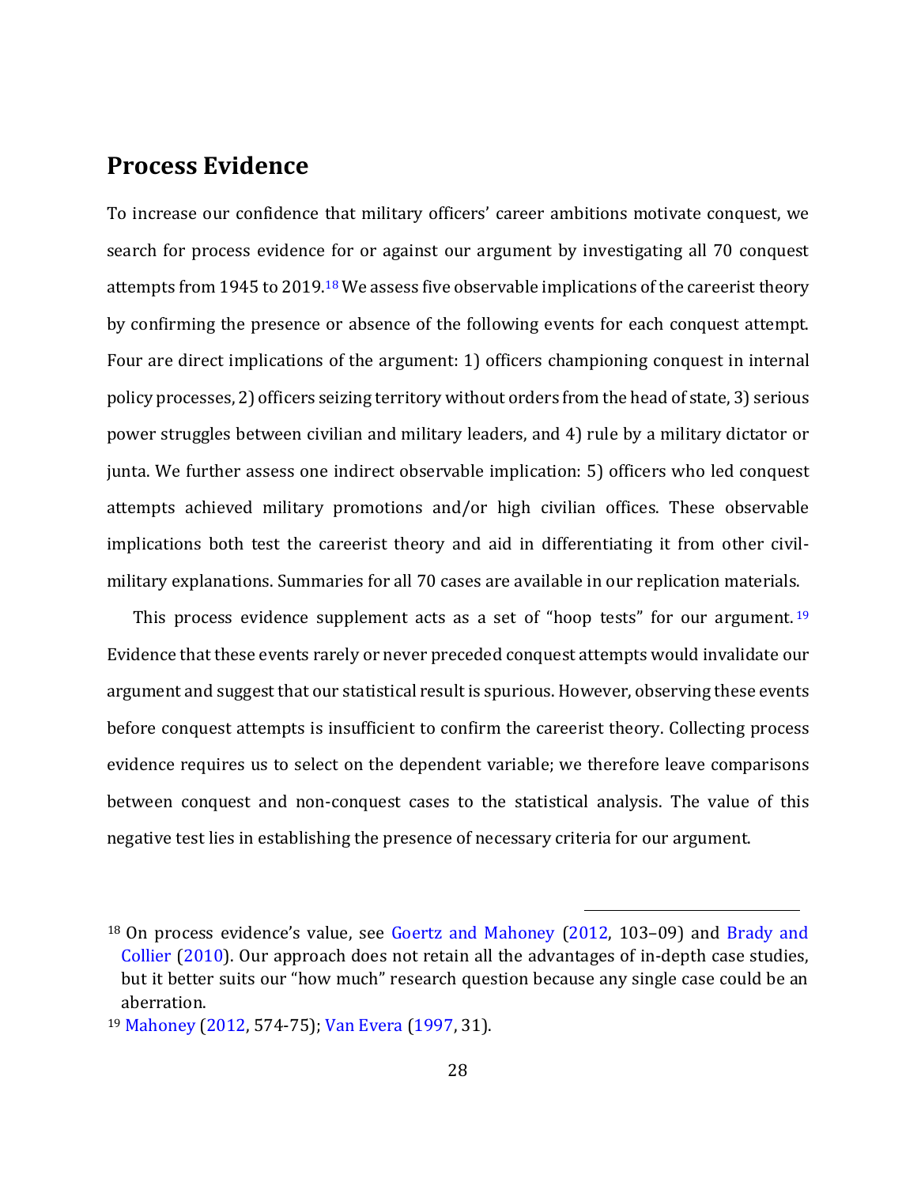## Process Evidence

To increase our confidence that military officers' career ambitions motivate conquest, we search for process evidence for or against our argument by investigating all 70 conquest attempts from 1945 to 2019.[18] We assess five observable implications of the careerist theory by confirming the presence or absence of the following events for each conquest attempt. Four are direct implications of the argument: 1) officers championing conquest in internal policy processes, 2) officers seizing territory without orders from the head of state, 3) serious power struggles between civilian and military leaders, and 4) rule by a military dictator or junta. We further assess one indirect observable implication: 5) officers who led conquest attempts achieved military promotions and/or high civilian offices. These observable implications both test the careerist theory and aid in differentiating it from other civil-military explanations. Summaries for all 70 cases are available in our replication materials.

This process evidence supplement acts as a set of "hoop tests" for our argument.[19] Evidence that these events rarely or never preceded conquest attempts would invalidate our argument and suggest that our statistical result is spurious. However, observing these events before conquest attempts is insufficient to confirm the careerist theory. Collecting process evidence requires us to select on the dependent variable; we therefore leave comparisons between conquest and non-conquest cases to the statistical analysis. The value of this negative test lies in establishing the presence of necessary criteria for our argument.

---

[18] On process evidence's value, see Goertz and Mahoney (2012, 103–09) and Brady and Collier (2010). Our approach does not retain all the advantages of in-depth case studies, but it better suits our "how much" research question because any single case could be an aberration.

[19] Mahoney (2012, 574-75); Van Evera (1997, 31).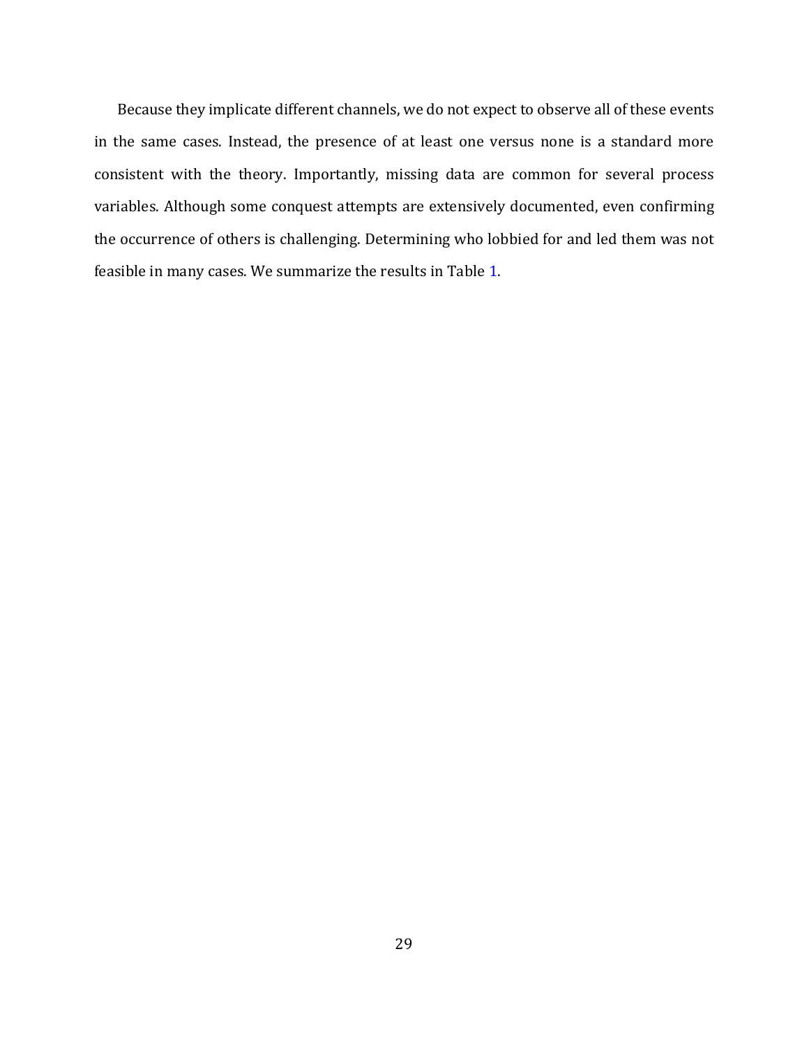Because they implicate different channels, we do not expect to observe all of these events in the same cases. Instead, the presence of at least one versus none is a standard more consistent with the theory. Importantly, missing data are common for several process variables. Although some conquest attempts are extensively documented, even confirming the occurrence of others is challenging. Determining who lobbied for and led them was not feasible in many cases. We summarize the results in Table 1.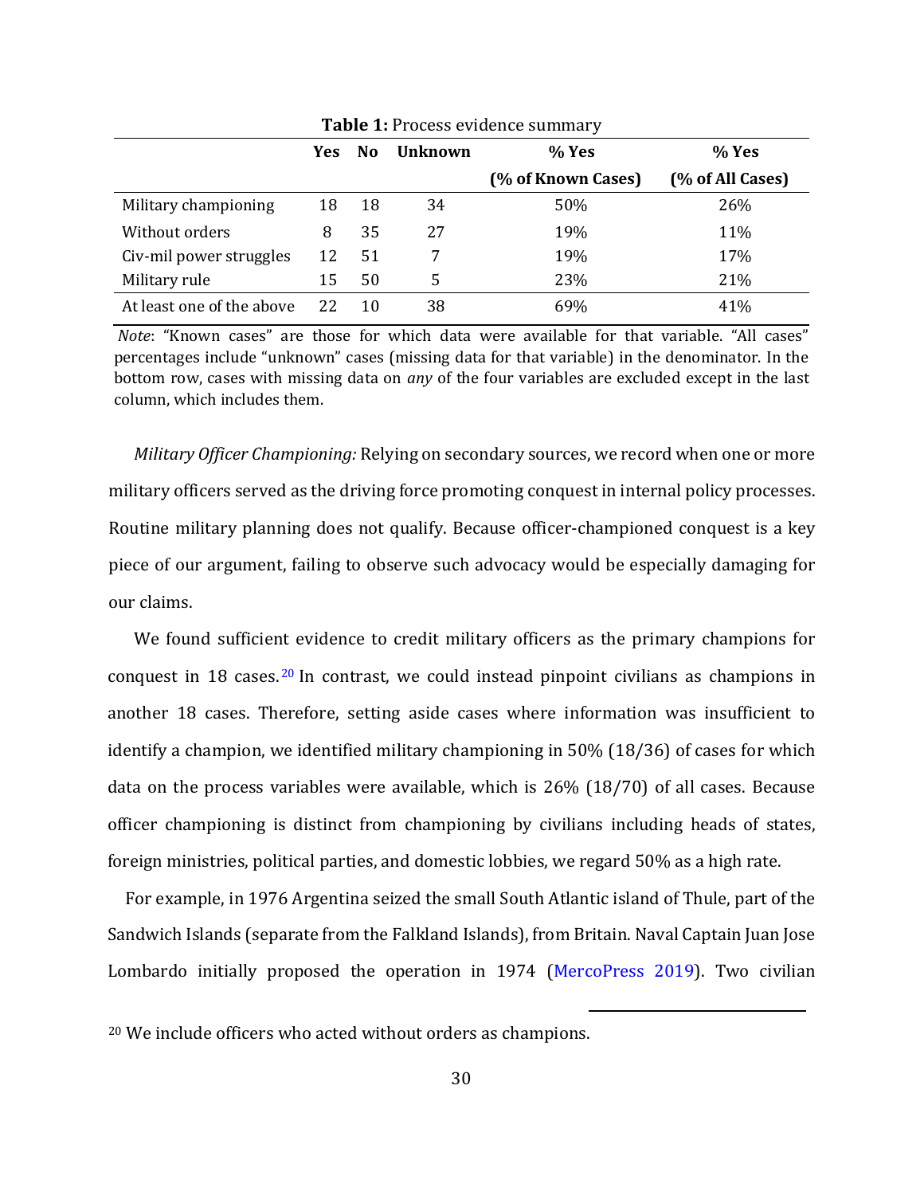**Table 1:** Process evidence summary

| | Yes | No | Unknown | % Yes (% of Known Cases) | % Yes (% of All Cases) |
|---|---|---|---|---|---|
| Military championing | 18 | 18 | 34 | 50% | 26% |
| Without orders | 8 | 35 | 27 | 19% | 11% |
| Civ-mil power struggles | 12 | 51 | 7 | 19% | 17% |
| Military rule | 15 | 50 | 5 | 23% | 21% |
| At least one of the above | 22 | 10 | 38 | 69% | 41% |

*Note*: "Known cases" are those for which data were available for that variable. "All cases" percentages include "unknown" cases (missing data for that variable) in the denominator. In the bottom row, cases with missing data on *any* of the four variables are excluded except in the last column, which includes them.

*Military Officer Championing:* Relying on secondary sources, we record when one or more military officers served as the driving force promoting conquest in internal policy processes. Routine military planning does not qualify. Because officer-championed conquest is a key piece of our argument, failing to observe such advocacy would be especially damaging for our claims.

We found sufficient evidence to credit military officers as the primary champions for conquest in 18 cases.[20] In contrast, we could instead pinpoint civilians as champions in another 18 cases. Therefore, setting aside cases where information was insufficient to identify a champion, we identified military championing in 50% (18/36) of cases for which data on the process variables were available, which is 26% (18/70) of all cases. Because officer championing is distinct from championing by civilians including heads of states, foreign ministries, political parties, and domestic lobbies, we regard 50% as a high rate.

For example, in 1976 Argentina seized the small South Atlantic island of Thule, part of the Sandwich Islands (separate from the Falkland Islands), from Britain. Naval Captain Juan Jose Lombardo initially proposed the operation in 1974 (MercoPress 2019). Two civilian

[20] We include officers who acted without orders as champions.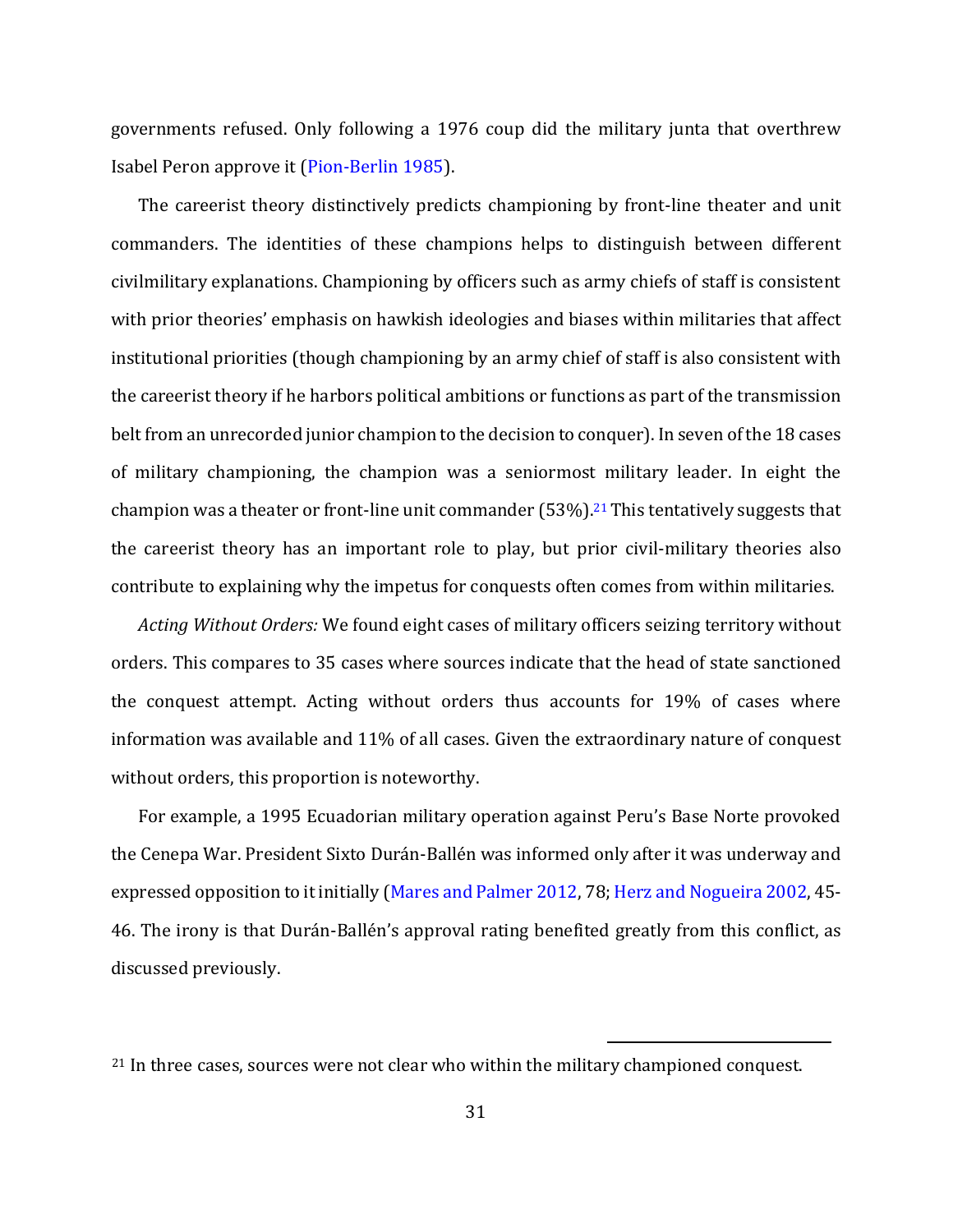governments refused. Only following a 1976 coup did the military junta that overthrew Isabel Peron approve it (Pion-Berlin 1985).

The careerist theory distinctively predicts championing by front-line theater and unit commanders. The identities of these champions helps to distinguish between different civilmilitary explanations. Championing by officers such as army chiefs of staff is consistent with prior theories' emphasis on hawkish ideologies and biases within militaries that affect institutional priorities (though championing by an army chief of staff is also consistent with the careerist theory if he harbors political ambitions or functions as part of the transmission belt from an unrecorded junior champion to the decision to conquer). In seven of the 18 cases of military championing, the champion was a seniormost military leader. In eight the champion was a theater or front-line unit commander (53%).[21] This tentatively suggests that the careerist theory has an important role to play, but prior civil-military theories also contribute to explaining why the impetus for conquests often comes from within militaries.

*Acting Without Orders:* We found eight cases of military officers seizing territory without orders. This compares to 35 cases where sources indicate that the head of state sanctioned the conquest attempt. Acting without orders thus accounts for 19% of cases where information was available and 11% of all cases. Given the extraordinary nature of conquest without orders, this proportion is noteworthy.

For example, a 1995 Ecuadorian military operation against Peru's Base Norte provoked the Cenepa War. President Sixto Durán-Ballén was informed only after it was underway and expressed opposition to it initially (Mares and Palmer 2012, 78; Herz and Nogueira 2002, 45-46. The irony is that Durán-Ballén's approval rating benefited greatly from this conflict, as discussed previously.

[21] In three cases, sources were not clear who within the military championed conquest.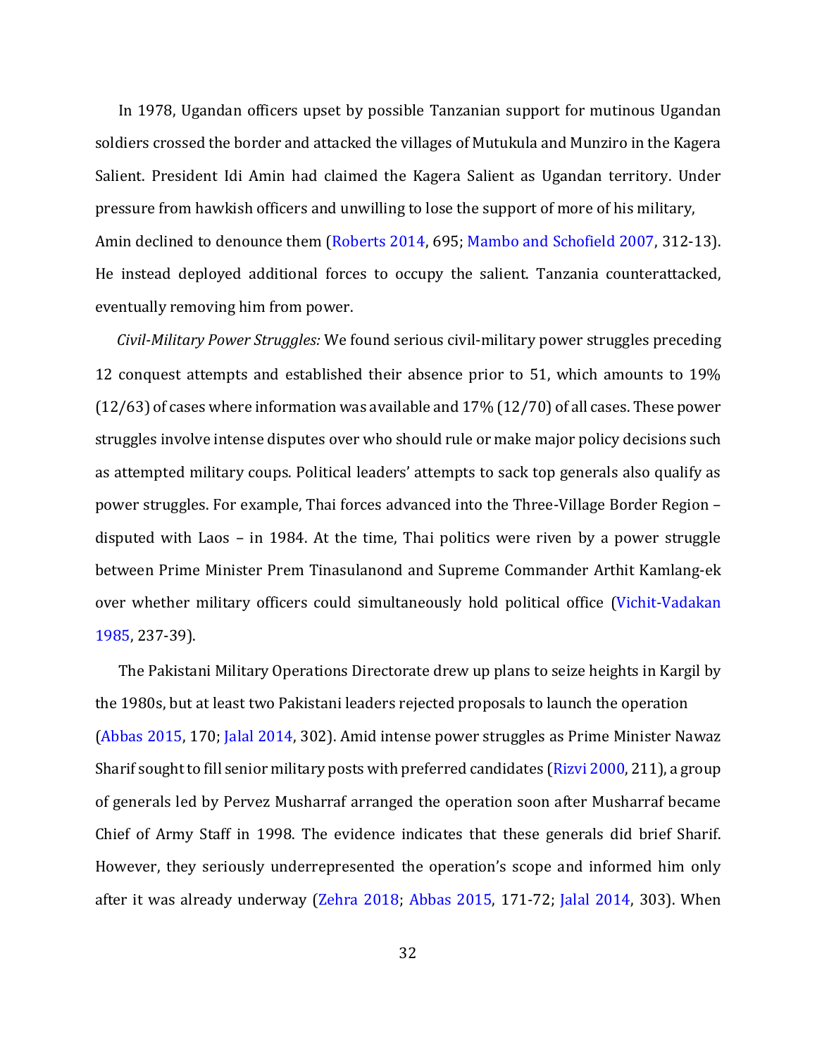In 1978, Ugandan officers upset by possible Tanzanian support for mutinous Ugandan soldiers crossed the border and attacked the villages of Mutukula and Munziro in the Kagera Salient. President Idi Amin had claimed the Kagera Salient as Ugandan territory. Under pressure from hawkish officers and unwilling to lose the support of more of his military, Amin declined to denounce them (Roberts 2014, 695; Mambo and Schofield 2007, 312-13). He instead deployed additional forces to occupy the salient. Tanzania counterattacked, eventually removing him from power.

*Civil-Military Power Struggles:* We found serious civil-military power struggles preceding 12 conquest attempts and established their absence prior to 51, which amounts to 19% (12/63) of cases where information was available and 17% (12/70) of all cases. These power struggles involve intense disputes over who should rule or make major policy decisions such as attempted military coups. Political leaders' attempts to sack top generals also qualify as power struggles. For example, Thai forces advanced into the Three-Village Border Region – disputed with Laos – in 1984. At the time, Thai politics were riven by a power struggle between Prime Minister Prem Tinasulanond and Supreme Commander Arthit Kamlang-ek over whether military officers could simultaneously hold political office (Vichit-Vadakan 1985, 237-39).

The Pakistani Military Operations Directorate drew up plans to seize heights in Kargil by the 1980s, but at least two Pakistani leaders rejected proposals to launch the operation (Abbas 2015, 170; Jalal 2014, 302). Amid intense power struggles as Prime Minister Nawaz Sharif sought to fill senior military posts with preferred candidates (Rizvi 2000, 211), a group of generals led by Pervez Musharraf arranged the operation soon after Musharraf became Chief of Army Staff in 1998. The evidence indicates that these generals did brief Sharif. However, they seriously underrepresented the operation's scope and informed him only after it was already underway (Zehra 2018; Abbas 2015, 171-72; Jalal 2014, 303). When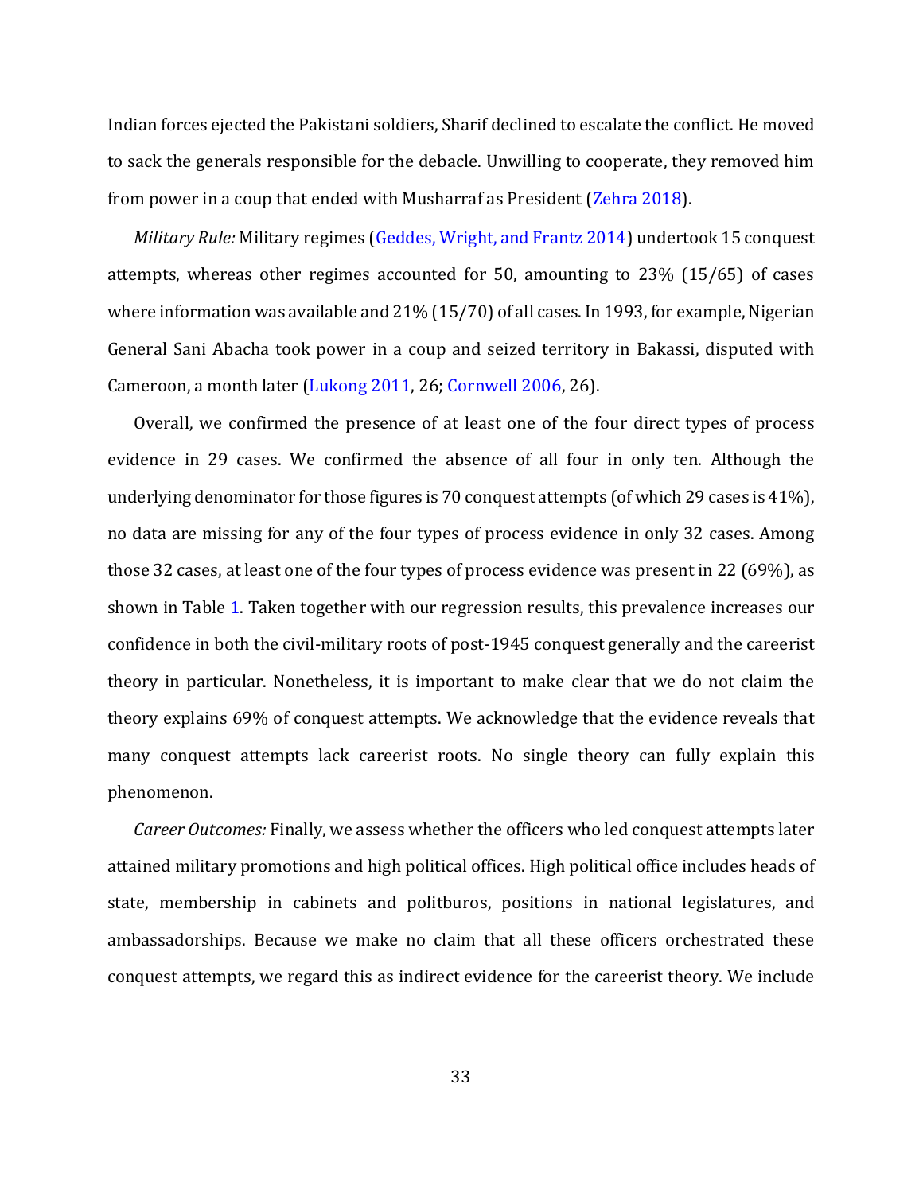Indian forces ejected the Pakistani soldiers, Sharif declined to escalate the conflict. He moved to sack the generals responsible for the debacle. Unwilling to cooperate, they removed him from power in a coup that ended with Musharraf as President (Zehra 2018).

*Military Rule:* Military regimes (Geddes, Wright, and Frantz 2014) undertook 15 conquest attempts, whereas other regimes accounted for 50, amounting to 23% (15/65) of cases where information was available and 21% (15/70) of all cases. In 1993, for example, Nigerian General Sani Abacha took power in a coup and seized territory in Bakassi, disputed with Cameroon, a month later (Lukong 2011, 26; Cornwell 2006, 26).

Overall, we confirmed the presence of at least one of the four direct types of process evidence in 29 cases. We confirmed the absence of all four in only ten. Although the underlying denominator for those figures is 70 conquest attempts (of which 29 cases is 41%), no data are missing for any of the four types of process evidence in only 32 cases. Among those 32 cases, at least one of the four types of process evidence was present in 22 (69%), as shown in Table 1. Taken together with our regression results, this prevalence increases our confidence in both the civil-military roots of post-1945 conquest generally and the careerist theory in particular. Nonetheless, it is important to make clear that we do not claim the theory explains 69% of conquest attempts. We acknowledge that the evidence reveals that many conquest attempts lack careerist roots. No single theory can fully explain this phenomenon.

*Career Outcomes:* Finally, we assess whether the officers who led conquest attempts later attained military promotions and high political offices. High political office includes heads of state, membership in cabinets and politburos, positions in national legislatures, and ambassadorships. Because we make no claim that all these officers orchestrated these conquest attempts, we regard this as indirect evidence for the careerist theory. We include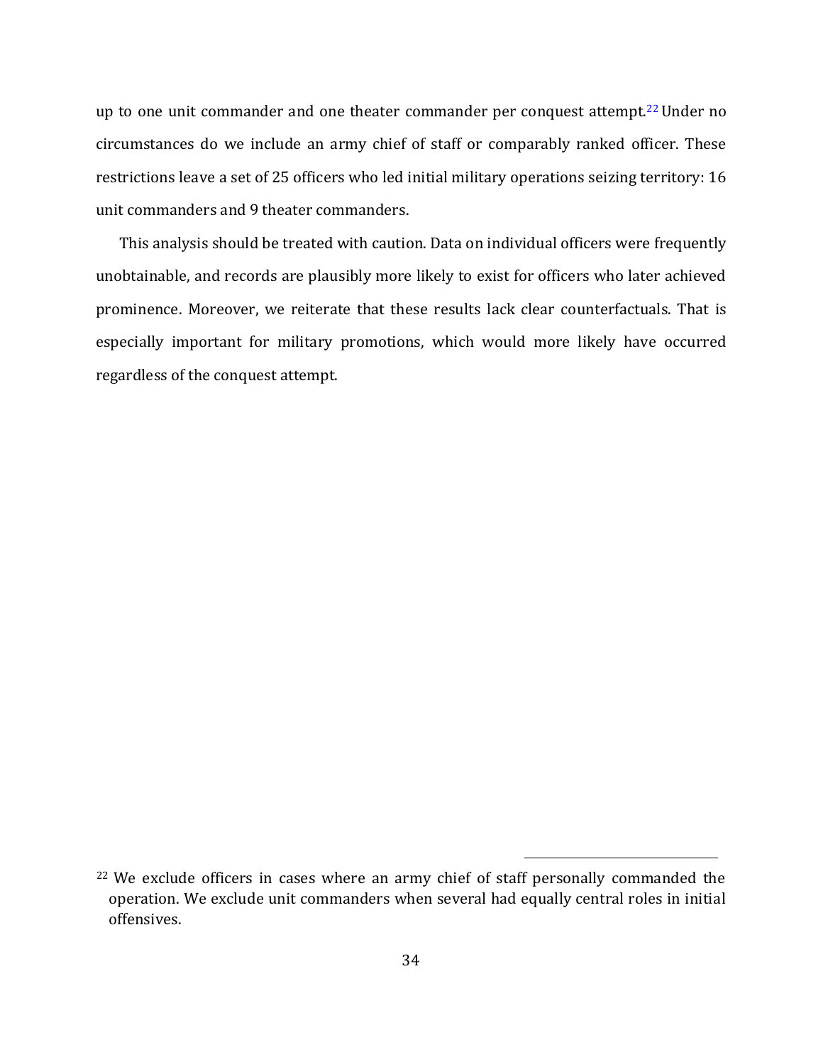up to one unit commander and one theater commander per conquest attempt.[22] Under no circumstances do we include an army chief of staff or comparably ranked officer. These restrictions leave a set of 25 officers who led initial military operations seizing territory: 16 unit commanders and 9 theater commanders.

This analysis should be treated with caution. Data on individual officers were frequently unobtainable, and records are plausibly more likely to exist for officers who later achieved prominence. Moreover, we reiterate that these results lack clear counterfactuals. That is especially important for military promotions, which would more likely have occurred regardless of the conquest attempt.

[22] We exclude officers in cases where an army chief of staff personally commanded the operation. We exclude unit commanders when several had equally central roles in initial offensives.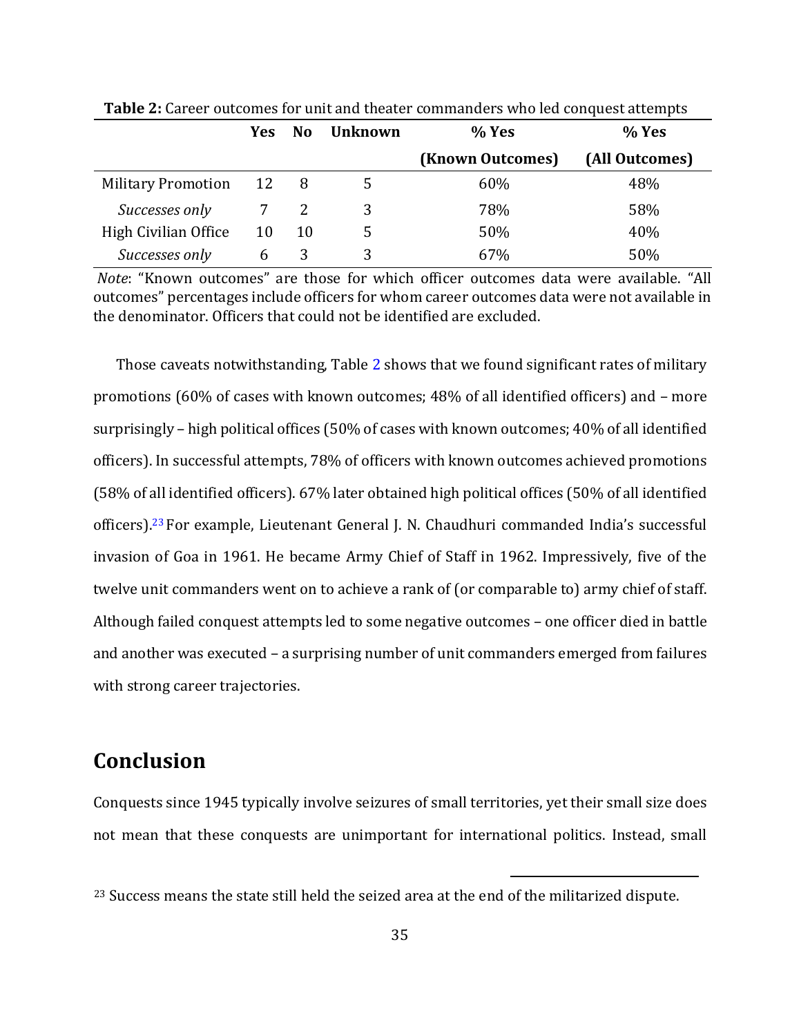**Table 2:** Career outcomes for unit and theater commanders who led conquest attempts

| | Yes | No | Unknown | % Yes (Known Outcomes) | % Yes (All Outcomes) |
|---|---|---|---|---|---|
| Military Promotion | 12 | 8 | 5 | 60% | 48% |
| *Successes only* | 7 | 2 | 3 | 78% | 58% |
| High Civilian Office | 10 | 10 | 5 | 50% | 40% |
| *Successes only* | 6 | 3 | 3 | 67% | 50% |

*Note*: "Known outcomes" are those for which officer outcomes data were available. "All outcomes" percentages include officers for whom career outcomes data were not available in the denominator. Officers that could not be identified are excluded.

Those caveats notwithstanding, Table 2 shows that we found significant rates of military promotions (60% of cases with known outcomes; 48% of all identified officers) and – more surprisingly – high political offices (50% of cases with known outcomes; 40% of all identified officers). In successful attempts, 78% of officers with known outcomes achieved promotions (58% of all identified officers). 67% later obtained high political offices (50% of all identified officers).[23] For example, Lieutenant General J. N. Chaudhuri commanded India's successful invasion of Goa in 1961. He became Army Chief of Staff in 1962. Impressively, five of the twelve unit commanders went on to achieve a rank of (or comparable to) army chief of staff. Although failed conquest attempts led to some negative outcomes – one officer died in battle and another was executed – a surprising number of unit commanders emerged from failures with strong career trajectories.

## Conclusion

Conquests since 1945 typically involve seizures of small territories, yet their small size does not mean that these conquests are unimportant for international politics. Instead, small

[23] Success means the state still held the seized area at the end of the militarized dispute.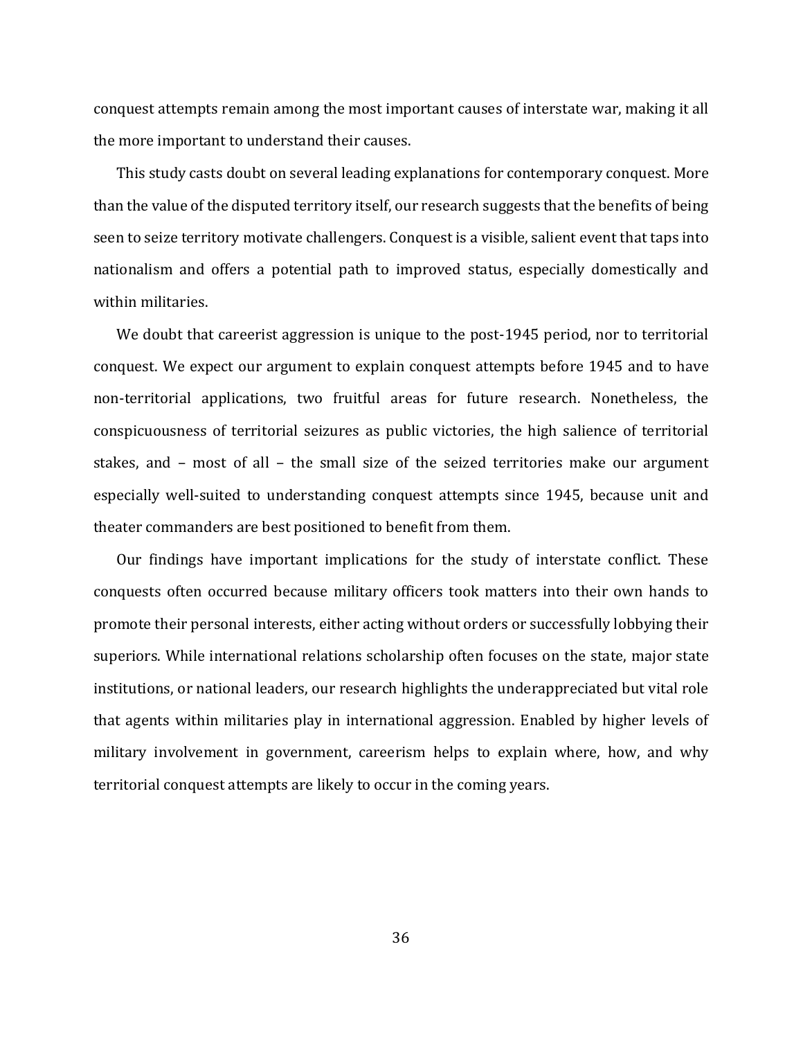conquest attempts remain among the most important causes of interstate war, making it all the more important to understand their causes.

This study casts doubt on several leading explanations for contemporary conquest. More than the value of the disputed territory itself, our research suggests that the benefits of being seen to seize territory motivate challengers. Conquest is a visible, salient event that taps into nationalism and offers a potential path to improved status, especially domestically and within militaries.

We doubt that careerist aggression is unique to the post-1945 period, nor to territorial conquest. We expect our argument to explain conquest attempts before 1945 and to have non-territorial applications, two fruitful areas for future research. Nonetheless, the conspicuousness of territorial seizures as public victories, the high salience of territorial stakes, and – most of all – the small size of the seized territories make our argument especially well-suited to understanding conquest attempts since 1945, because unit and theater commanders are best positioned to benefit from them.

Our findings have important implications for the study of interstate conflict. These conquests often occurred because military officers took matters into their own hands to promote their personal interests, either acting without orders or successfully lobbying their superiors. While international relations scholarship often focuses on the state, major state institutions, or national leaders, our research highlights the underappreciated but vital role that agents within militaries play in international aggression. Enabled by higher levels of military involvement in government, careerism helps to explain where, how, and why territorial conquest attempts are likely to occur in the coming years.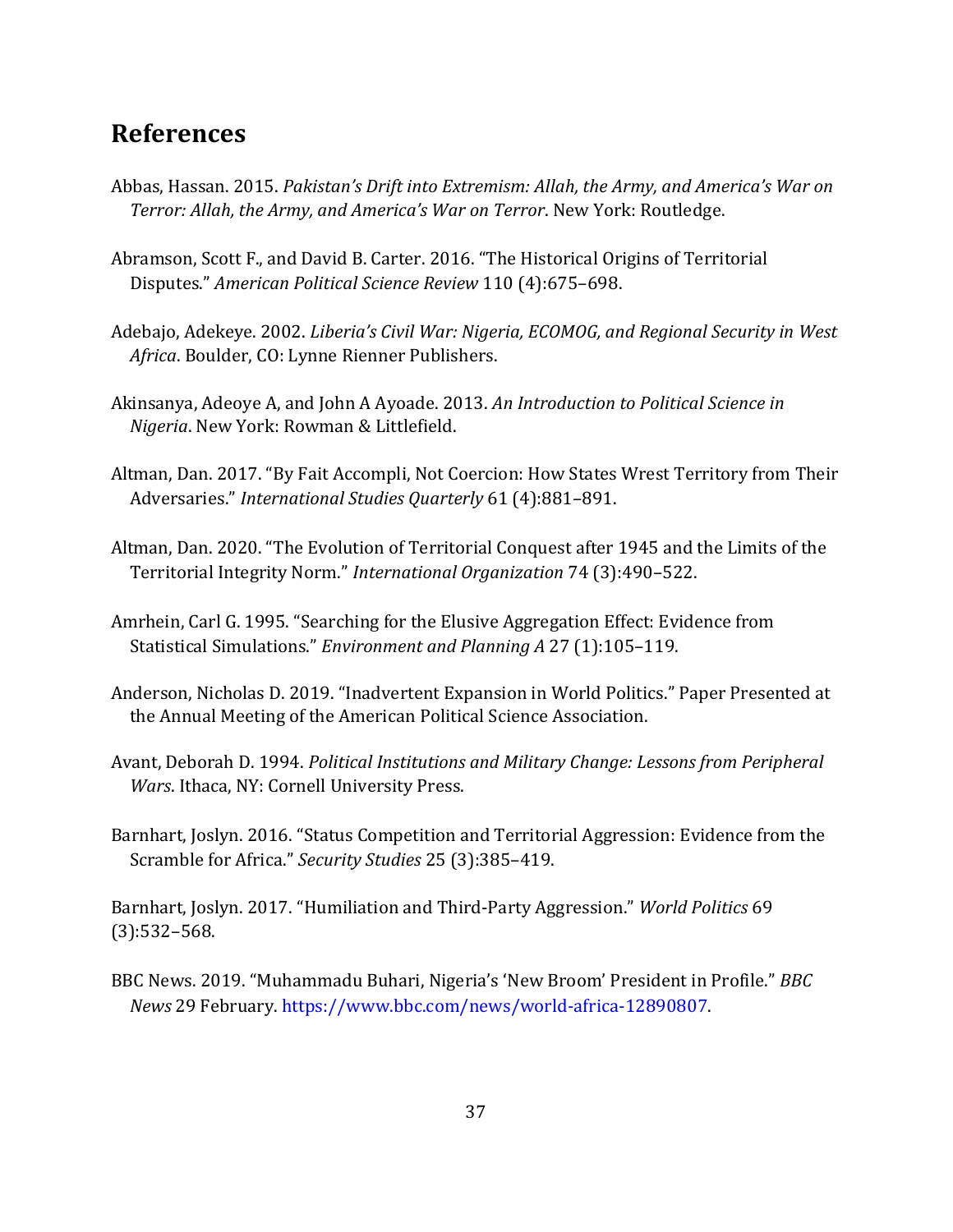## References

Abbas, Hassan. 2015. *Pakistan's Drift into Extremism: Allah, the Army, and America's War on Terror: Allah, the Army, and America's War on Terror*. New York: Routledge.

Abramson, Scott F., and David B. Carter. 2016. "The Historical Origins of Territorial Disputes." *American Political Science Review* 110 (4):675–698.

Adebajo, Adekeye. 2002. *Liberia's Civil War: Nigeria, ECOMOG, and Regional Security in West Africa*. Boulder, CO: Lynne Rienner Publishers.

Akinsanya, Adeoye A, and John A Ayoade. 2013. *An Introduction to Political Science in Nigeria*. New York: Rowman & Littlefield.

Altman, Dan. 2017. "By Fait Accompli, Not Coercion: How States Wrest Territory from Their Adversaries." *International Studies Quarterly* 61 (4):881–891.

Altman, Dan. 2020. "The Evolution of Territorial Conquest after 1945 and the Limits of the Territorial Integrity Norm." *International Organization* 74 (3):490–522.

Amrhein, Carl G. 1995. "Searching for the Elusive Aggregation Effect: Evidence from Statistical Simulations." *Environment and Planning A* 27 (1):105–119.

Anderson, Nicholas D. 2019. "Inadvertent Expansion in World Politics." Paper Presented at the Annual Meeting of the American Political Science Association.

Avant, Deborah D. 1994. *Political Institutions and Military Change: Lessons from Peripheral Wars*. Ithaca, NY: Cornell University Press.

Barnhart, Joslyn. 2016. "Status Competition and Territorial Aggression: Evidence from the Scramble for Africa." *Security Studies* 25 (3):385–419.

Barnhart, Joslyn. 2017. "Humiliation and Third-Party Aggression." *World Politics* 69 (3):532–568.

BBC News. 2019. "Muhammadu Buhari, Nigeria's 'New Broom' President in Profile." *BBC News* 29 February. https://www.bbc.com/news/world-africa-12890807.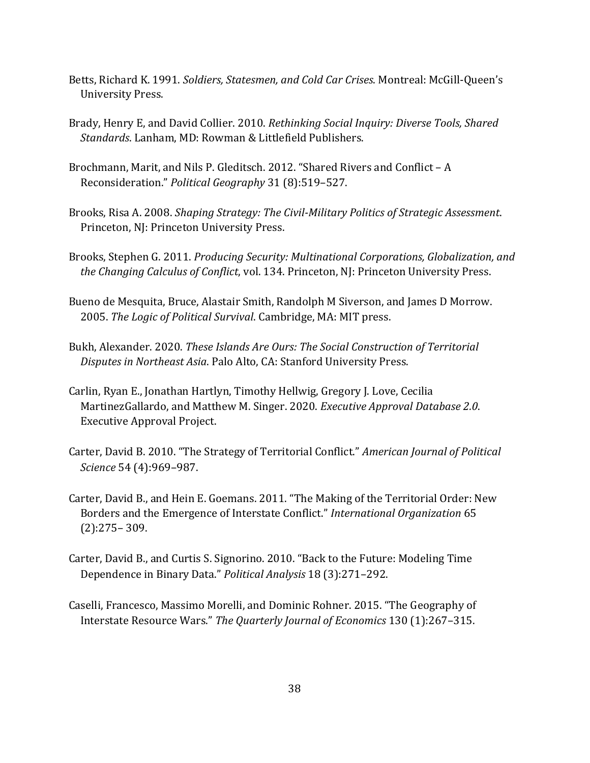Betts, Richard K. 1991. *Soldiers, Statesmen, and Cold Car Crises*. Montreal: McGill-Queen's University Press.

Brady, Henry E, and David Collier. 2010. *Rethinking Social Inquiry: Diverse Tools, Shared Standards*. Lanham, MD: Rowman & Littlefield Publishers.

Brochmann, Marit, and Nils P. Gleditsch. 2012. "Shared Rivers and Conflict – A Reconsideration." *Political Geography* 31 (8):519–527.

Brooks, Risa A. 2008. *Shaping Strategy: The Civil-Military Politics of Strategic Assessment*. Princeton, NJ: Princeton University Press.

Brooks, Stephen G. 2011. *Producing Security: Multinational Corporations, Globalization, and the Changing Calculus of Conflict*, vol. 134. Princeton, NJ: Princeton University Press.

Bueno de Mesquita, Bruce, Alastair Smith, Randolph M Siverson, and James D Morrow. 2005. *The Logic of Political Survival*. Cambridge, MA: MIT press.

Bukh, Alexander. 2020. *These Islands Are Ours: The Social Construction of Territorial Disputes in Northeast Asia*. Palo Alto, CA: Stanford University Press.

Carlin, Ryan E., Jonathan Hartlyn, Timothy Hellwig, Gregory J. Love, Cecilia MartinezGallardo, and Matthew M. Singer. 2020. *Executive Approval Database 2.0*. Executive Approval Project.

Carter, David B. 2010. "The Strategy of Territorial Conflict." *American Journal of Political Science* 54 (4):969–987.

Carter, David B., and Hein E. Goemans. 2011. "The Making of the Territorial Order: New Borders and the Emergence of Interstate Conflict." *International Organization* 65 (2):275– 309.

Carter, David B., and Curtis S. Signorino. 2010. "Back to the Future: Modeling Time Dependence in Binary Data." *Political Analysis* 18 (3):271–292.

Caselli, Francesco, Massimo Morelli, and Dominic Rohner. 2015. "The Geography of Interstate Resource Wars." *The Quarterly Journal of Economics* 130 (1):267–315.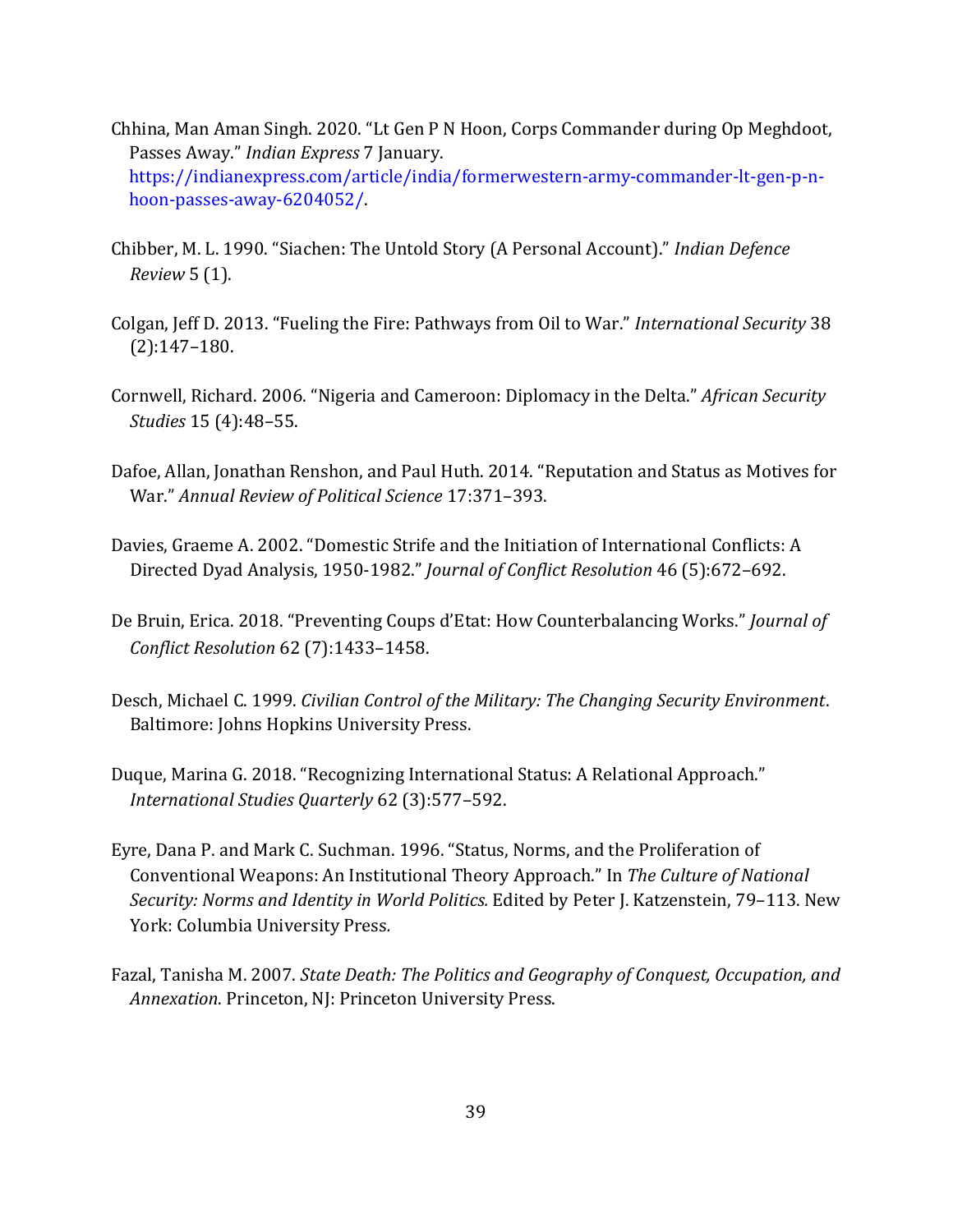Chhina, Man Aman Singh. 2020. "Lt Gen P N Hoon, Corps Commander during Op Meghdoot, Passes Away." *Indian Express* 7 January. https://indianexpress.com/article/india/formerwestern-army-commander-lt-gen-p-n-hoon-passes-away-6204052/.

Chibber, M. L. 1990. "Siachen: The Untold Story (A Personal Account)." *Indian Defence Review* 5 (1).

Colgan, Jeff D. 2013. "Fueling the Fire: Pathways from Oil to War." *International Security* 38 (2):147–180.

Cornwell, Richard. 2006. "Nigeria and Cameroon: Diplomacy in the Delta." *African Security Studies* 15 (4):48–55.

Dafoe, Allan, Jonathan Renshon, and Paul Huth. 2014. "Reputation and Status as Motives for War." *Annual Review of Political Science* 17:371–393.

Davies, Graeme A. 2002. "Domestic Strife and the Initiation of International Conflicts: A Directed Dyad Analysis, 1950-1982." *Journal of Conflict Resolution* 46 (5):672–692.

De Bruin, Erica. 2018. "Preventing Coups d'Etat: How Counterbalancing Works." *Journal of Conflict Resolution* 62 (7):1433–1458.

Desch, Michael C. 1999. *Civilian Control of the Military: The Changing Security Environment*. Baltimore: Johns Hopkins University Press.

Duque, Marina G. 2018. "Recognizing International Status: A Relational Approach." *International Studies Quarterly* 62 (3):577–592.

Eyre, Dana P. and Mark C. Suchman. 1996. "Status, Norms, and the Proliferation of Conventional Weapons: An Institutional Theory Approach." In *The Culture of National Security: Norms and Identity in World Politics.* Edited by Peter J. Katzenstein, 79–113. New York: Columbia University Press.

Fazal, Tanisha M. 2007. *State Death: The Politics and Geography of Conquest, Occupation, and Annexation.* Princeton, NJ: Princeton University Press.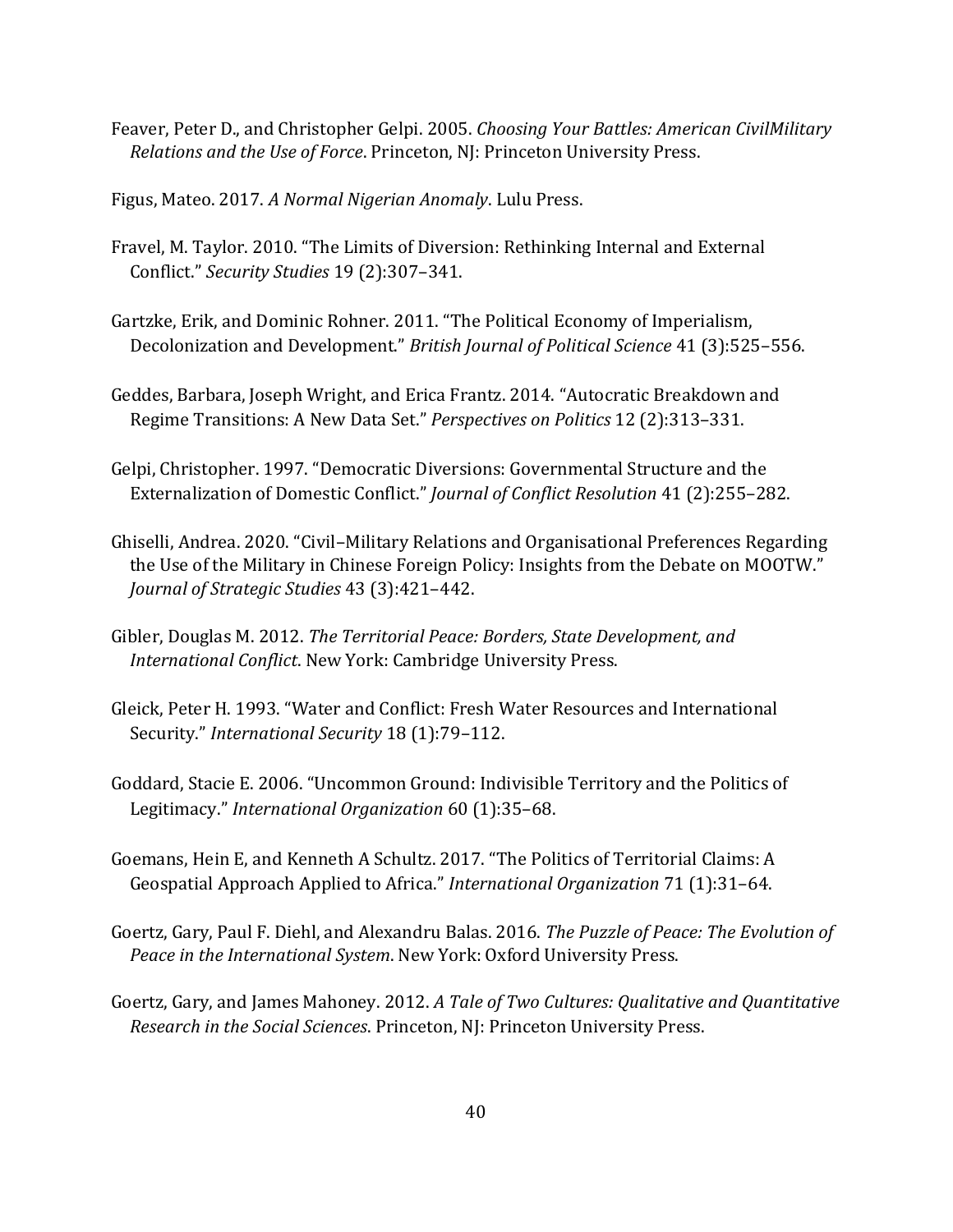Feaver, Peter D., and Christopher Gelpi. 2005. *Choosing Your Battles: American CivilMilitary Relations and the Use of Force*. Princeton, NJ: Princeton University Press.

Figus, Mateo. 2017. *A Normal Nigerian Anomaly*. Lulu Press.

Fravel, M. Taylor. 2010. "The Limits of Diversion: Rethinking Internal and External Conflict." *Security Studies* 19 (2):307–341.

Gartzke, Erik, and Dominic Rohner. 2011. "The Political Economy of Imperialism, Decolonization and Development." *British Journal of Political Science* 41 (3):525–556.

Geddes, Barbara, Joseph Wright, and Erica Frantz. 2014. "Autocratic Breakdown and Regime Transitions: A New Data Set." *Perspectives on Politics* 12 (2):313–331.

Gelpi, Christopher. 1997. "Democratic Diversions: Governmental Structure and the Externalization of Domestic Conflict." *Journal of Conflict Resolution* 41 (2):255–282.

Ghiselli, Andrea. 2020. "Civil–Military Relations and Organisational Preferences Regarding the Use of the Military in Chinese Foreign Policy: Insights from the Debate on MOOTW." *Journal of Strategic Studies* 43 (3):421–442.

Gibler, Douglas M. 2012. *The Territorial Peace: Borders, State Development, and International Conflict*. New York: Cambridge University Press.

Gleick, Peter H. 1993. "Water and Conflict: Fresh Water Resources and International Security." *International Security* 18 (1):79–112.

Goddard, Stacie E. 2006. "Uncommon Ground: Indivisible Territory and the Politics of Legitimacy." *International Organization* 60 (1):35–68.

Goemans, Hein E, and Kenneth A Schultz. 2017. "The Politics of Territorial Claims: A Geospatial Approach Applied to Africa." *International Organization* 71 (1):31–64.

Goertz, Gary, Paul F. Diehl, and Alexandru Balas. 2016. *The Puzzle of Peace: The Evolution of Peace in the International System*. New York: Oxford University Press.

Goertz, Gary, and James Mahoney. 2012. *A Tale of Two Cultures: Qualitative and Quantitative Research in the Social Sciences*. Princeton, NJ: Princeton University Press.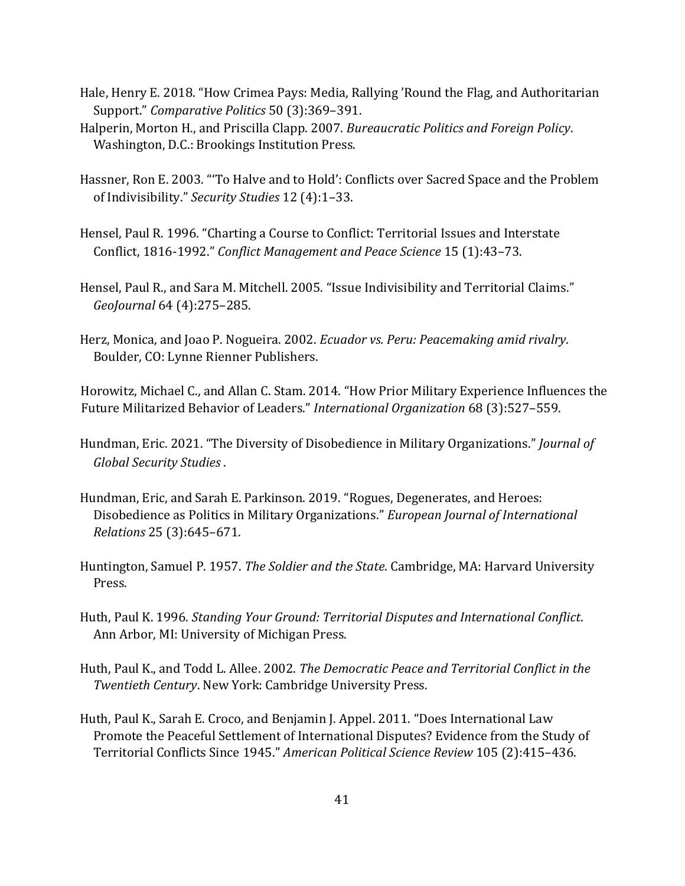Hale, Henry E. 2018. "How Crimea Pays: Media, Rallying 'Round the Flag, and Authoritarian Support." *Comparative Politics* 50 (3):369–391.

Halperin, Morton H., and Priscilla Clapp. 2007. *Bureaucratic Politics and Foreign Policy*. Washington, D.C.: Brookings Institution Press.

Hassner, Ron E. 2003. "'To Halve and to Hold': Conflicts over Sacred Space and the Problem of Indivisibility." *Security Studies* 12 (4):1–33.

Hensel, Paul R. 1996. "Charting a Course to Conflict: Territorial Issues and Interstate Conflict, 1816-1992." *Conflict Management and Peace Science* 15 (1):43–73.

Hensel, Paul R., and Sara M. Mitchell. 2005. "Issue Indivisibility and Territorial Claims." *GeoJournal* 64 (4):275–285.

Herz, Monica, and Joao P. Nogueira. 2002. *Ecuador vs. Peru: Peacemaking amid rivalry*. Boulder, CO: Lynne Rienner Publishers.

Horowitz, Michael C., and Allan C. Stam. 2014. "How Prior Military Experience Influences the Future Militarized Behavior of Leaders." *International Organization* 68 (3):527–559.

Hundman, Eric. 2021. "The Diversity of Disobedience in Military Organizations." *Journal of Global Security Studies* .

Hundman, Eric, and Sarah E. Parkinson. 2019. "Rogues, Degenerates, and Heroes: Disobedience as Politics in Military Organizations." *European Journal of International Relations* 25 (3):645–671.

Huntington, Samuel P. 1957. *The Soldier and the State*. Cambridge, MA: Harvard University Press.

Huth, Paul K. 1996. *Standing Your Ground: Territorial Disputes and International Conflict*. Ann Arbor, MI: University of Michigan Press.

Huth, Paul K., and Todd L. Allee. 2002. *The Democratic Peace and Territorial Conflict in the Twentieth Century*. New York: Cambridge University Press.

Huth, Paul K., Sarah E. Croco, and Benjamin J. Appel. 2011. "Does International Law Promote the Peaceful Settlement of International Disputes? Evidence from the Study of Territorial Conflicts Since 1945." *American Political Science Review* 105 (2):415–436.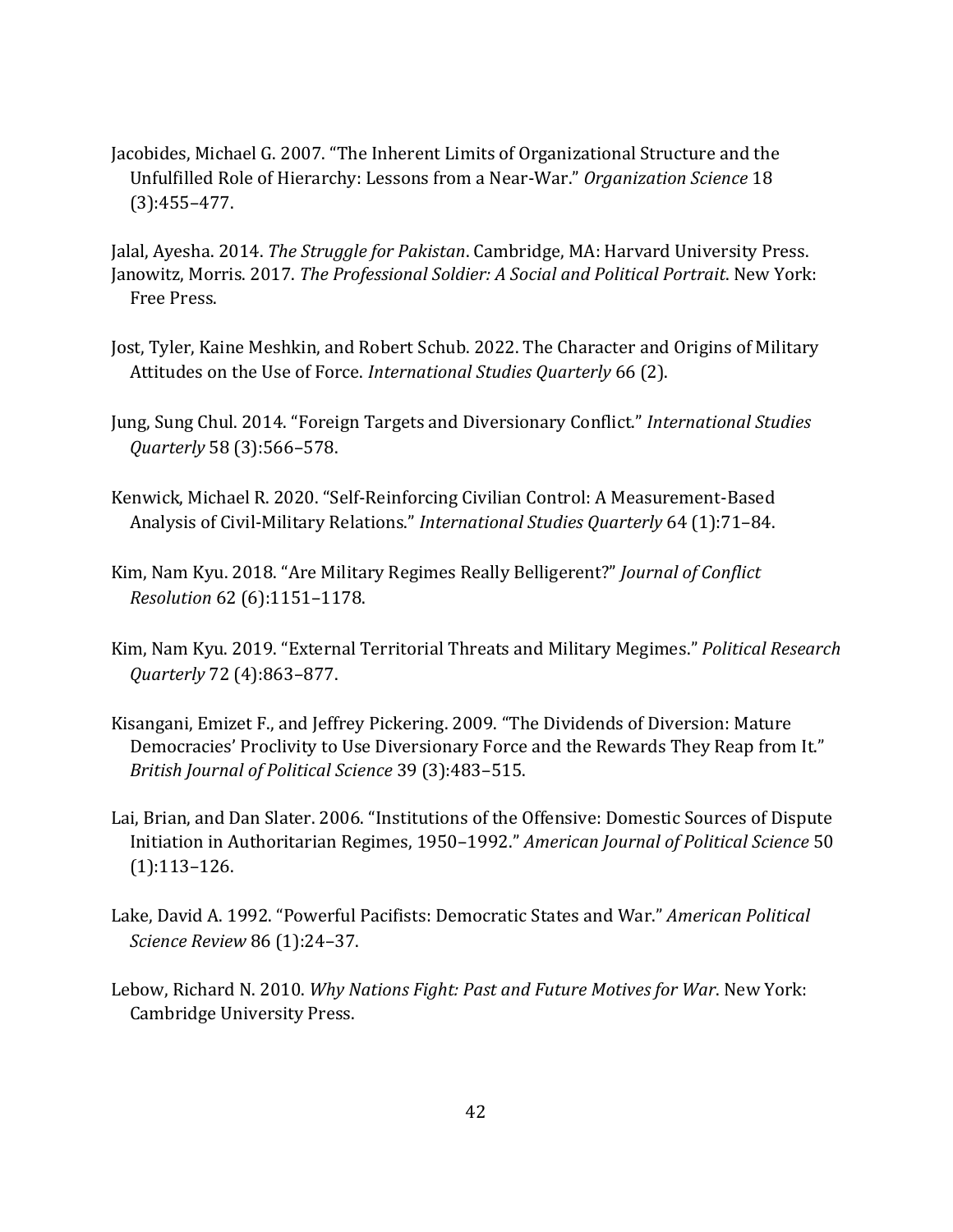Jacobides, Michael G. 2007. “The Inherent Limits of Organizational Structure and the Unfulfilled Role of Hierarchy: Lessons from a Near-War.” *Organization Science* 18 (3):455–477.

Jalal, Ayesha. 2014. *The Struggle for Pakistan*. Cambridge, MA: Harvard University Press.

Janowitz, Morris. 2017. *The Professional Soldier: A Social and Political Portrait*. New York: Free Press.

Jost, Tyler, Kaine Meshkin, and Robert Schub. 2022. The Character and Origins of Military Attitudes on the Use of Force. *International Studies Quarterly* 66 (2).

Jung, Sung Chul. 2014. “Foreign Targets and Diversionary Conflict.” *International Studies Quarterly* 58 (3):566–578.

Kenwick, Michael R. 2020. “Self-Reinforcing Civilian Control: A Measurement-Based Analysis of Civil-Military Relations.” *International Studies Quarterly* 64 (1):71–84.

Kim, Nam Kyu. 2018. “Are Military Regimes Really Belligerent?” *Journal of Conflict Resolution* 62 (6):1151–1178.

Kim, Nam Kyu. 2019. “External Territorial Threats and Military Megimes.” *Political Research Quarterly* 72 (4):863–877.

Kisangani, Emizet F., and Jeffrey Pickering. 2009. “The Dividends of Diversion: Mature Democracies’ Proclivity to Use Diversionary Force and the Rewards They Reap from It.” *British Journal of Political Science* 39 (3):483–515.

Lai, Brian, and Dan Slater. 2006. “Institutions of the Offensive: Domestic Sources of Dispute Initiation in Authoritarian Regimes, 1950–1992.” *American Journal of Political Science* 50 (1):113–126.

Lake, David A. 1992. “Powerful Pacifists: Democratic States and War.” *American Political Science Review* 86 (1):24–37.

Lebow, Richard N. 2010. *Why Nations Fight: Past and Future Motives for War*. New York: Cambridge University Press.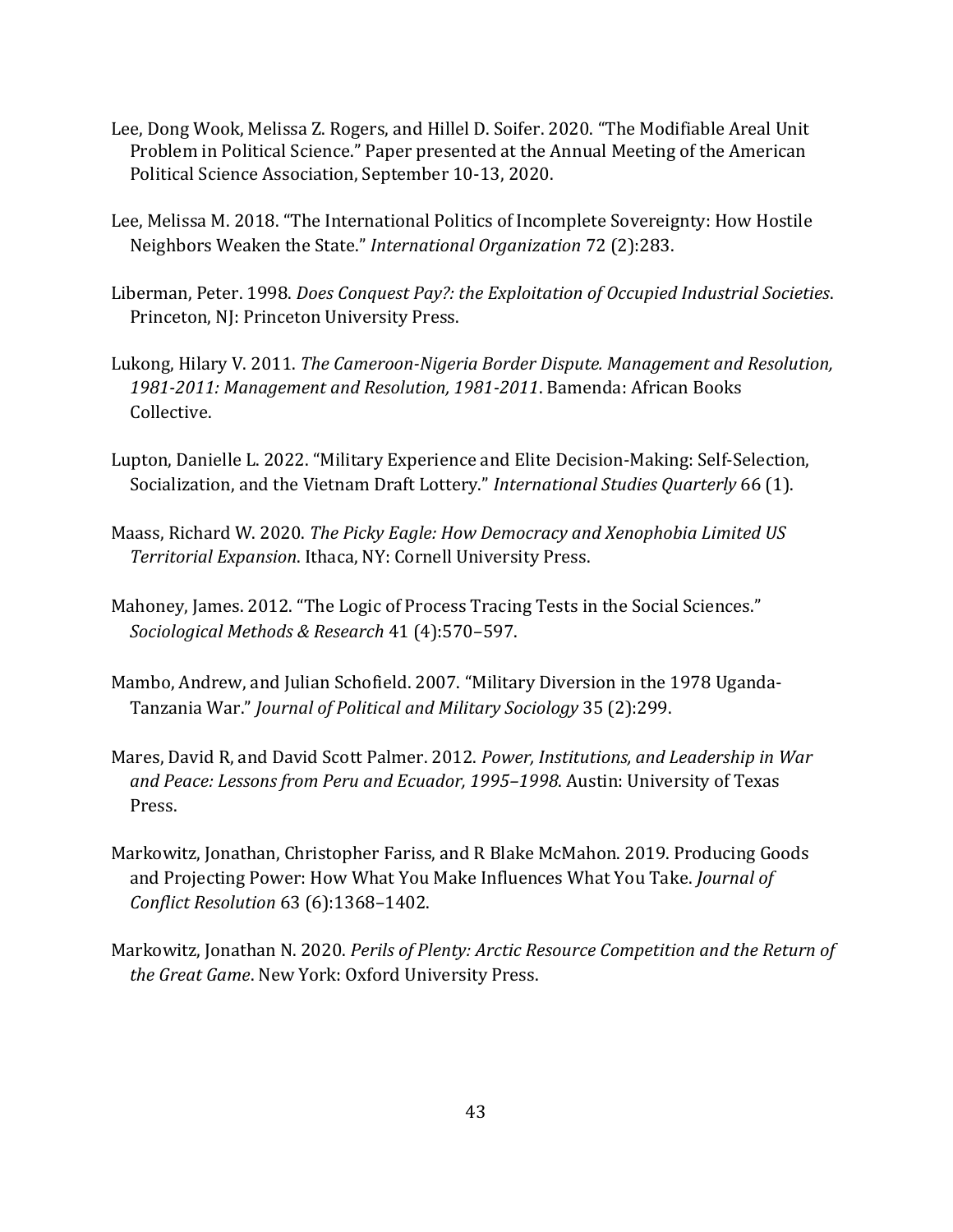Lee, Dong Wook, Melissa Z. Rogers, and Hillel D. Soifer. 2020. "The Modifiable Areal Unit Problem in Political Science." Paper presented at the Annual Meeting of the American Political Science Association, September 10-13, 2020.

Lee, Melissa M. 2018. "The International Politics of Incomplete Sovereignty: How Hostile Neighbors Weaken the State." *International Organization* 72 (2):283.

Liberman, Peter. 1998. *Does Conquest Pay?: the Exploitation of Occupied Industrial Societies*. Princeton, NJ: Princeton University Press.

Lukong, Hilary V. 2011. *The Cameroon-Nigeria Border Dispute. Management and Resolution, 1981-2011: Management and Resolution, 1981-2011*. Bamenda: African Books Collective.

Lupton, Danielle L. 2022. "Military Experience and Elite Decision-Making: Self-Selection, Socialization, and the Vietnam Draft Lottery." *International Studies Quarterly* 66 (1).

Maass, Richard W. 2020. *The Picky Eagle: How Democracy and Xenophobia Limited US Territorial Expansion*. Ithaca, NY: Cornell University Press.

Mahoney, James. 2012. "The Logic of Process Tracing Tests in the Social Sciences." *Sociological Methods & Research* 41 (4):570–597.

Mambo, Andrew, and Julian Schofield. 2007. "Military Diversion in the 1978 Uganda-Tanzania War." *Journal of Political and Military Sociology* 35 (2):299.

Mares, David R, and David Scott Palmer. 2012. *Power, Institutions, and Leadership in War and Peace: Lessons from Peru and Ecuador, 1995–1998*. Austin: University of Texas Press.

Markowitz, Jonathan, Christopher Fariss, and R Blake McMahon. 2019. Producing Goods and Projecting Power: How What You Make Influences What You Take. *Journal of Conflict Resolution* 63 (6):1368–1402.

Markowitz, Jonathan N. 2020. *Perils of Plenty: Arctic Resource Competition and the Return of the Great Game*. New York: Oxford University Press.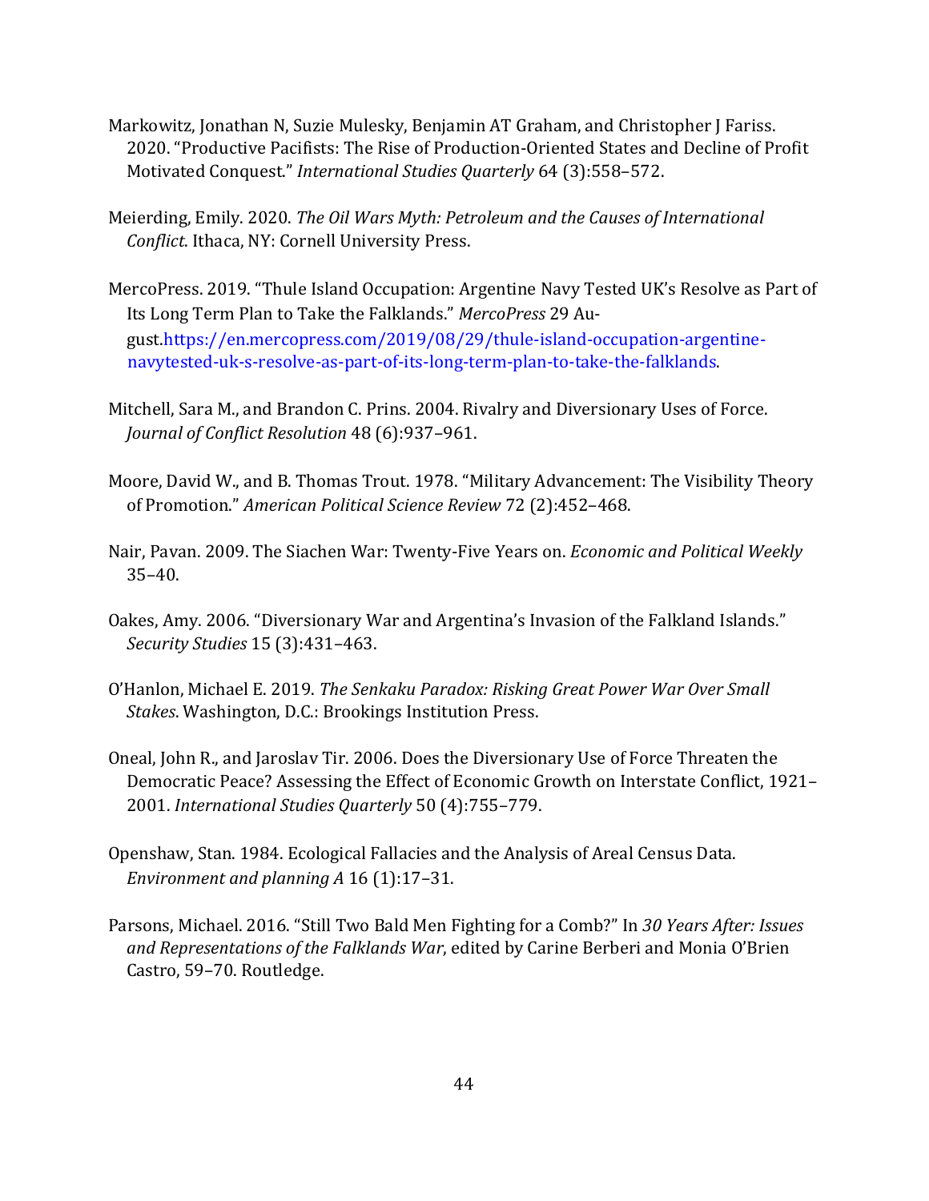Markowitz, Jonathan N, Suzie Mulesky, Benjamin AT Graham, and Christopher J Fariss. 2020. "Productive Pacifists: The Rise of Production-Oriented States and Decline of Profit Motivated Conquest." *International Studies Quarterly* 64 (3):558–572.

Meierding, Emily. 2020. *The Oil Wars Myth: Petroleum and the Causes of International Conflict*. Ithaca, NY: Cornell University Press.

MercoPress. 2019. "Thule Island Occupation: Argentine Navy Tested UK's Resolve as Part of Its Long Term Plan to Take the Falklands." *MercoPress* 29 August.https://en.mercopress.com/2019/08/29/thule-island-occupation-argentine-navytested-uk-s-resolve-as-part-of-its-long-term-plan-to-take-the-falklands.

Mitchell, Sara M., and Brandon C. Prins. 2004. Rivalry and Diversionary Uses of Force. *Journal of Conflict Resolution* 48 (6):937–961.

Moore, David W., and B. Thomas Trout. 1978. "Military Advancement: The Visibility Theory of Promotion." *American Political Science Review* 72 (2):452–468.

Nair, Pavan. 2009. The Siachen War: Twenty-Five Years on. *Economic and Political Weekly* 35–40.

Oakes, Amy. 2006. "Diversionary War and Argentina's Invasion of the Falkland Islands." *Security Studies* 15 (3):431–463.

O'Hanlon, Michael E. 2019. *The Senkaku Paradox: Risking Great Power War Over Small Stakes*. Washington, D.C.: Brookings Institution Press.

Oneal, John R., and Jaroslav Tir. 2006. Does the Diversionary Use of Force Threaten the Democratic Peace? Assessing the Effect of Economic Growth on Interstate Conflict, 1921–2001. *International Studies Quarterly* 50 (4):755–779.

Openshaw, Stan. 1984. Ecological Fallacies and the Analysis of Areal Census Data. *Environment and planning A* 16 (1):17–31.

Parsons, Michael. 2016. "Still Two Bald Men Fighting for a Comb?" In *30 Years After: Issues and Representations of the Falklands War*, edited by Carine Berberi and Monia O'Brien Castro, 59–70. Routledge.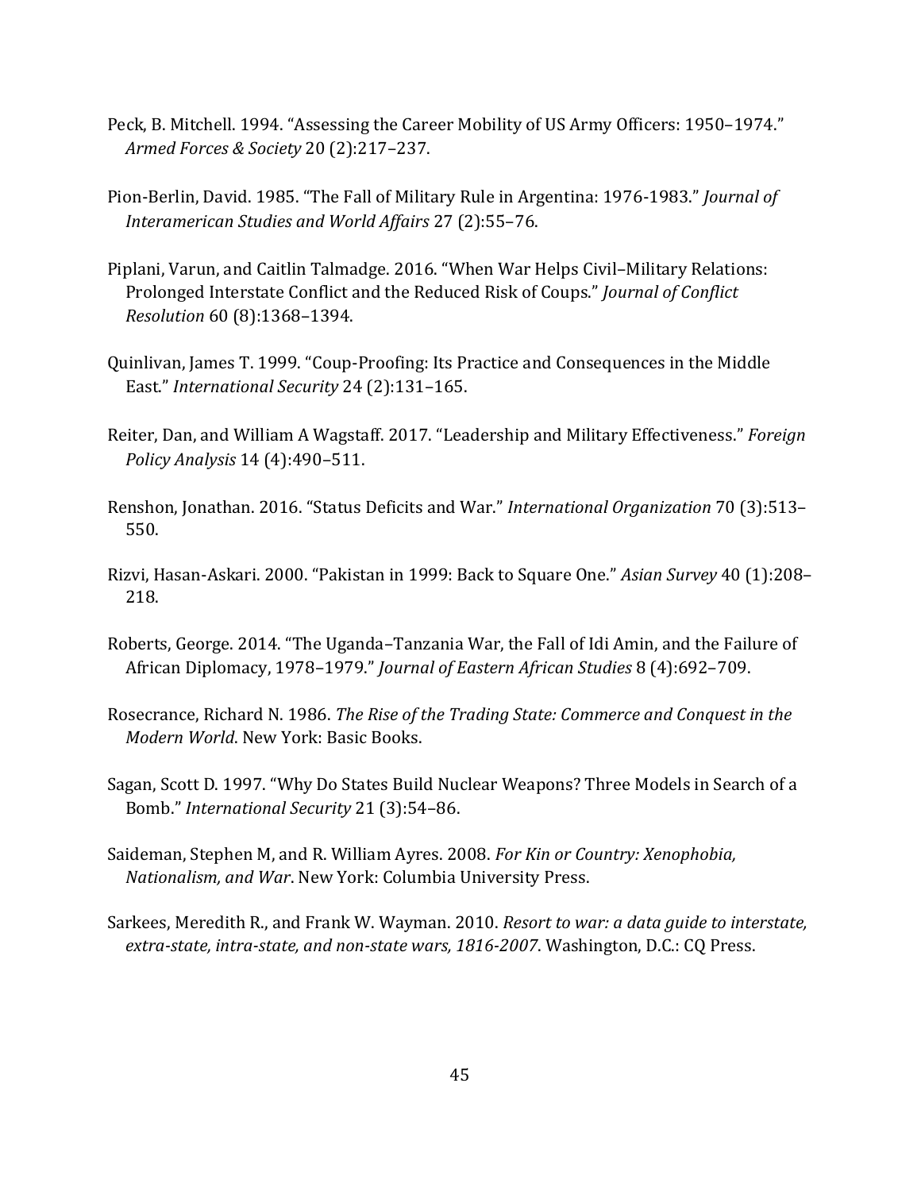Peck, B. Mitchell. 1994. "Assessing the Career Mobility of US Army Officers: 1950–1974." *Armed Forces & Society* 20 (2):217–237.

Pion-Berlin, David. 1985. "The Fall of Military Rule in Argentina: 1976-1983." *Journal of Interamerican Studies and World Affairs* 27 (2):55–76.

Piplani, Varun, and Caitlin Talmadge. 2016. "When War Helps Civil–Military Relations: Prolonged Interstate Conflict and the Reduced Risk of Coups." *Journal of Conflict Resolution* 60 (8):1368–1394.

Quinlivan, James T. 1999. "Coup-Proofing: Its Practice and Consequences in the Middle East." *International Security* 24 (2):131–165.

Reiter, Dan, and William A Wagstaff. 2017. "Leadership and Military Effectiveness." *Foreign Policy Analysis* 14 (4):490–511.

Renshon, Jonathan. 2016. "Status Deficits and War." *International Organization* 70 (3):513–550.

Rizvi, Hasan-Askari. 2000. "Pakistan in 1999: Back to Square One." *Asian Survey* 40 (1):208–218.

Roberts, George. 2014. "The Uganda–Tanzania War, the Fall of Idi Amin, and the Failure of African Diplomacy, 1978–1979." *Journal of Eastern African Studies* 8 (4):692–709.

Rosecrance, Richard N. 1986. *The Rise of the Trading State: Commerce and Conquest in the Modern World*. New York: Basic Books.

Sagan, Scott D. 1997. "Why Do States Build Nuclear Weapons? Three Models in Search of a Bomb." *International Security* 21 (3):54–86.

Saideman, Stephen M, and R. William Ayres. 2008. *For Kin or Country: Xenophobia, Nationalism, and War*. New York: Columbia University Press.

Sarkees, Meredith R., and Frank W. Wayman. 2010. *Resort to war: a data guide to interstate, extra-state, intra-state, and non-state wars, 1816-2007*. Washington, D.C.: CQ Press.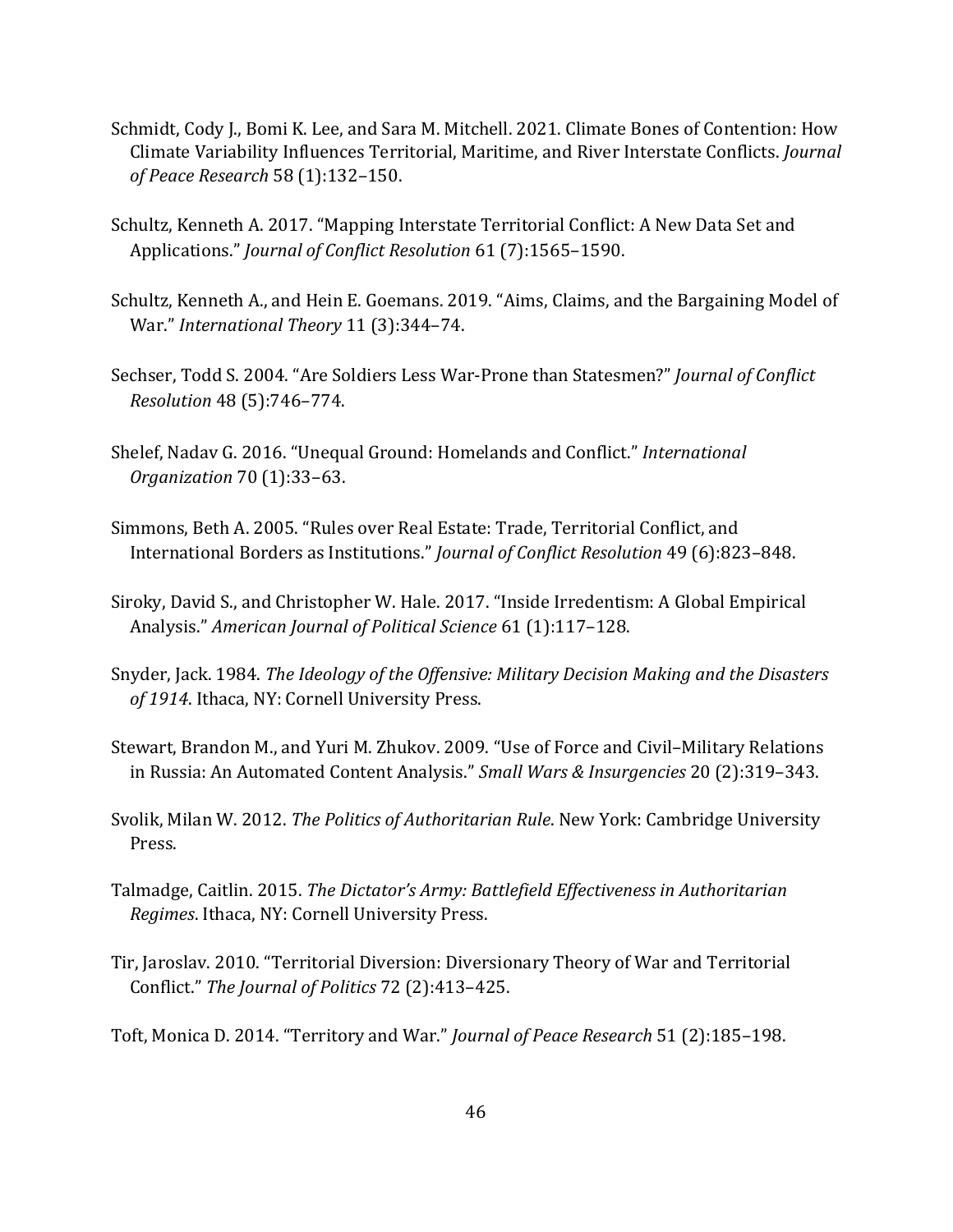Schmidt, Cody J., Bomi K. Lee, and Sara M. Mitchell. 2021. Climate Bones of Contention: How Climate Variability Influences Territorial, Maritime, and River Interstate Conflicts. *Journal of Peace Research* 58 (1):132–150.

Schultz, Kenneth A. 2017. "Mapping Interstate Territorial Conflict: A New Data Set and Applications." *Journal of Conflict Resolution* 61 (7):1565–1590.

Schultz, Kenneth A., and Hein E. Goemans. 2019. "Aims, Claims, and the Bargaining Model of War." *International Theory* 11 (3):344–74.

Sechser, Todd S. 2004. "Are Soldiers Less War-Prone than Statesmen?" *Journal of Conflict Resolution* 48 (5):746–774.

Shelef, Nadav G. 2016. "Unequal Ground: Homelands and Conflict." *International Organization* 70 (1):33–63.

Simmons, Beth A. 2005. "Rules over Real Estate: Trade, Territorial Conflict, and International Borders as Institutions." *Journal of Conflict Resolution* 49 (6):823–848.

Siroky, David S., and Christopher W. Hale. 2017. "Inside Irredentism: A Global Empirical Analysis." *American Journal of Political Science* 61 (1):117–128.

Snyder, Jack. 1984. *The Ideology of the Offensive: Military Decision Making and the Disasters of 1914*. Ithaca, NY: Cornell University Press.

Stewart, Brandon M., and Yuri M. Zhukov. 2009. "Use of Force and Civil–Military Relations in Russia: An Automated Content Analysis." *Small Wars & Insurgencies* 20 (2):319–343.

Svolik, Milan W. 2012. *The Politics of Authoritarian Rule*. New York: Cambridge University Press.

Talmadge, Caitlin. 2015. *The Dictator's Army: Battlefield Effectiveness in Authoritarian Regimes*. Ithaca, NY: Cornell University Press.

Tir, Jaroslav. 2010. "Territorial Diversion: Diversionary Theory of War and Territorial Conflict." *The Journal of Politics* 72 (2):413–425.

Toft, Monica D. 2014. "Territory and War." *Journal of Peace Research* 51 (2):185–198.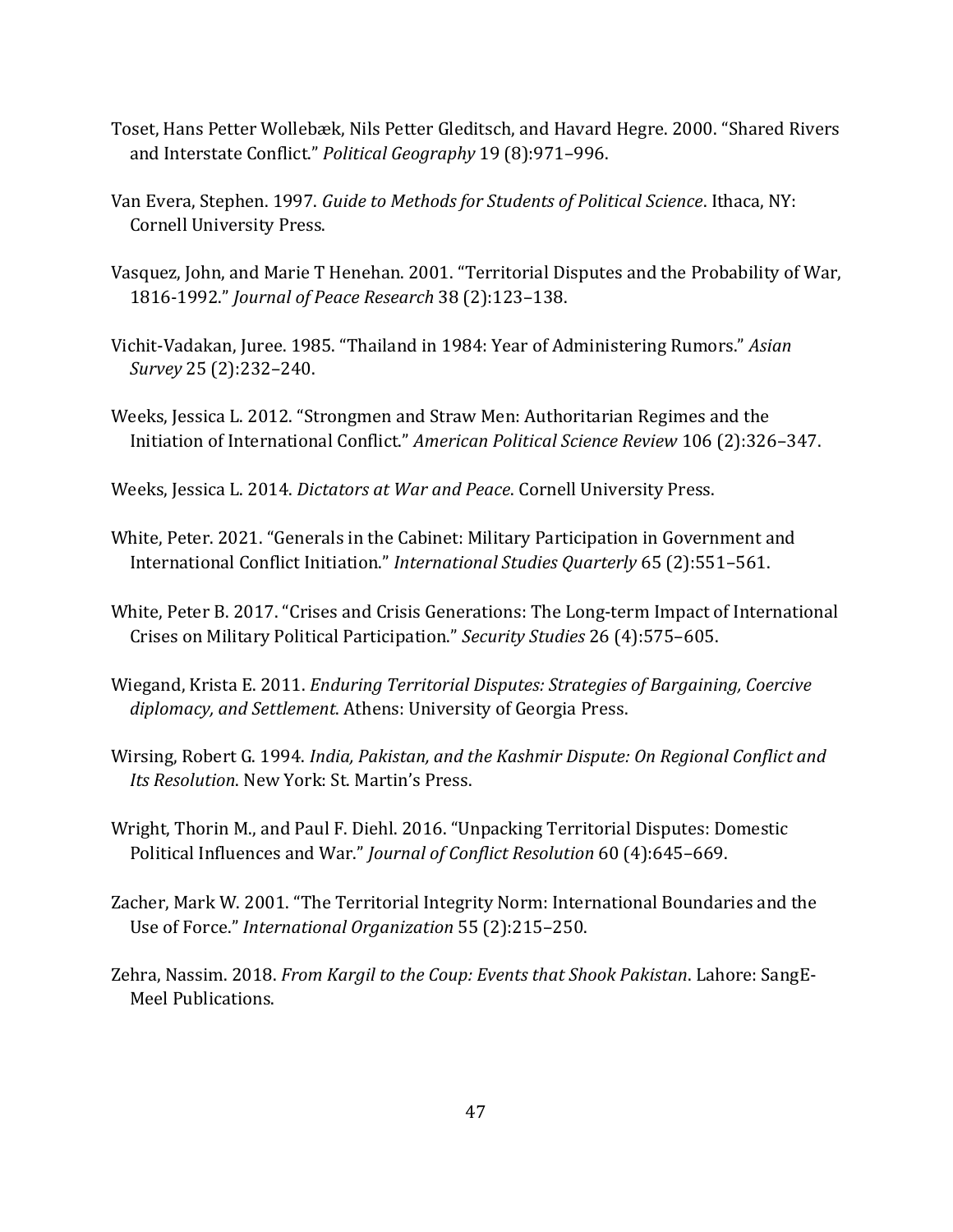Toset, Hans Petter Wollebæk, Nils Petter Gleditsch, and Havard Hegre. 2000. "Shared Rivers and Interstate Conflict." *Political Geography* 19 (8):971–996.

Van Evera, Stephen. 1997. *Guide to Methods for Students of Political Science*. Ithaca, NY: Cornell University Press.

Vasquez, John, and Marie T Henehan. 2001. "Territorial Disputes and the Probability of War, 1816-1992." *Journal of Peace Research* 38 (2):123–138.

Vichit-Vadakan, Juree. 1985. "Thailand in 1984: Year of Administering Rumors." *Asian Survey* 25 (2):232–240.

Weeks, Jessica L. 2012. "Strongmen and Straw Men: Authoritarian Regimes and the Initiation of International Conflict." *American Political Science Review* 106 (2):326–347.

Weeks, Jessica L. 2014. *Dictators at War and Peace*. Cornell University Press.

White, Peter. 2021. "Generals in the Cabinet: Military Participation in Government and International Conflict Initiation." *International Studies Quarterly* 65 (2):551–561.

White, Peter B. 2017. "Crises and Crisis Generations: The Long-term Impact of International Crises on Military Political Participation." *Security Studies* 26 (4):575–605.

Wiegand, Krista E. 2011. *Enduring Territorial Disputes: Strategies of Bargaining, Coercive diplomacy, and Settlement*. Athens: University of Georgia Press.

Wirsing, Robert G. 1994. *India, Pakistan, and the Kashmir Dispute: On Regional Conflict and Its Resolution*. New York: St. Martin's Press.

Wright, Thorin M., and Paul F. Diehl. 2016. "Unpacking Territorial Disputes: Domestic Political Influences and War." *Journal of Conflict Resolution* 60 (4):645–669.

Zacher, Mark W. 2001. "The Territorial Integrity Norm: International Boundaries and the Use of Force." *International Organization* 55 (2):215–250.

Zehra, Nassim. 2018. *From Kargil to the Coup: Events that Shook Pakistan*. Lahore: SangE-Meel Publications.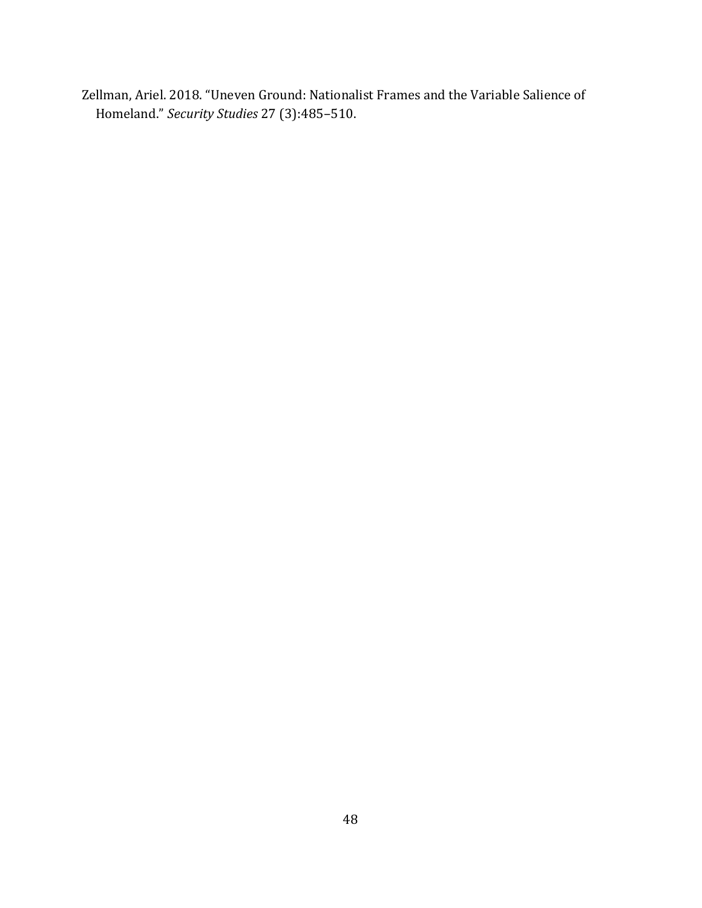Zellman, Ariel. 2018. "Uneven Ground: Nationalist Frames and the Variable Salience of Homeland." *Security Studies* 27 (3):485–510.